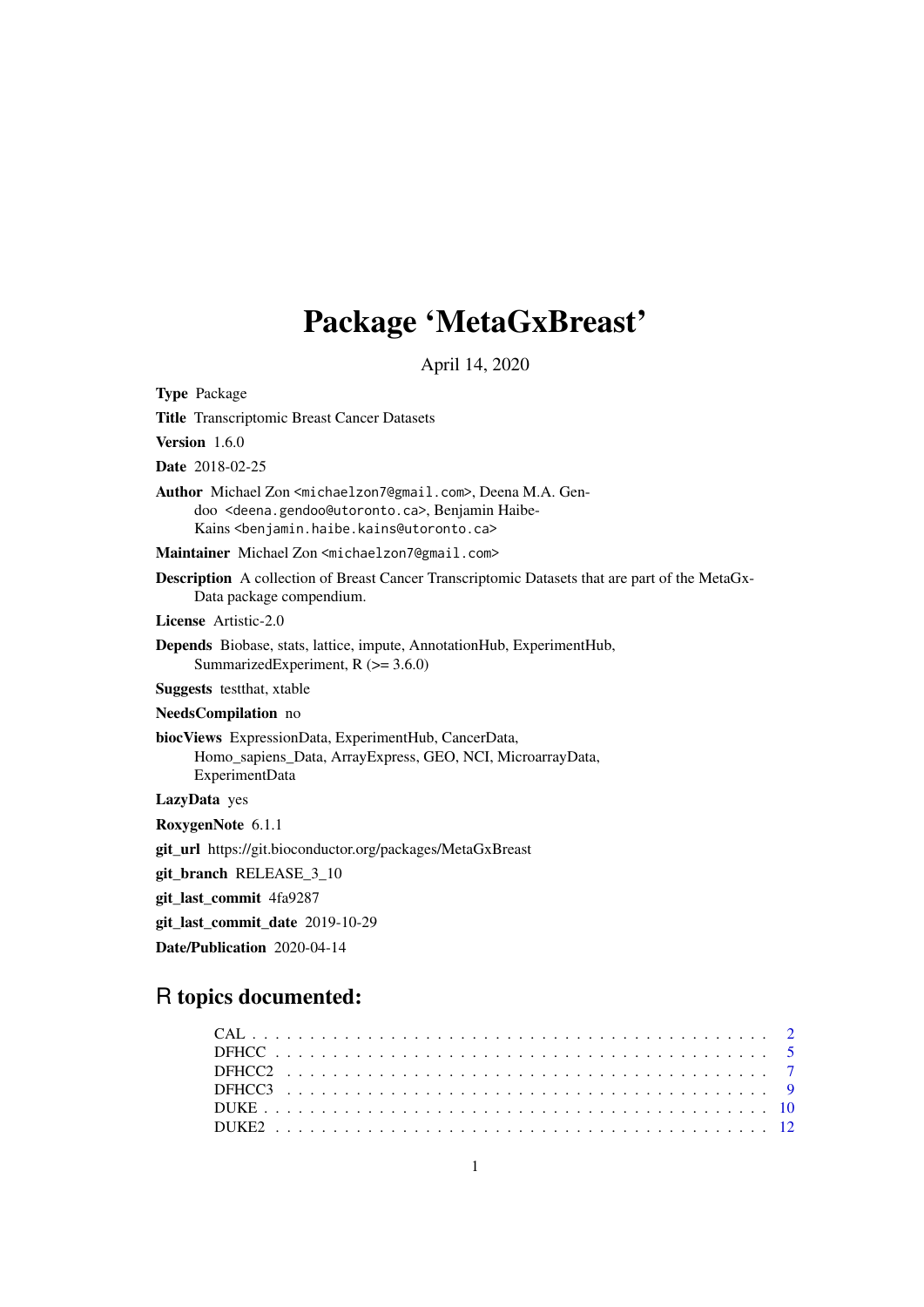# Package 'MetaGxBreast'

April 14, 2020

**Type** Package

**Title** Transcriptomic Breast Cancer Datasets

**Version** 1.6.0

**Date** 2018-02-25

**Author** Michael Zon <michaelzon7@gmail.com>, Deena M.A. Gendoo <deena.gendoo@utoronto.ca>, Benjamin Haibe-Kains <benjamin.haibe.kains@utoronto.ca>

**Maintainer** Michael Zon <michaelzon7@gmail.com>

**Description** A collection of Breast Cancer Transcriptomic Datasets that are part of the MetaGxData package compendium.

**License** Artistic-2.0

**Depends** Biobase, stats, lattice, impute, AnnotationHub, ExperimentHub, SummarizedExperiment, R (>= 3.6.0)

**Suggests** testthat, xtable

**NeedsCompilation** no

**biocViews** ExpressionData, ExperimentHub, CancerData, Homo_sapiens_Data, ArrayExpress, GEO, NCI, MicroarrayData, ExperimentData

**LazyData** yes

**RoxygenNote** 6.1.1

**git_url** https://git.bioconductor.org/packages/MetaGxBreast

**git_branch** RELEASE_3_10

**git_last_commit** 4fa9287

**git_last_commit_date** 2019-10-29

**Date/Publication** 2020-04-14

## R topics documented:

| | |
|---|---|
| CAL | 2 |
| DFHCC | 5 |
| DFHCC2 | 7 |
| DFHCC3 | 9 |
| DUKE | 10 |
| DUKE2 | 12 |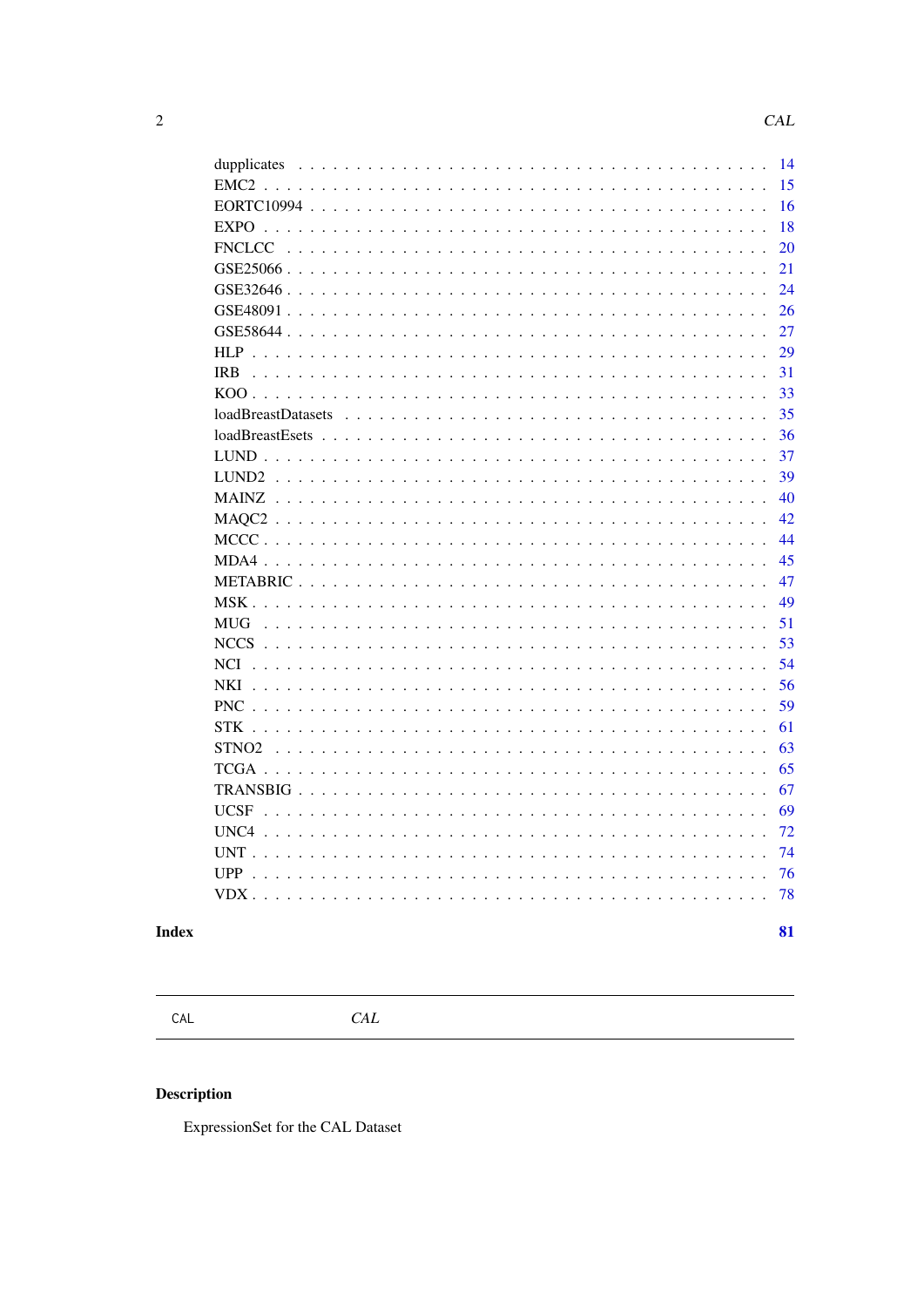dupplicates . . . . . . . . . . . . . . . . . . . . . . . . . . . . . . . . . . . . . . . . . . 14
EMC2 . . . . . . . . . . . . . . . . . . . . . . . . . . . . . . . . . . . . . . . . . . . . . 15
EORTC10994 . . . . . . . . . . . . . . . . . . . . . . . . . . . . . . . . . . . . . . . . . 16
EXPO . . . . . . . . . . . . . . . . . . . . . . . . . . . . . . . . . . . . . . . . . . . . . 18
FNCLCC . . . . . . . . . . . . . . . . . . . . . . . . . . . . . . . . . . . . . . . . . . . 20
GSE25066 . . . . . . . . . . . . . . . . . . . . . . . . . . . . . . . . . . . . . . . . . . 21
GSE32646 . . . . . . . . . . . . . . . . . . . . . . . . . . . . . . . . . . . . . . . . . . 24
GSE48091 . . . . . . . . . . . . . . . . . . . . . . . . . . . . . . . . . . . . . . . . . . 26
GSE58644 . . . . . . . . . . . . . . . . . . . . . . . . . . . . . . . . . . . . . . . . . . 27
HLP . . . . . . . . . . . . . . . . . . . . . . . . . . . . . . . . . . . . . . . . . . . . . . 29
IRB . . . . . . . . . . . . . . . . . . . . . . . . . . . . . . . . . . . . . . . . . . . . . . 31
KOO . . . . . . . . . . . . . . . . . . . . . . . . . . . . . . . . . . . . . . . . . . . . . . 33
loadBreastDatasets . . . . . . . . . . . . . . . . . . . . . . . . . . . . . . . . . . . . . 35
loadBreastEsets . . . . . . . . . . . . . . . . . . . . . . . . . . . . . . . . . . . . . . . 36
LUND . . . . . . . . . . . . . . . . . . . . . . . . . . . . . . . . . . . . . . . . . . . . . 37
LUND2 . . . . . . . . . . . . . . . . . . . . . . . . . . . . . . . . . . . . . . . . . . . . 39
MAINZ . . . . . . . . . . . . . . . . . . . . . . . . . . . . . . . . . . . . . . . . . . . . 40
MAQC2 . . . . . . . . . . . . . . . . . . . . . . . . . . . . . . . . . . . . . . . . . . . . 42
MCCC . . . . . . . . . . . . . . . . . . . . . . . . . . . . . . . . . . . . . . . . . . . . . 44
MDA4 . . . . . . . . . . . . . . . . . . . . . . . . . . . . . . . . . . . . . . . . . . . . . 45
METABRIC . . . . . . . . . . . . . . . . . . . . . . . . . . . . . . . . . . . . . . . . . . 47
MSK . . . . . . . . . . . . . . . . . . . . . . . . . . . . . . . . . . . . . . . . . . . . . . 49
MUG . . . . . . . . . . . . . . . . . . . . . . . . . . . . . . . . . . . . . . . . . . . . . . 51
NCCS . . . . . . . . . . . . . . . . . . . . . . . . . . . . . . . . . . . . . . . . . . . . . 53
NCI . . . . . . . . . . . . . . . . . . . . . . . . . . . . . . . . . . . . . . . . . . . . . . 54
NKI . . . . . . . . . . . . . . . . . . . . . . . . . . . . . . . . . . . . . . . . . . . . . . 56
PNC . . . . . . . . . . . . . . . . . . . . . . . . . . . . . . . . . . . . . . . . . . . . . . 59
STK . . . . . . . . . . . . . . . . . . . . . . . . . . . . . . . . . . . . . . . . . . . . . . 61
STNO2 . . . . . . . . . . . . . . . . . . . . . . . . . . . . . . . . . . . . . . . . . . . . 63
TCGA . . . . . . . . . . . . . . . . . . . . . . . . . . . . . . . . . . . . . . . . . . . . . 65
TRANSBIG . . . . . . . . . . . . . . . . . . . . . . . . . . . . . . . . . . . . . . . . . . 67
UCSF . . . . . . . . . . . . . . . . . . . . . . . . . . . . . . . . . . . . . . . . . . . . . 69
UNC4 . . . . . . . . . . . . . . . . . . . . . . . . . . . . . . . . . . . . . . . . . . . . . 72
UNT . . . . . . . . . . . . . . . . . . . . . . . . . . . . . . . . . . . . . . . . . . . . . . 74
UPP . . . . . . . . . . . . . . . . . . . . . . . . . . . . . . . . . . . . . . . . . . . . . . 76
VDX . . . . . . . . . . . . . . . . . . . . . . . . . . . . . . . . . . . . . . . . . . . . . . 78

**Index** **81**

---

`CAL` *CAL*

---

### Description

ExpressionSet for the CAL Dataset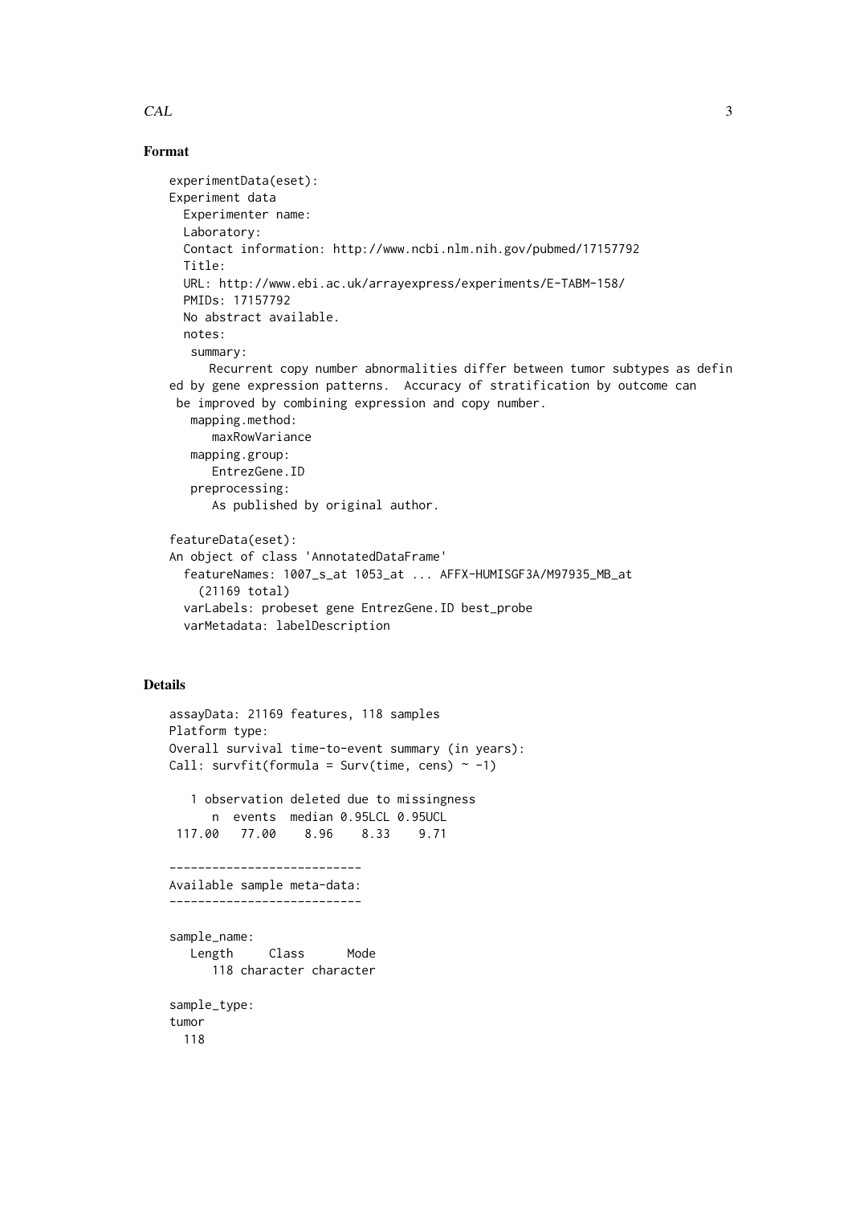## Format

```
experimentData(eset):
Experiment data
  Experimenter name:
  Laboratory:
  Contact information: http://www.ncbi.nlm.nih.gov/pubmed/17157792
  Title:
  URL: http://www.ebi.ac.uk/arrayexpress/experiments/E-TABM-158/
  PMIDs: 17157792
  No abstract available.
  notes:
   summary:
      Recurrent copy number abnormalities differ between tumor subtypes as defin
ed by gene expression patterns.  Accuracy of stratification by outcome can
 be improved by combining expression and copy number.
   mapping.method:
      maxRowVariance
   mapping.group:
      EntrezGene.ID
   preprocessing:
      As published by original author.

featureData(eset):
An object of class 'AnnotatedDataFrame'
  featureNames: 1007_s_at 1053_at ... AFFX-HUMISGF3A/M97935_MB_at
    (21169 total)
  varLabels: probeset gene EntrezGene.ID best_probe
  varMetadata: labelDescription
```

## Details

```
assayData: 21169 features, 118 samples
Platform type:
Overall survival time-to-event summary (in years):
Call: survfit(formula = Surv(time, cens) ~ -1)

   1 observation deleted due to missingness
      n  events  median 0.95LCL 0.95UCL
 117.00   77.00    8.96    8.33    9.71

---------------------------
Available sample meta-data:
---------------------------

sample_name:
   Length     Class      Mode
      118 character character

sample_type:
tumor
  118
```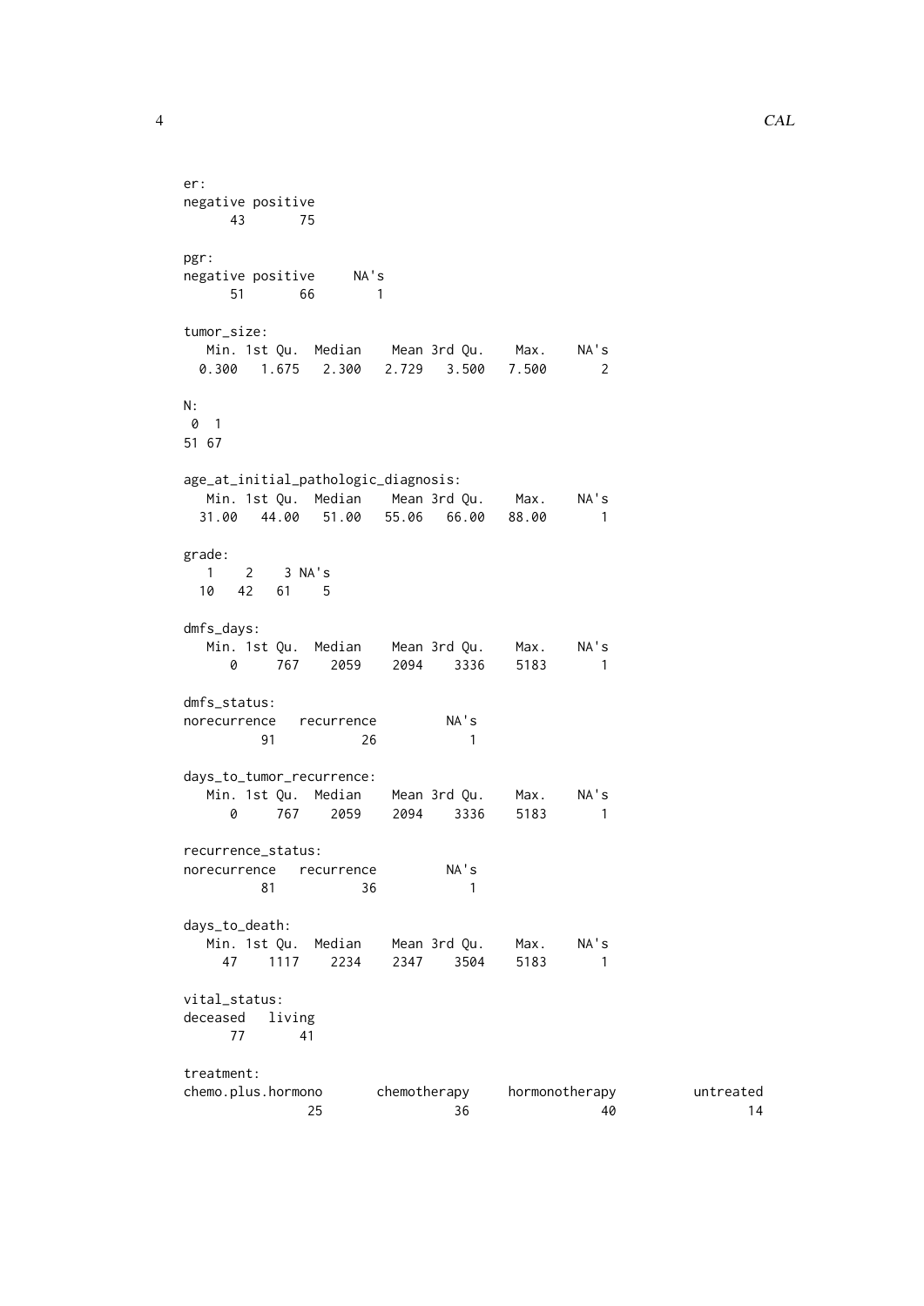```
er:
negative positive 
      43       75 

pgr:
negative positive     NA's 
      51       66        1 

tumor_size:
   Min. 1st Qu.  Median    Mean 3rd Qu.    Max.    NA's 
  0.300   1.675   2.300   2.729   3.500   7.500       2 

N:
 0  1 
51 67 

age_at_initial_pathologic_diagnosis:
   Min. 1st Qu.  Median    Mean 3rd Qu.    Max.    NA's 
  31.00   44.00   51.00   55.06   66.00   88.00       1 

grade:
   1    2    3 NA's 
  10   42   61    5 

dmfs_days:
   Min. 1st Qu.  Median    Mean 3rd Qu.    Max.    NA's 
      0     767    2059    2094    3336    5183       1 

dmfs_status:
norecurrence   recurrence         NA's 
          91           26            1 

days_to_tumor_recurrence:
   Min. 1st Qu.  Median    Mean 3rd Qu.    Max.    NA's 
      0     767    2059    2094    3336    5183       1 

recurrence_status:
norecurrence   recurrence         NA's 
          81           36            1 

days_to_death:
   Min. 1st Qu.  Median    Mean 3rd Qu.    Max.    NA's 
     47    1117    2234    2347    3504    5183       1 

vital_status:
deceased   living 
      77       41 

treatment:
chemo.plus.hormono       chemotherapy     hormonotherapy          untreated 
                25                 36                 40                 14 
```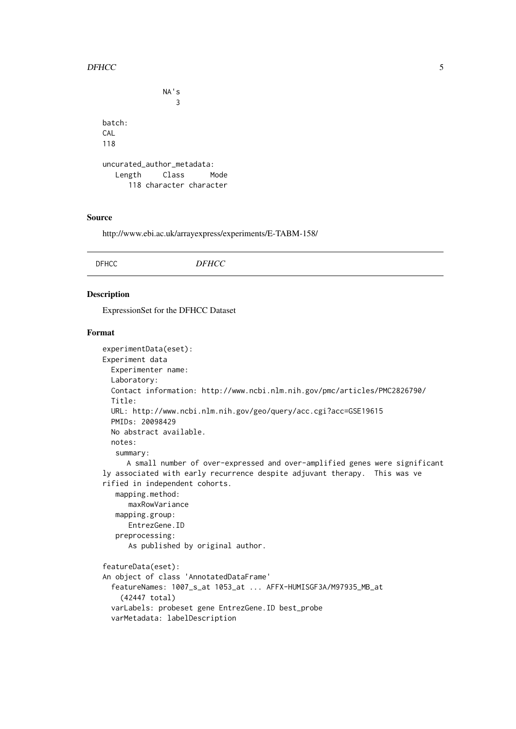```
                NA's
                   3

batch:
CAL
118

uncurated_author_metadata:
   Length     Class      Mode
      118 character character
```

### Source

http://www.ebi.ac.uk/arrayexpress/experiments/E-TABM-158/

---

## DFHCC *DFHCC*

---

### Description

ExpressionSet for the DFHCC Dataset

### Format

```
experimentData(eset):
Experiment data
  Experimenter name:
  Laboratory:
  Contact information: http://www.ncbi.nlm.nih.gov/pmc/articles/PMC2826790/
  Title:
  URL: http://www.ncbi.nlm.nih.gov/geo/query/acc.cgi?acc=GSE19615
  PMIDs: 20098429
  No abstract available.
  notes:
   summary:
      A small number of over-expressed and over-amplified genes were significant
ly associated with early recurrence despite adjuvant therapy.  This was ve
rified in independent cohorts.
   mapping.method:
      maxRowVariance
   mapping.group:
      EntrezGene.ID
   preprocessing:
      As published by original author.

featureData(eset):
An object of class 'AnnotatedDataFrame'
  featureNames: 1007_s_at 1053_at ... AFFX-HUMISGF3A/M97935_MB_at
    (42447 total)
  varLabels: probeset gene EntrezGene.ID best_probe
  varMetadata: labelDescription
```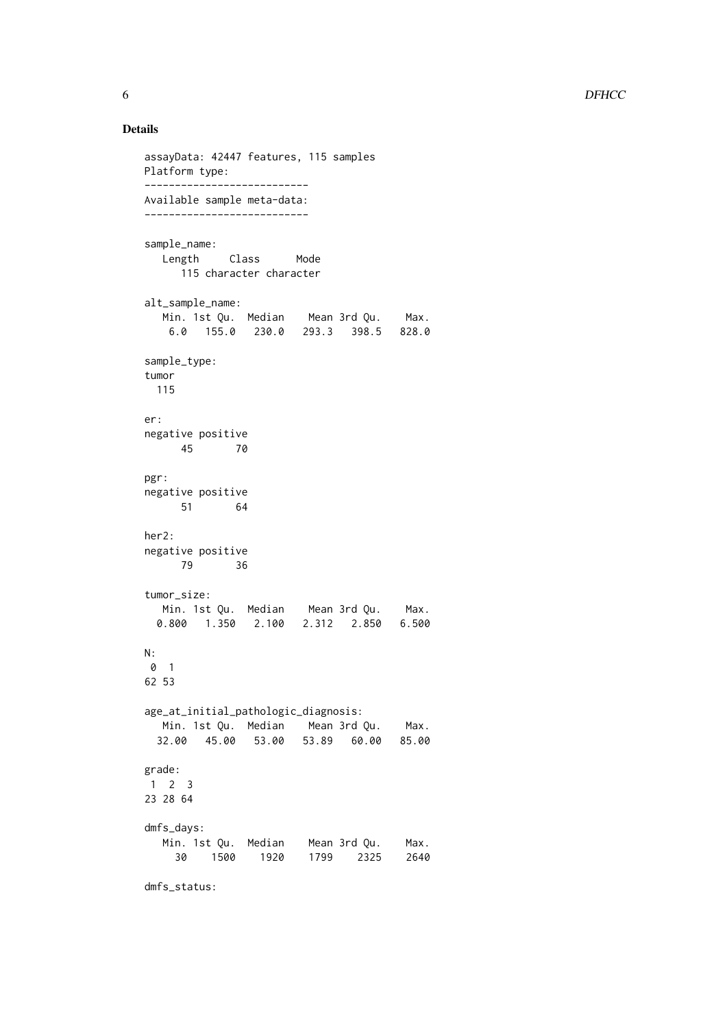## Details

```
assayData: 42447 features, 115 samples
Platform type:
---------------------------
Available sample meta-data:
---------------------------

sample_name:
   Length     Class      Mode
      115 character character

alt_sample_name:
   Min. 1st Qu.  Median    Mean 3rd Qu.    Max.
    6.0   155.0   230.0   293.3   398.5   828.0

sample_type:
tumor
  115

er:
negative positive
      45       70

pgr:
negative positive
      51       64

her2:
negative positive
      79       36

tumor_size:
   Min. 1st Qu.  Median    Mean 3rd Qu.    Max.
  0.800   1.350   2.100   2.312   2.850   6.500

N:
 0  1
62 53

age_at_initial_pathologic_diagnosis:
   Min. 1st Qu.  Median    Mean 3rd Qu.    Max.
  32.00   45.00   53.00   53.89   60.00   85.00

grade:
 1  2  3
23 28 64

dmfs_days:
   Min. 1st Qu.  Median    Mean 3rd Qu.    Max.
     30    1500    1920    1799    2325    2640

dmfs_status:
```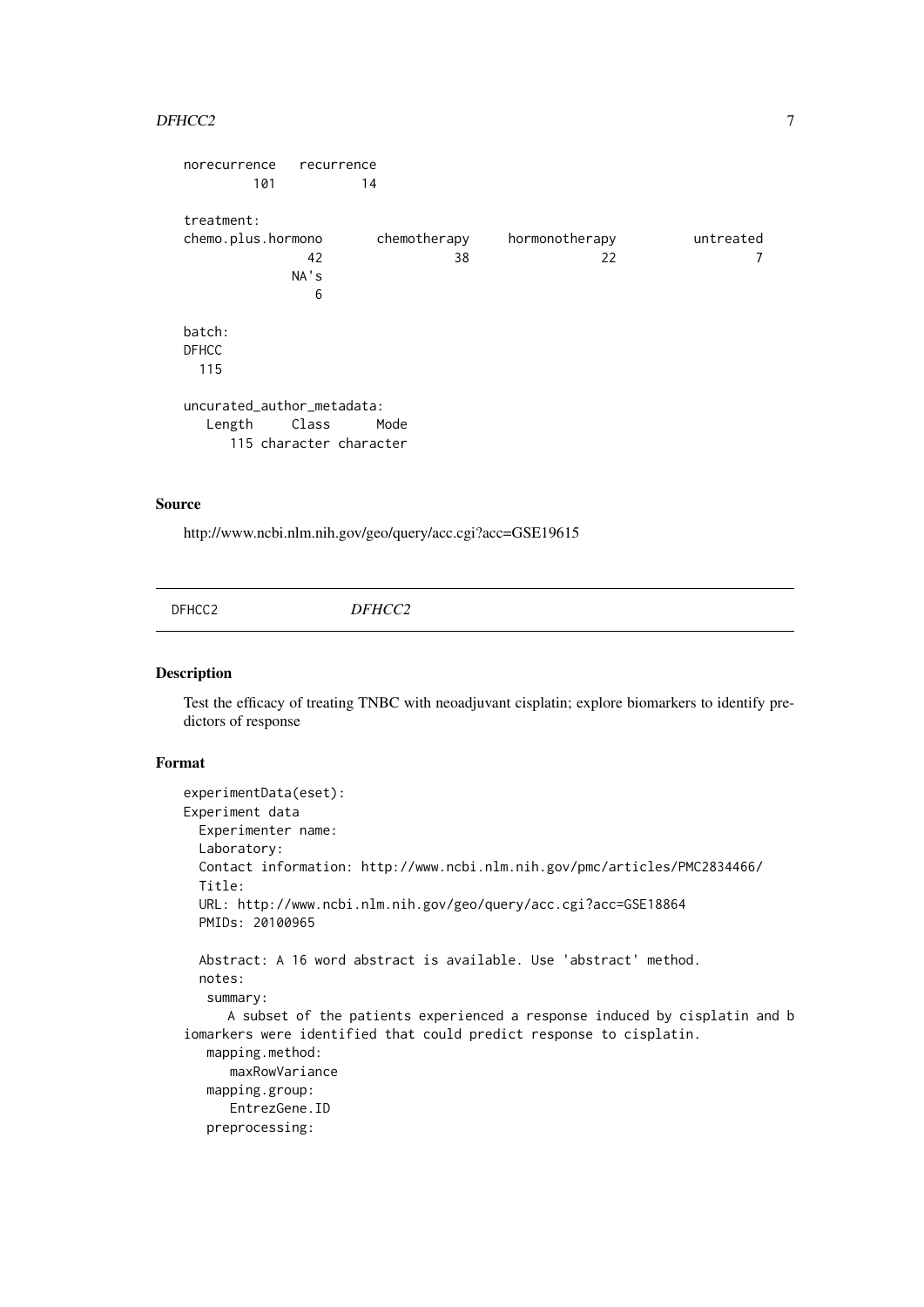```
norecurrence   recurrence
         101           14

treatment:
chemo.plus.hormono       chemotherapy     hormonotherapy          untreated
                42                 38                 22                  7
              NA's
                 6

batch:
DFHCC
  115

uncurated_author_metadata:
   Length     Class      Mode
      115 character character
```

### Source

http://www.ncbi.nlm.nih.gov/geo/query/acc.cgi?acc=GSE19615

---

## DFHCC2 &nbsp;&nbsp;&nbsp;&nbsp; *DFHCC2*

---

### Description

Test the efficacy of treating TNBC with neoadjuvant cisplatin; explore biomarkers to identify predictors of response

### Format

```
experimentData(eset):
Experiment data
  Experimenter name:
  Laboratory:
  Contact information: http://www.ncbi.nlm.nih.gov/pmc/articles/PMC2834466/
  Title:
  URL: http://www.ncbi.nlm.nih.gov/geo/query/acc.cgi?acc=GSE18864
  PMIDs: 20100965

  Abstract: A 16 word abstract is available. Use 'abstract' method.
  notes:
   summary:
      A subset of the patients experienced a response induced by cisplatin and b
iomarkers were identified that could predict response to cisplatin.
   mapping.method:
      maxRowVariance
   mapping.group:
      EntrezGene.ID
   preprocessing:
```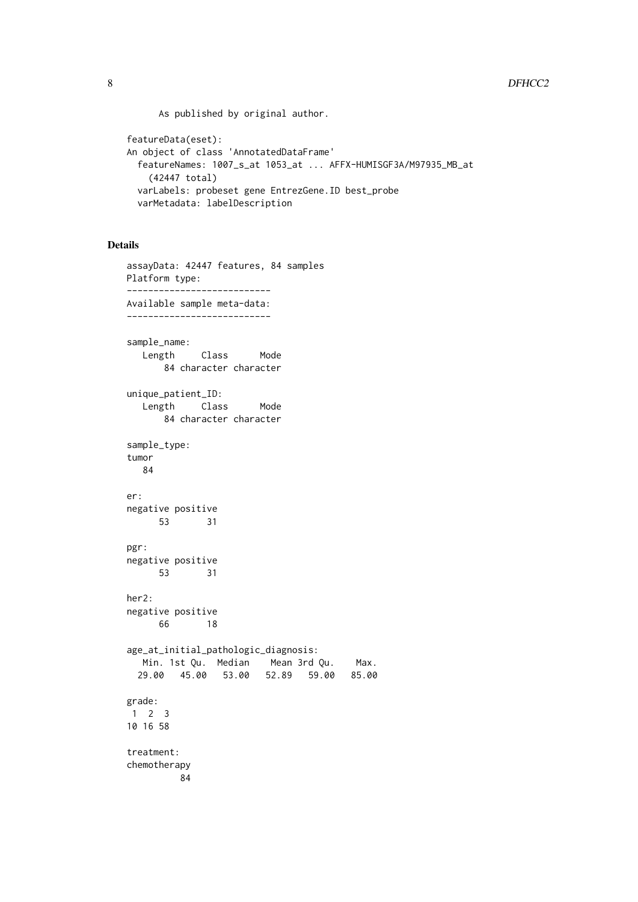As published by original author.

```
featureData(eset):
An object of class 'AnnotatedDataFrame'
  featureNames: 1007_s_at 1053_at ... AFFX-HUMISGF3A/M97935_MB_at
    (42447 total)
  varLabels: probeset gene EntrezGene.ID best_probe
  varMetadata: labelDescription
```

## Details

```
assayData: 42447 features, 84 samples
Platform type:
---------------------------
Available sample meta-data:
---------------------------

sample_name:
   Length     Class      Mode
       84 character character

unique_patient_ID:
   Length     Class      Mode
       84 character character

sample_type:
tumor
   84

er:
negative positive
      53       31

pgr:
negative positive
      53       31

her2:
negative positive
      66       18

age_at_initial_pathologic_diagnosis:
   Min. 1st Qu.  Median    Mean 3rd Qu.    Max.
  29.00   45.00   53.00   52.89   59.00   85.00

grade:
 1  2  3
10 16 58

treatment:
chemotherapy
          84
```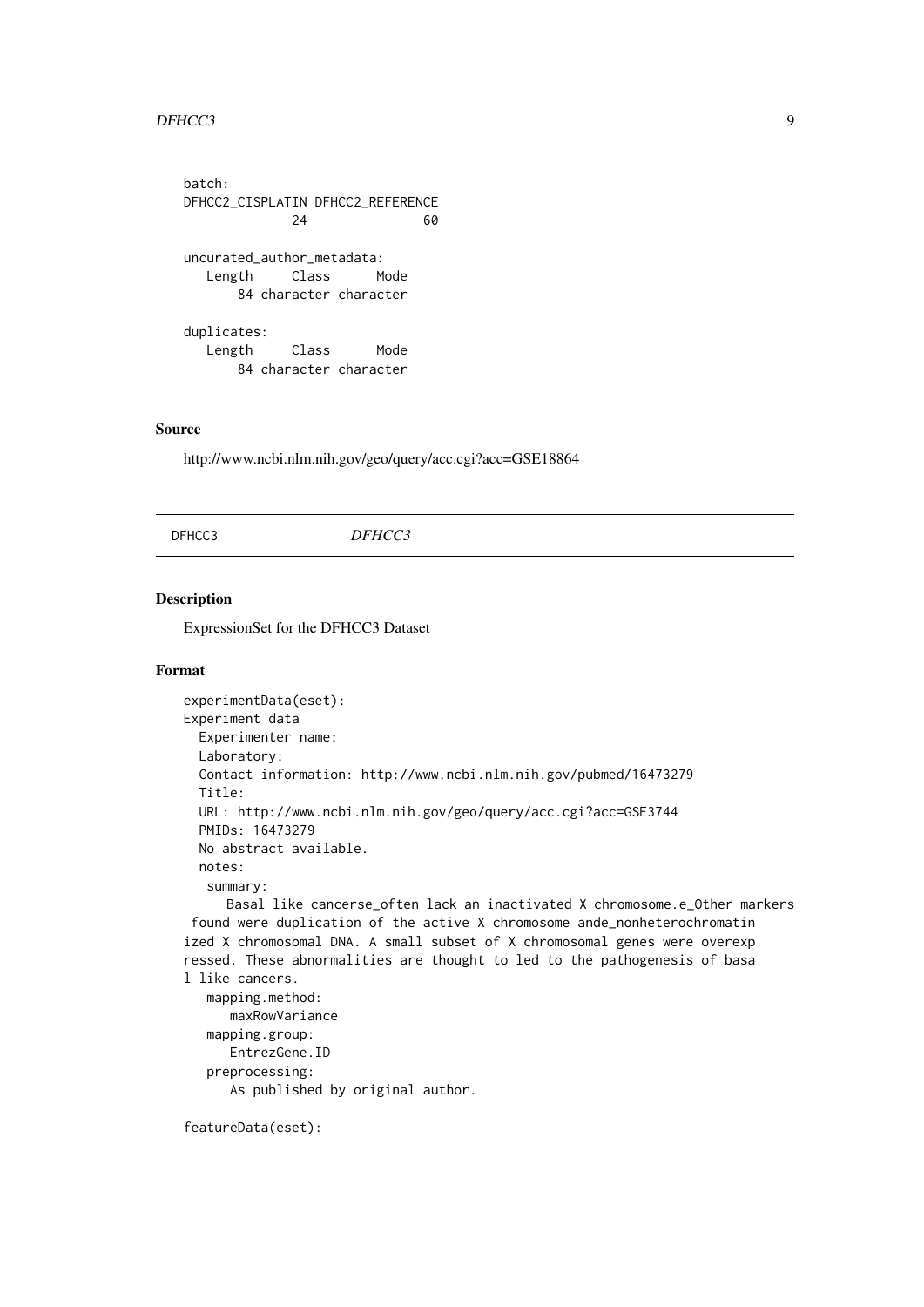```
batch:
DFHCC2_CISPLATIN DFHCC2_REFERENCE
              24               60

uncurated_author_metadata:
   Length     Class      Mode
       84 character character

duplicates:
   Length     Class      Mode
       84 character character
```

## Source

http://www.ncbi.nlm.nih.gov/geo/query/acc.cgi?acc=GSE18864

---

DFHCC3 &nbsp;&nbsp;&nbsp;&nbsp;&nbsp;&nbsp;&nbsp;&nbsp; *DFHCC3*

---

## Description

ExpressionSet for the DFHCC3 Dataset

## Format

```
experimentData(eset):
Experiment data
  Experimenter name:
  Laboratory:
  Contact information: http://www.ncbi.nlm.nih.gov/pubmed/16473279
  Title:
  URL: http://www.ncbi.nlm.nih.gov/geo/query/acc.cgi?acc=GSE3744
  PMIDs: 16473279
  No abstract available.
  notes:
   summary:
      Basal like cancerse_often lack an inactivated X chromosome.e_Other markers
 found were duplication of the active X chromosome ande_nonheterochromatin
ized X chromosomal DNA. A small subset of X chromosomal genes were overexp
ressed. These abnormalities are thought to led to the pathogenesis of basa
l like cancers.
   mapping.method:
      maxRowVariance
   mapping.group:
      EntrezGene.ID
   preprocessing:
      As published by original author.

featureData(eset):
```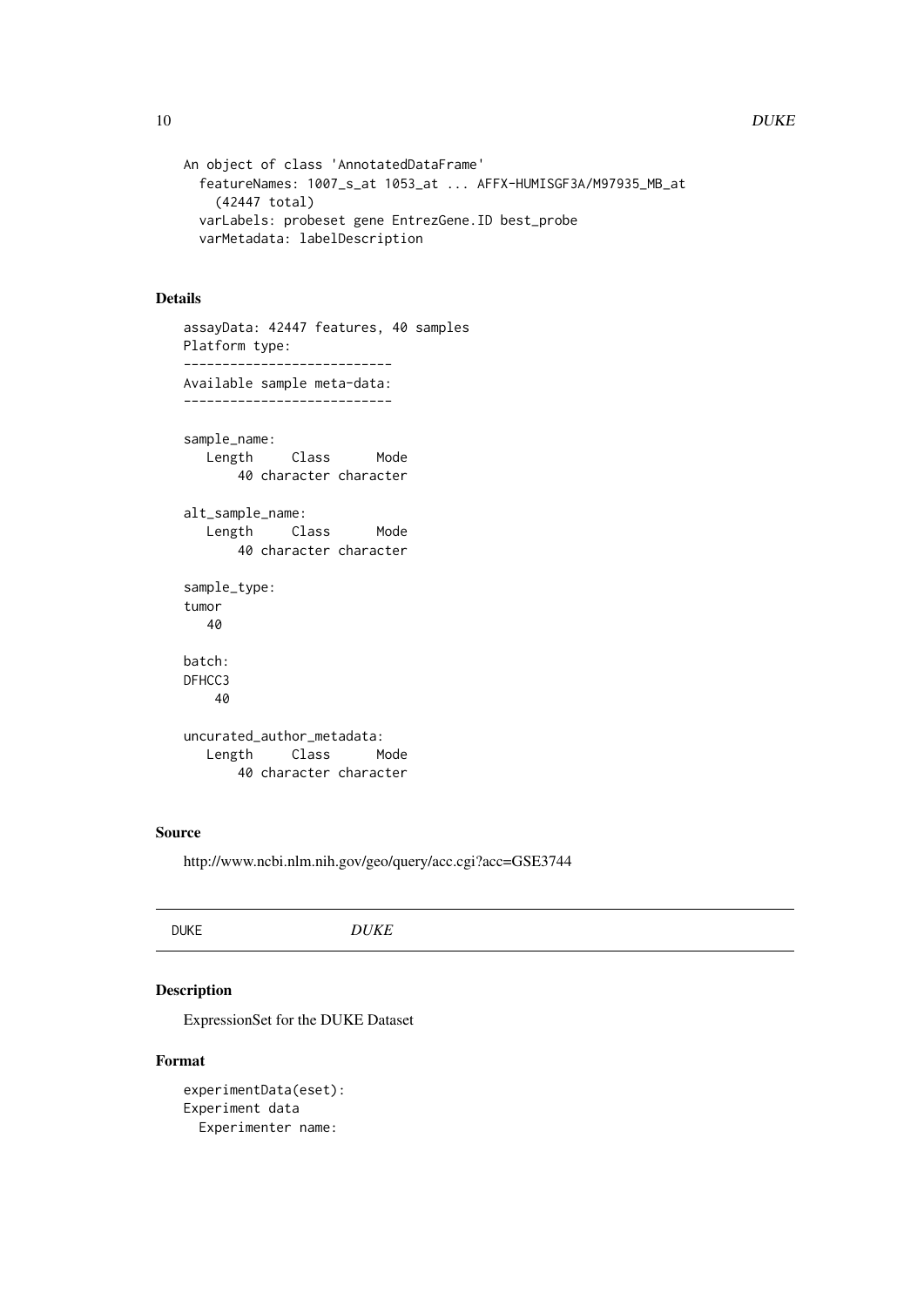```
An object of class 'AnnotatedDataFrame'
  featureNames: 1007_s_at 1053_at ... AFFX-HUMISGF3A/M97935_MB_at
    (42447 total)
  varLabels: probeset gene EntrezGene.ID best_probe
  varMetadata: labelDescription
```

### Details

```
assayData: 42447 features, 40 samples
Platform type:
---------------------------
Available sample meta-data:
---------------------------

sample_name:
   Length     Class      Mode
       40 character character

alt_sample_name:
   Length     Class      Mode
       40 character character

sample_type:
tumor
   40

batch:
DFHCC3
    40

uncurated_author_metadata:
   Length     Class      Mode
       40 character character
```

### Source

http://www.ncbi.nlm.nih.gov/geo/query/acc.cgi?acc=GSE3744

---

DUKE    *DUKE*

---

### Description

ExpressionSet for the DUKE Dataset

### Format

```
experimentData(eset):
Experiment data
  Experimenter name:
```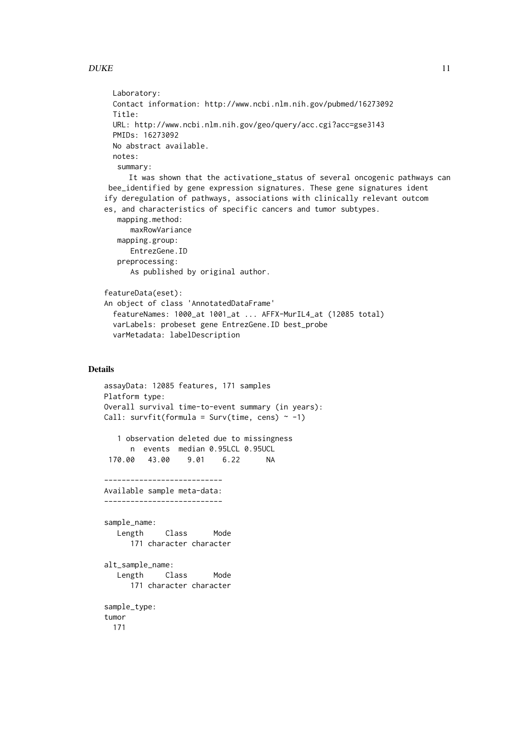```
  Laboratory:
  Contact information: http://www.ncbi.nlm.nih.gov/pubmed/16273092
  Title:
  URL: http://www.ncbi.nlm.nih.gov/geo/query/acc.cgi?acc=gse3143
  PMIDs: 16273092
  No abstract available.
  notes:
   summary:
      It was shown that the activatione_status of several oncogenic pathways can
 bee_identified by gene expression signatures. These gene signatures ident
ify deregulation of pathways, associations with clinically relevant outcom
es, and characteristics of specific cancers and tumor subtypes.
   mapping.method:
      maxRowVariance
   mapping.group:
      EntrezGene.ID
   preprocessing:
      As published by original author.

featureData(eset):
An object of class 'AnnotatedDataFrame'
  featureNames: 1000_at 1001_at ... AFFX-MurIL4_at (12085 total)
  varLabels: probeset gene EntrezGene.ID best_probe
  varMetadata: labelDescription
```

## Details

```
assayData: 12085 features, 171 samples
Platform type:
Overall survival time-to-event summary (in years):
Call: survfit(formula = Surv(time, cens) ~ -1)

   1 observation deleted due to missingness
      n  events  median 0.95LCL 0.95UCL
 170.00   43.00    9.01    6.22      NA

---------------------------
Available sample meta-data:
---------------------------

sample_name:
   Length     Class      Mode
      171 character character

alt_sample_name:
   Length     Class      Mode
      171 character character

sample_type:
tumor
  171
```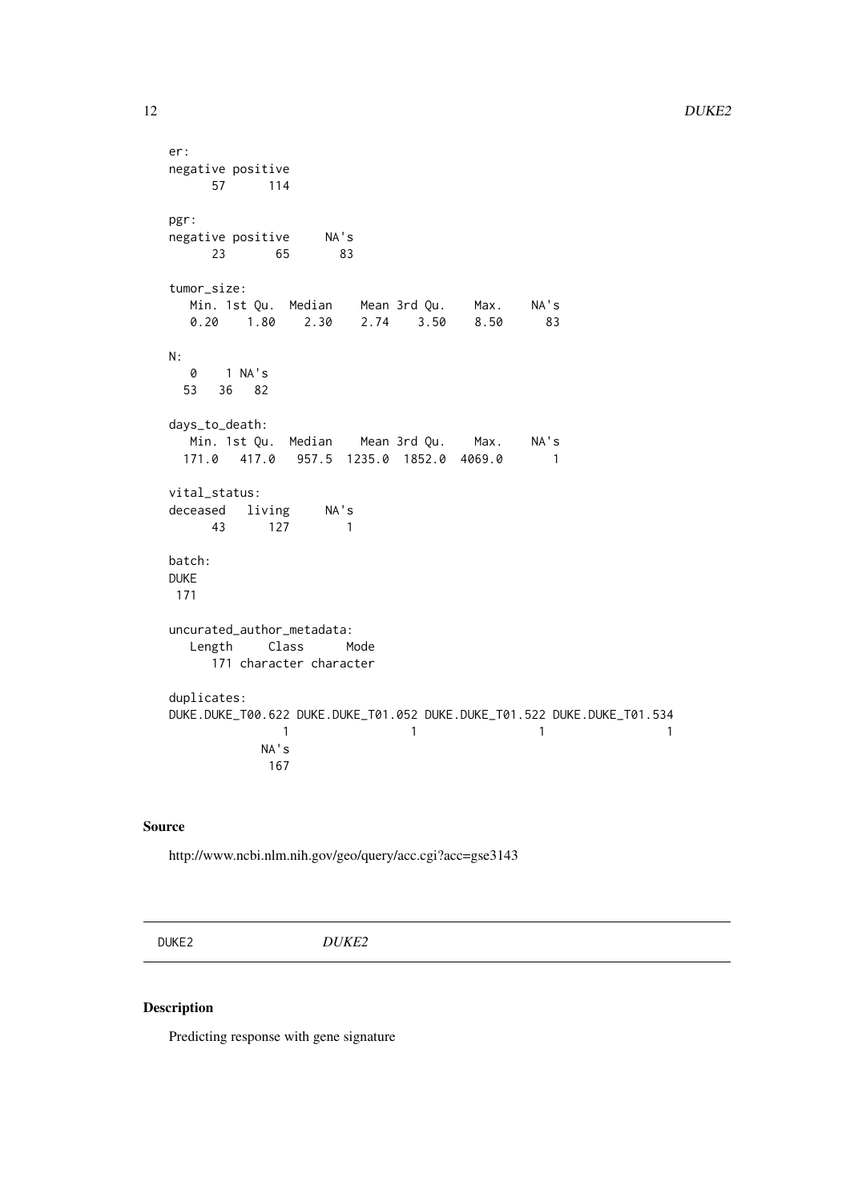```
er:
negative positive
      57      114

pgr:
negative positive     NA's
      23       65       83

tumor_size:
   Min. 1st Qu.  Median    Mean 3rd Qu.    Max.    NA's
   0.20    1.80    2.30    2.74    3.50    8.50      83

N:
   0    1 NA's
  53   36   82

days_to_death:
   Min. 1st Qu.  Median    Mean 3rd Qu.    Max.    NA's
  171.0   417.0   957.5  1235.0  1852.0  4069.0       1

vital_status:
deceased   living     NA's
      43      127        1

batch:
DUKE
 171

uncurated_author_metadata:
   Length     Class      Mode
      171 character character

duplicates:
DUKE.DUKE_T00.622 DUKE.DUKE_T01.052 DUKE.DUKE_T01.522 DUKE.DUKE_T01.534
                1                 1                 1                 1
             NA's
              167
```

## Source

http://www.ncbi.nlm.nih.gov/geo/query/acc.cgi?acc=gse3143

---

DUKE2 *DUKE2*

---

## Description

Predicting response with gene signature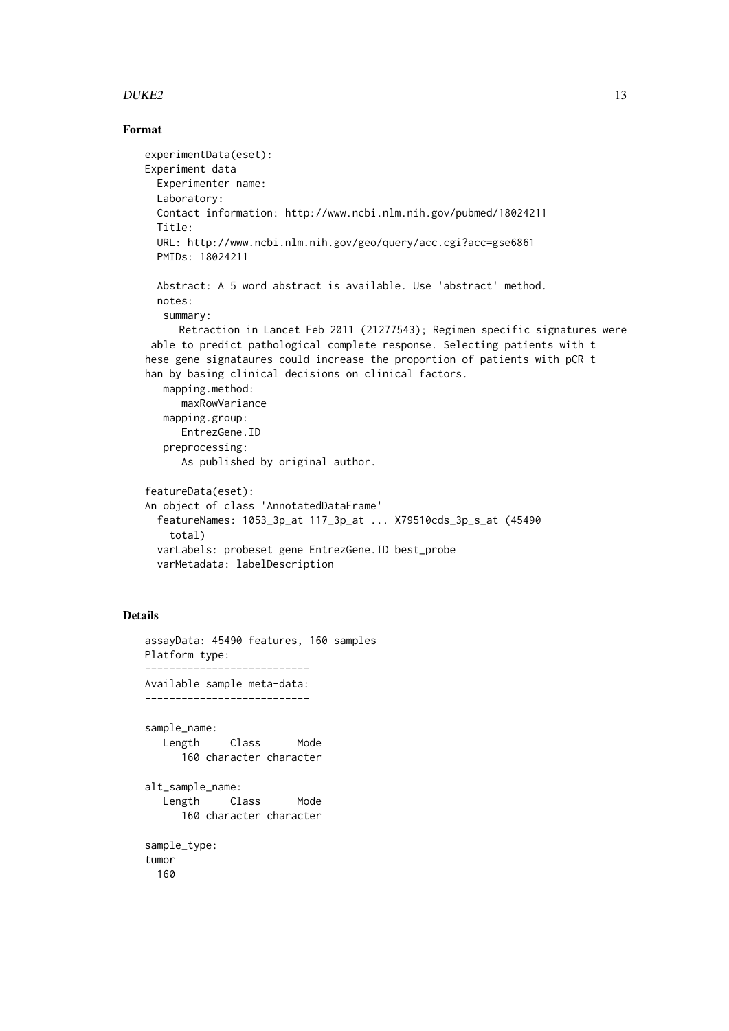### Format

```
experimentData(eset):
Experiment data
  Experimenter name:
  Laboratory:
  Contact information: http://www.ncbi.nlm.nih.gov/pubmed/18024211
  Title:
  URL: http://www.ncbi.nlm.nih.gov/geo/query/acc.cgi?acc=gse6861
  PMIDs: 18024211

  Abstract: A 5 word abstract is available. Use 'abstract' method.
  notes:
   summary:
      Retraction in Lancet Feb 2011 (21277543); Regimen specific signatures were
 able to predict pathological complete response. Selecting patients with t
hese gene signataures could increase the proportion of patients with pCR t
han by basing clinical decisions on clinical factors.
   mapping.method:
      maxRowVariance
   mapping.group:
      EntrezGene.ID
   preprocessing:
      As published by original author.

featureData(eset):
An object of class 'AnnotatedDataFrame'
  featureNames: 1053_3p_at 117_3p_at ... X79510cds_3p_s_at (45490
    total)
  varLabels: probeset gene EntrezGene.ID best_probe
  varMetadata: labelDescription
```

### Details

```
assayData: 45490 features, 160 samples
Platform type:
---------------------------
Available sample meta-data:
---------------------------

sample_name:
   Length     Class      Mode
      160 character character

alt_sample_name:
   Length     Class      Mode
      160 character character

sample_type:
tumor
  160
```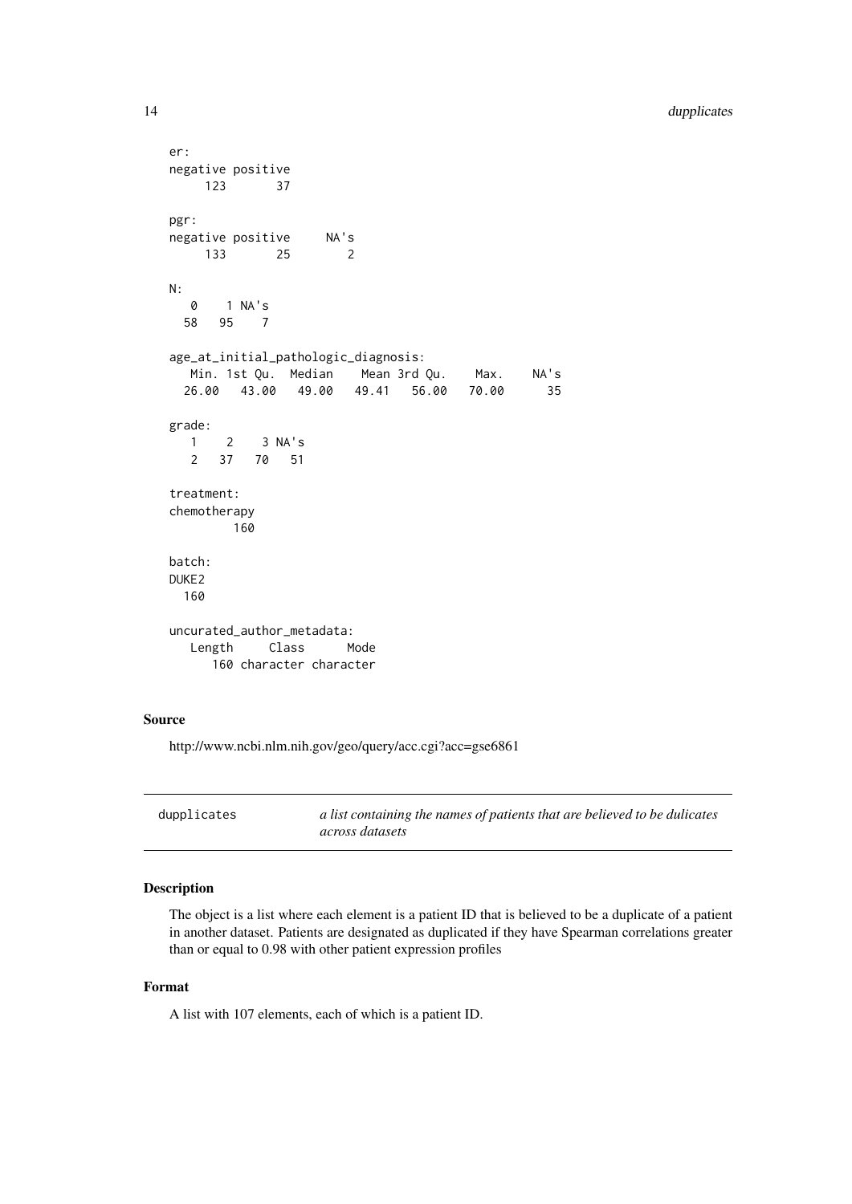```
er:
negative positive
     123       37

pgr:
negative positive     NA's
     133       25        2

N:
   0    1 NA's
  58   95    7

age_at_initial_pathologic_diagnosis:
   Min. 1st Qu.  Median    Mean 3rd Qu.    Max.    NA's
  26.00   43.00   49.00   49.41   56.00   70.00      35

grade:
   1    2    3 NA's
   2   37   70   51

treatment:
chemotherapy
         160

batch:
DUKE2
  160

uncurated_author_metadata:
   Length     Class      Mode
      160 character character
```

### Source

http://www.ncbi.nlm.nih.gov/geo/query/acc.cgi?acc=gse6861

---

## dupplicates — *a list containing the names of patients that are believed to be dulicates across datasets*

---

### Description

The object is a list where each element is a patient ID that is believed to be a duplicate of a patient in another dataset. Patients are designated as duplicated if they have Spearman correlations greater than or equal to 0.98 with other patient expression profiles

### Format

A list with 107 elements, each of which is a patient ID.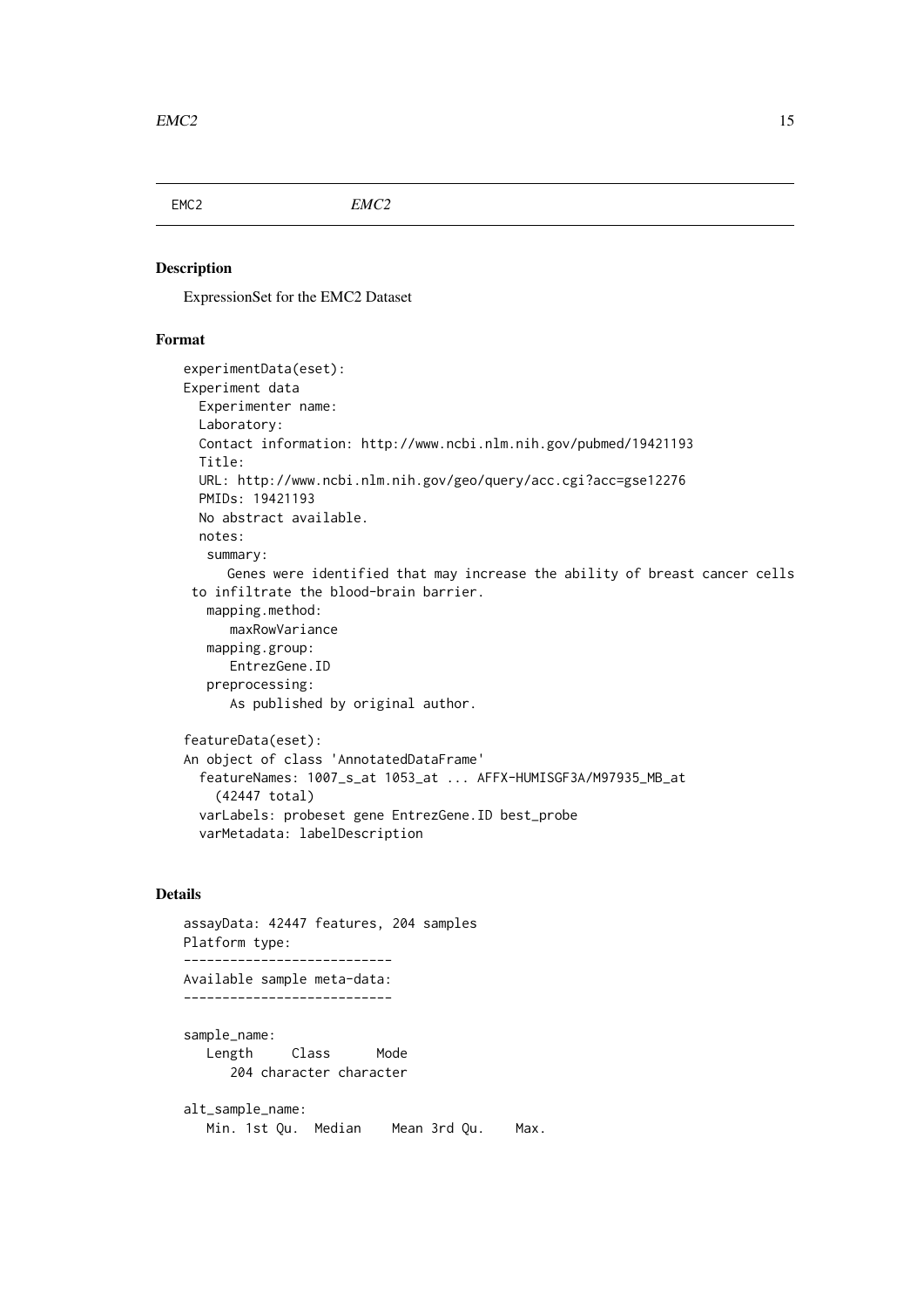EMC2 *EMC2*

## Description

ExpressionSet for the EMC2 Dataset

## Format

```
experimentData(eset):
Experiment data
  Experimenter name:
  Laboratory:
  Contact information: http://www.ncbi.nlm.nih.gov/pubmed/19421193
  Title:
  URL: http://www.ncbi.nlm.nih.gov/geo/query/acc.cgi?acc=gse12276
  PMIDs: 19421193
  No abstract available.
  notes:
   summary:
      Genes were identified that may increase the ability of breast cancer cells
 to infiltrate the blood-brain barrier.
   mapping.method:
      maxRowVariance
   mapping.group:
      EntrezGene.ID
   preprocessing:
      As published by original author.

featureData(eset):
An object of class 'AnnotatedDataFrame'
  featureNames: 1007_s_at 1053_at ... AFFX-HUMISGF3A/M97935_MB_at
    (42447 total)
  varLabels: probeset gene EntrezGene.ID best_probe
  varMetadata: labelDescription
```

## Details

```
assayData: 42447 features, 204 samples
Platform type:
---------------------------
Available sample meta-data:
---------------------------

sample_name:
   Length     Class      Mode
      204 character character

alt_sample_name:
   Min. 1st Qu.  Median    Mean 3rd Qu.    Max.
```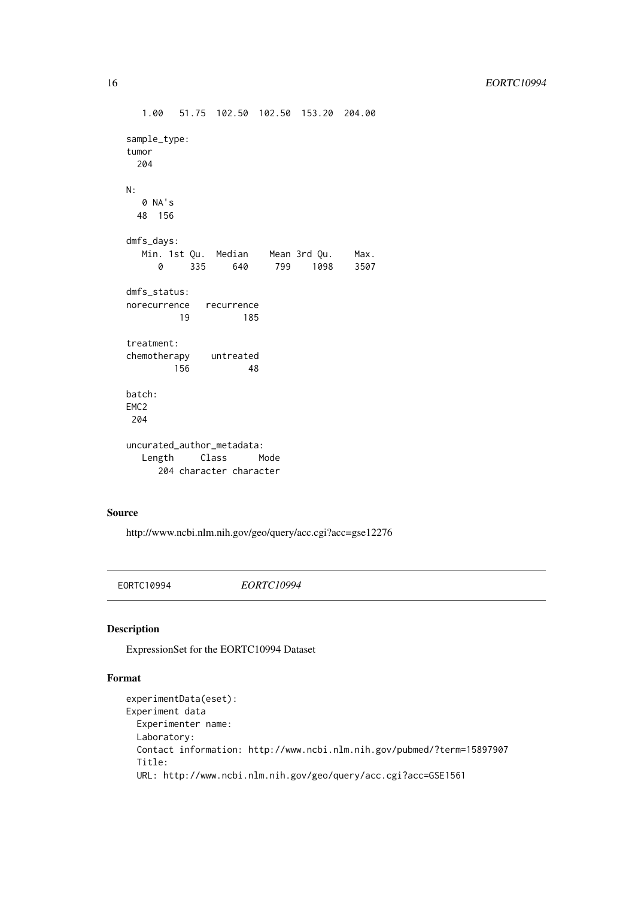```
   1.00   51.75  102.50  102.50  153.20  204.00

sample_type:
tumor
  204

N:
   0 NA's
  48  156

dmfs_days:
   Min. 1st Qu.  Median    Mean 3rd Qu.    Max.
      0     335     640     799    1098    3507

dmfs_status:
norecurrence   recurrence
          19          185

treatment:
chemotherapy    untreated
         156           48

batch:
EMC2
 204

uncurated_author_metadata:
   Length     Class      Mode
      204 character character
```

### Source

http://www.ncbi.nlm.nih.gov/geo/query/acc.cgi?acc=gse12276

---

## EORTC10994 *EORTC10994*

---

### Description

ExpressionSet for the EORTC10994 Dataset

### Format

```
experimentData(eset):
Experiment data
  Experimenter name:
  Laboratory:
  Contact information: http://www.ncbi.nlm.nih.gov/pubmed/?term=15897907
  Title:
  URL: http://www.ncbi.nlm.nih.gov/geo/query/acc.cgi?acc=GSE1561
```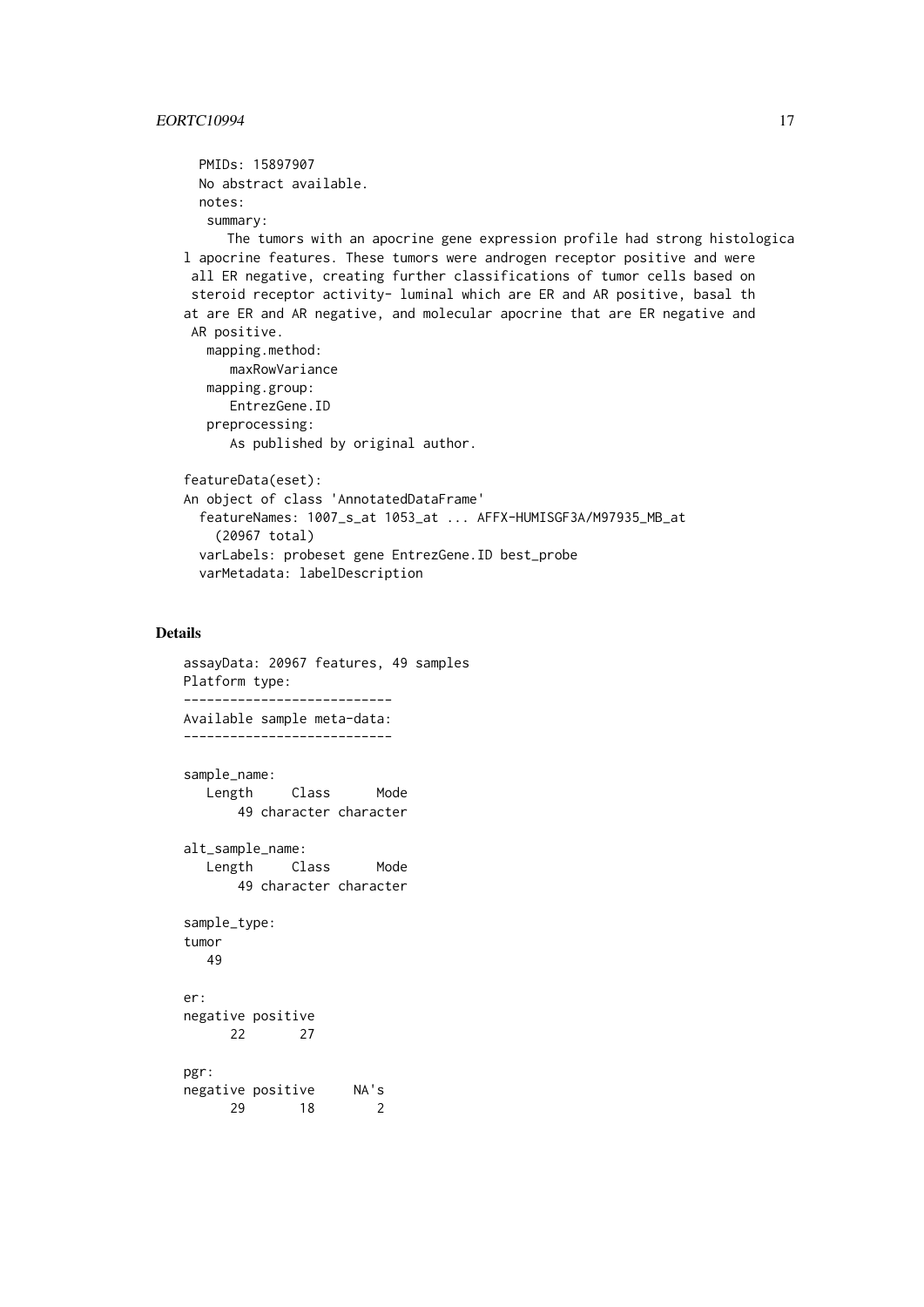```
  PMIDs: 15897907
  No abstract available.
  notes:
   summary:
      The tumors with an apocrine gene expression profile had strong histologica
l apocrine features. These tumors were androgen receptor positive and were
 all ER negative, creating further classifications of tumor cells based on
 steroid receptor activity- luminal which are ER and AR positive, basal th
at are ER and AR negative, and molecular apocrine that are ER negative and
 AR positive.
   mapping.method:
      maxRowVariance
   mapping.group:
      EntrezGene.ID
   preprocessing:
      As published by original author.

featureData(eset):
An object of class 'AnnotatedDataFrame'
  featureNames: 1007_s_at 1053_at ... AFFX-HUMISGF3A/M97935_MB_at
    (20967 total)
  varLabels: probeset gene EntrezGene.ID best_probe
  varMetadata: labelDescription
```

## Details

```
assayData: 20967 features, 49 samples
Platform type:
---------------------------
Available sample meta-data:
---------------------------

sample_name:
   Length     Class      Mode
       49 character character

alt_sample_name:
   Length     Class      Mode
       49 character character

sample_type:
tumor
   49

er:
negative positive
      22       27

pgr:
negative positive     NA's
      29       18        2
```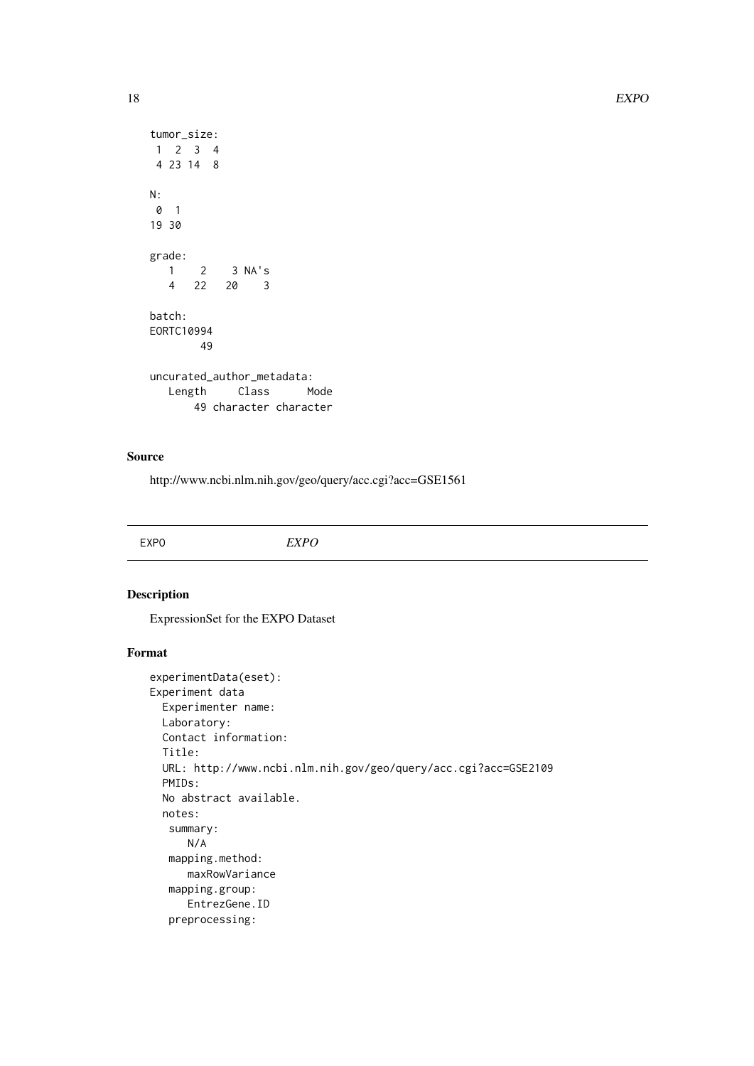```
tumor_size:
 1  2  3  4
 4 23 14  8

N:
 0  1
19 30

grade:
   1    2    3 NA's
   4   22   20    3

batch:
EORTC10994
        49

uncurated_author_metadata:
   Length     Class      Mode
       49 character character
```

### Source

http://www.ncbi.nlm.nih.gov/geo/query/acc.cgi?acc=GSE1561

---

EXPO *EXPO*

---

### Description

ExpressionSet for the EXPO Dataset

### Format

```
experimentData(eset):
Experiment data
  Experimenter name:
  Laboratory:
  Contact information:
  Title:
  URL: http://www.ncbi.nlm.nih.gov/geo/query/acc.cgi?acc=GSE2109
  PMIDs:
  No abstract available.
  notes:
   summary:
      N/A
   mapping.method:
      maxRowVariance
   mapping.group:
      EntrezGene.ID
   preprocessing:
```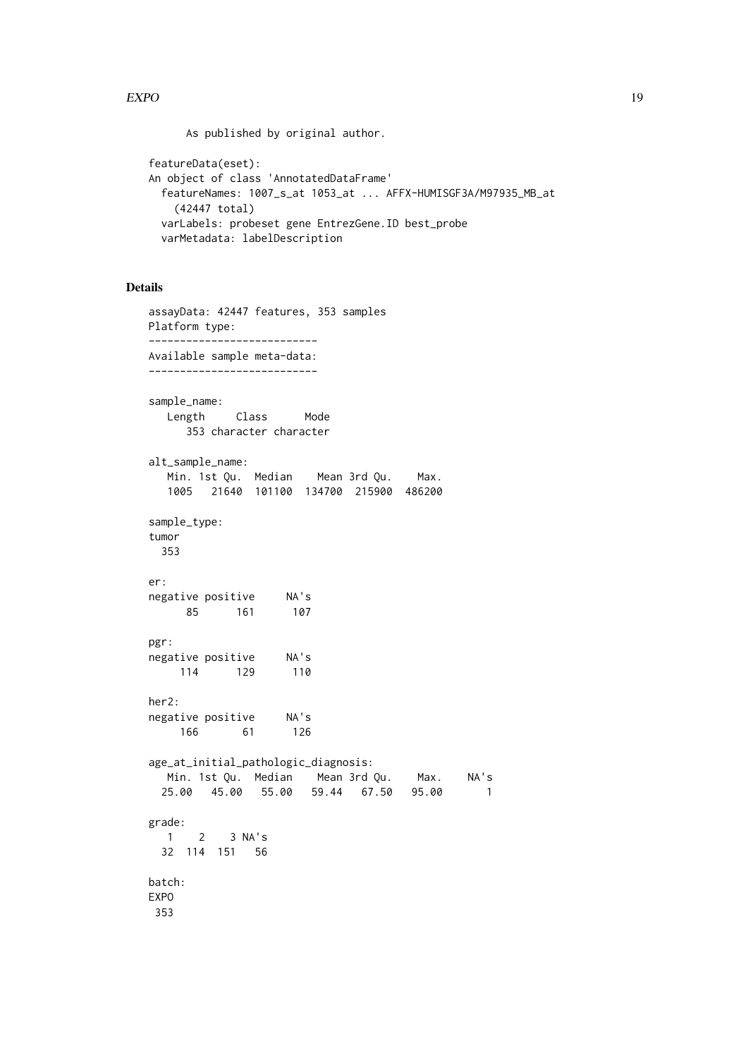As published by original author.

```
featureData(eset):
An object of class 'AnnotatedDataFrame'
  featureNames: 1007_s_at 1053_at ... AFFX-HUMISGF3A/M97935_MB_at
    (42447 total)
  varLabels: probeset gene EntrezGene.ID best_probe
  varMetadata: labelDescription
```

## Details

```
assayData: 42447 features, 353 samples
Platform type:
---------------------------
Available sample meta-data:
---------------------------

sample_name:
   Length     Class      Mode
      353 character character

alt_sample_name:
   Min. 1st Qu.  Median    Mean 3rd Qu.    Max.
   1005   21640  101100  134700  215900  486200

sample_type:
tumor
  353

er:
negative positive     NA's
      85      161      107

pgr:
negative positive     NA's
     114      129      110

her2:
negative positive     NA's
     166       61      126

age_at_initial_pathologic_diagnosis:
   Min. 1st Qu.  Median    Mean 3rd Qu.    Max.    NA's
  25.00   45.00   55.00   59.44   67.50   95.00       1

grade:
   1    2    3 NA's
  32  114  151   56

batch:
EXPO
 353
```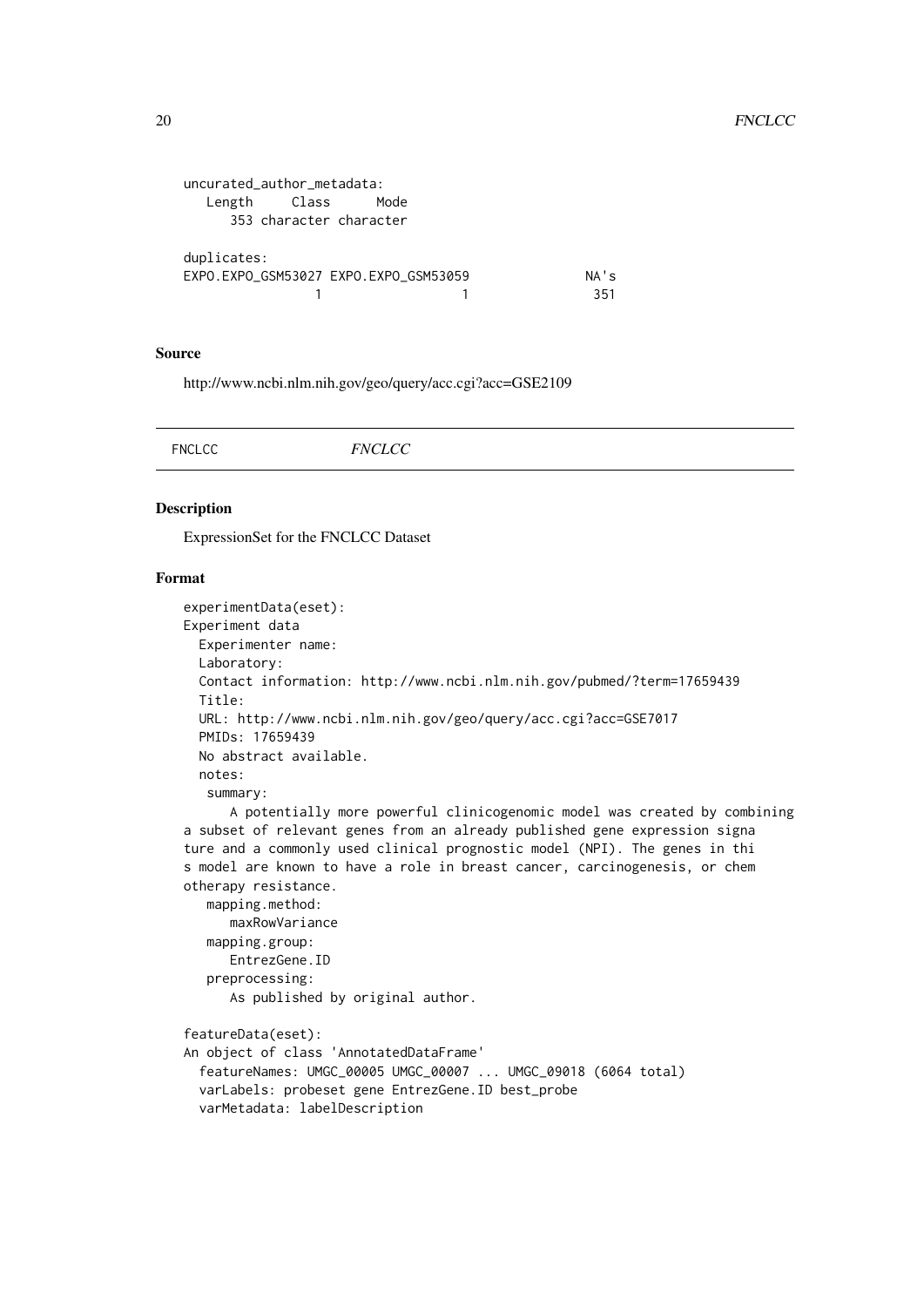```
uncurated_author_metadata:
   Length     Class      Mode
      353 character character

duplicates:
EXPO.EXPO_GSM53027 EXPO.EXPO_GSM53059               NA's
                 1                  1                351
```

## Source

http://www.ncbi.nlm.nih.gov/geo/query/acc.cgi?acc=GSE2109

---

FNCLCC *FNCLCC*

---

## Description

ExpressionSet for the FNCLCC Dataset

## Format

```
experimentData(eset):
Experiment data
  Experimenter name:
  Laboratory:
  Contact information: http://www.ncbi.nlm.nih.gov/pubmed/?term=17659439
  Title:
  URL: http://www.ncbi.nlm.nih.gov/geo/query/acc.cgi?acc=GSE7017
  PMIDs: 17659439
  No abstract available.
  notes:
   summary:
      A potentially more powerful clinicogenomic model was created by combining
a subset of relevant genes from an already published gene expression signa
ture and a commonly used clinical prognostic model (NPI). The genes in thi
s model are known to have a role in breast cancer, carcinogenesis, or chem
otherapy resistance.
   mapping.method:
      maxRowVariance
   mapping.group:
      EntrezGene.ID
   preprocessing:
      As published by original author.

featureData(eset):
An object of class 'AnnotatedDataFrame'
  featureNames: UMGC_00005 UMGC_00007 ... UMGC_09018 (6064 total)
  varLabels: probeset gene EntrezGene.ID best_probe
  varMetadata: labelDescription
```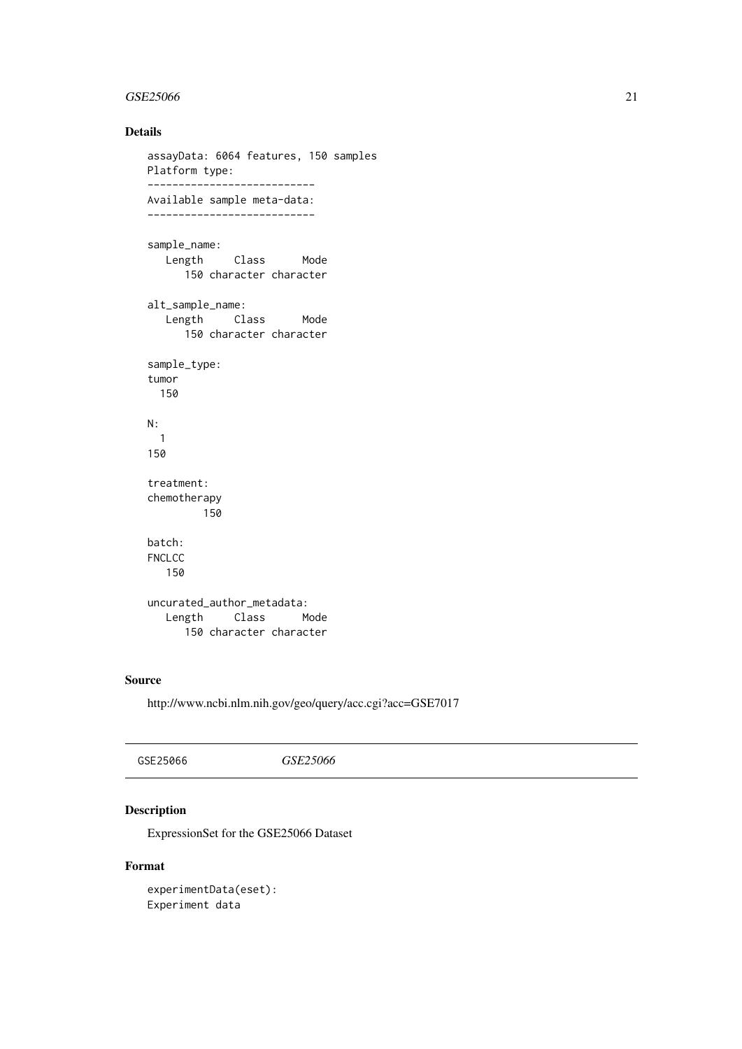## Details

```
assayData: 6064 features, 150 samples
Platform type:
---------------------------
Available sample meta-data:
---------------------------

sample_name:
   Length     Class      Mode
      150 character character

alt_sample_name:
   Length     Class      Mode
      150 character character

sample_type:
tumor
  150

N:
  1
150

treatment:
chemotherapy
         150

batch:
FNCLCC
   150

uncurated_author_metadata:
   Length     Class      Mode
      150 character character
```

## Source

http://www.ncbi.nlm.nih.gov/geo/query/acc.cgi?acc=GSE7017

---

GSE25066 &nbsp;&nbsp;&nbsp;&nbsp;&nbsp;&nbsp;&nbsp; *GSE25066*

---

## Description

ExpressionSet for the GSE25066 Dataset

## Format

```
experimentData(eset):
Experiment data
```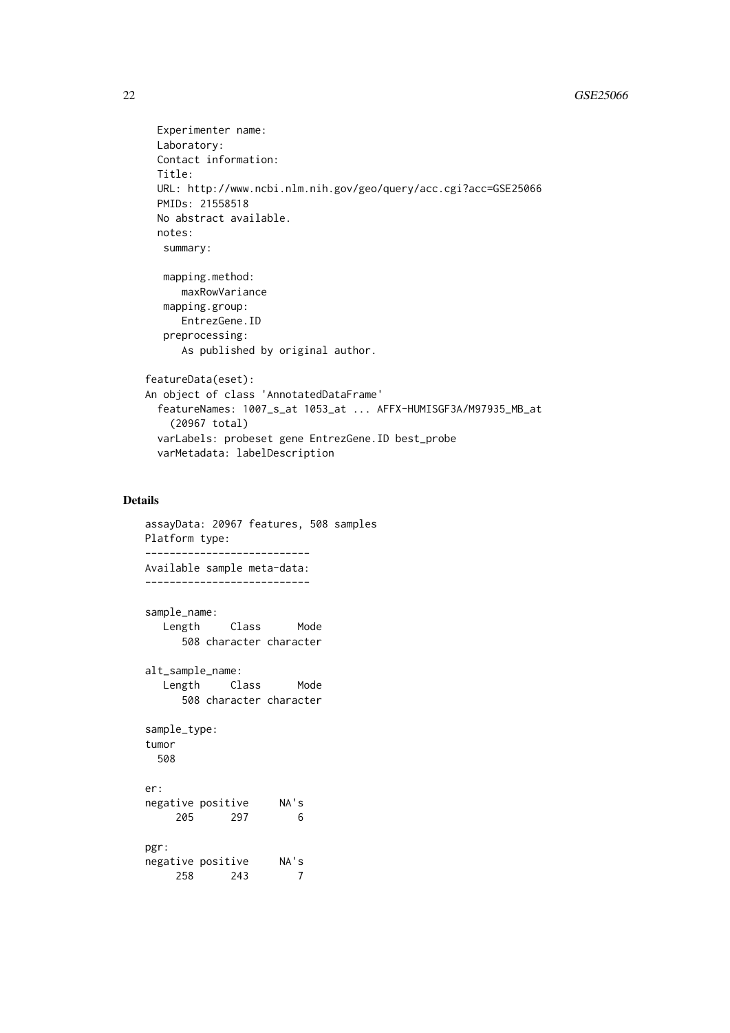```
  Experimenter name:
  Laboratory:
  Contact information:
  Title:
  URL: http://www.ncbi.nlm.nih.gov/geo/query/acc.cgi?acc=GSE25066
  PMIDs: 21558518
  No abstract available.
  notes:
   summary:

   mapping.method:
      maxRowVariance
   mapping.group:
      EntrezGene.ID
   preprocessing:
      As published by original author.

featureData(eset):
An object of class 'AnnotatedDataFrame'
  featureNames: 1007_s_at 1053_at ... AFFX-HUMISGF3A/M97935_MB_at
    (20967 total)
  varLabels: probeset gene EntrezGene.ID best_probe
  varMetadata: labelDescription
```

## Details

```
assayData: 20967 features, 508 samples
Platform type:
---------------------------
Available sample meta-data:
---------------------------

sample_name:
   Length     Class      Mode
      508 character character

alt_sample_name:
   Length     Class      Mode
      508 character character

sample_type:
tumor
  508

er:
negative positive     NA's
     205      297        6

pgr:
negative positive     NA's
     258      243        7
```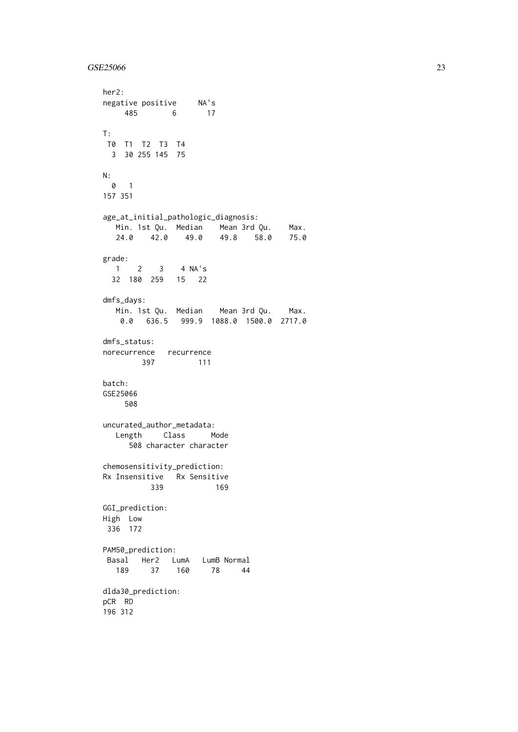```
her2:
negative positive     NA's
     485        6       17

T:
 T0  T1  T2  T3  T4
  3  30 255 145  75

N:
  0   1
157 351

age_at_initial_pathologic_diagnosis:
   Min. 1st Qu.  Median    Mean 3rd Qu.    Max.
   24.0    42.0    49.0    49.8    58.0    75.0

grade:
   1    2    3    4 NA's
  32  180  259   15   22

dmfs_days:
   Min. 1st Qu.  Median    Mean 3rd Qu.    Max.
    0.0   636.5   999.9  1088.0  1500.0  2717.0

dmfs_status:
norecurrence   recurrence
         397          111

batch:
GSE25066
     508

uncurated_author_metadata:
   Length     Class      Mode
      508 character character

chemosensitivity_prediction:
Rx Insensitive   Rx Sensitive
           339            169

GGI_prediction:
High  Low
 336  172

PAM50_prediction:
 Basal   Her2   LumA   LumB Normal
   189     37    160     78     44

dlda30_prediction:
pCR  RD
196 312
```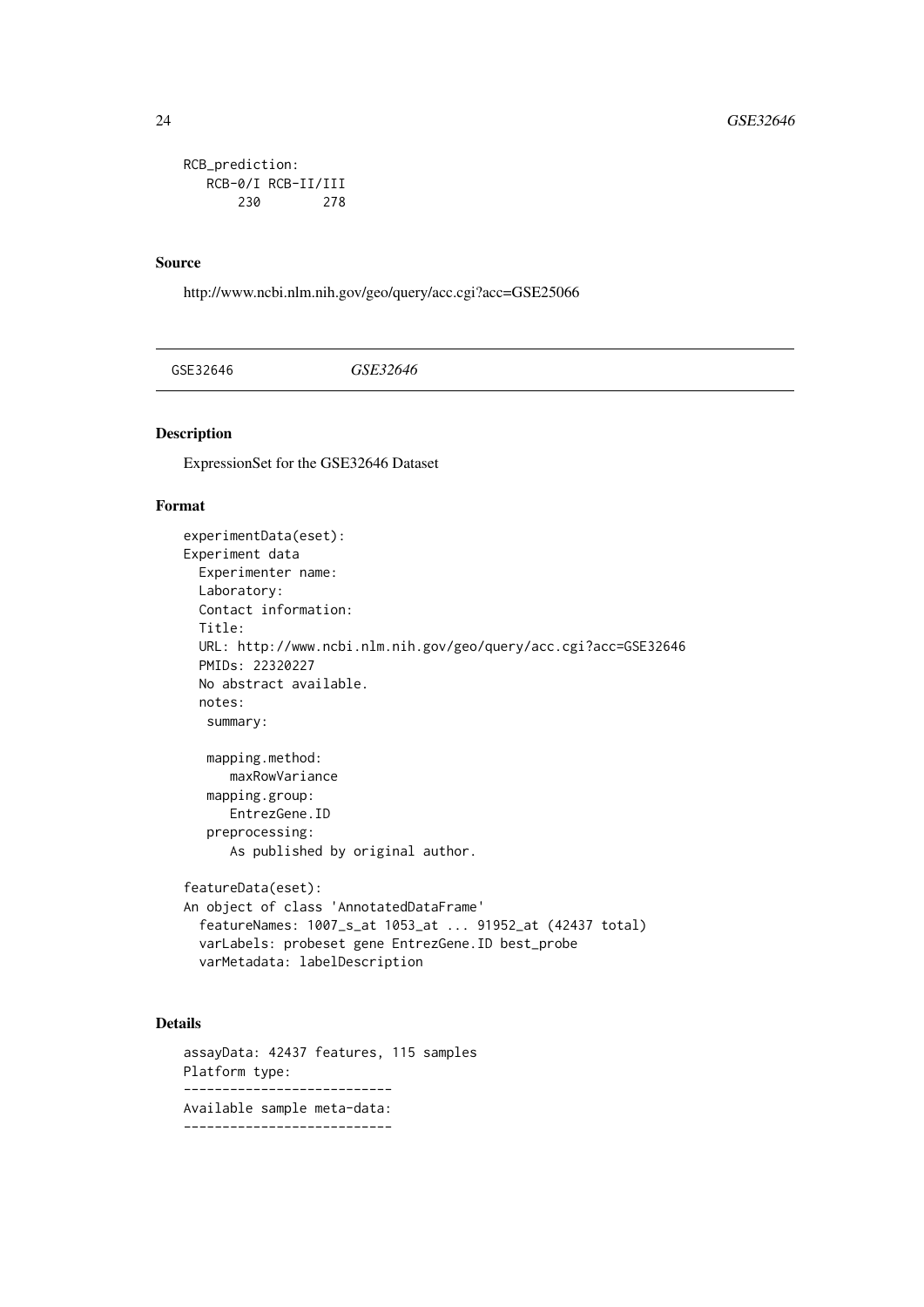```
RCB_prediction:
   RCB-0/I RCB-II/III
       230        278
```

### Source

http://www.ncbi.nlm.nih.gov/geo/query/acc.cgi?acc=GSE25066

---

GSE32646 *GSE32646*

---

### Description

ExpressionSet for the GSE32646 Dataset

### Format

```
experimentData(eset):
Experiment data
  Experimenter name:
  Laboratory:
  Contact information:
  Title:
  URL: http://www.ncbi.nlm.nih.gov/geo/query/acc.cgi?acc=GSE32646
  PMIDs: 22320227
  No abstract available.
  notes:
   summary:

   mapping.method:
      maxRowVariance
   mapping.group:
      EntrezGene.ID
   preprocessing:
      As published by original author.

featureData(eset):
An object of class 'AnnotatedDataFrame'
  featureNames: 1007_s_at 1053_at ... 91952_at (42437 total)
  varLabels: probeset gene EntrezGene.ID best_probe
  varMetadata: labelDescription
```

### Details

```
assayData: 42437 features, 115 samples
Platform type:
---------------------------
Available sample meta-data:
---------------------------
```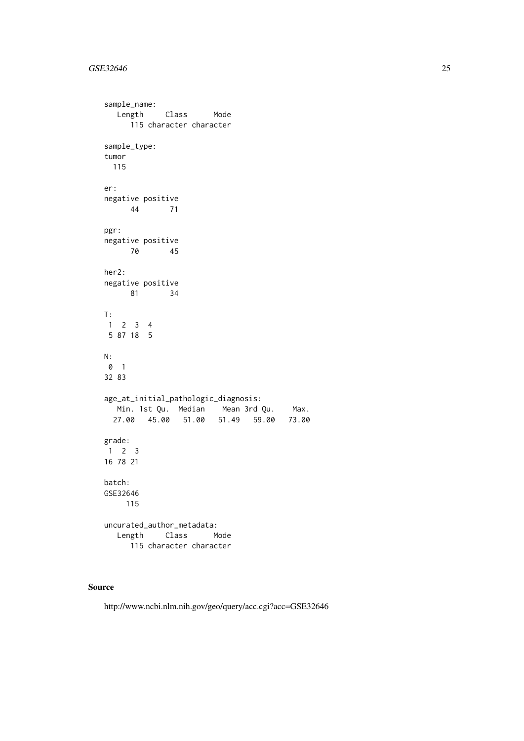```
sample_name:
   Length     Class      Mode 
      115 character character 

sample_type:
tumor 
  115 

er:
negative positive 
      44       71 

pgr:
negative positive 
      70       45 

her2:
negative positive 
      81       34 

T:
 1  2  3  4 
 5 87 18  5 

N:
 0  1 
32 83 

age_at_initial_pathologic_diagnosis:
   Min. 1st Qu.  Median    Mean 3rd Qu.    Max. 
  27.00   45.00   51.00   51.49   59.00   73.00 

grade:
 1  2  3 
16 78 21 

batch:
GSE32646 
     115 

uncurated_author_metadata:
   Length     Class      Mode 
      115 character character 
```

### Source

http://www.ncbi.nlm.nih.gov/geo/query/acc.cgi?acc=GSE32646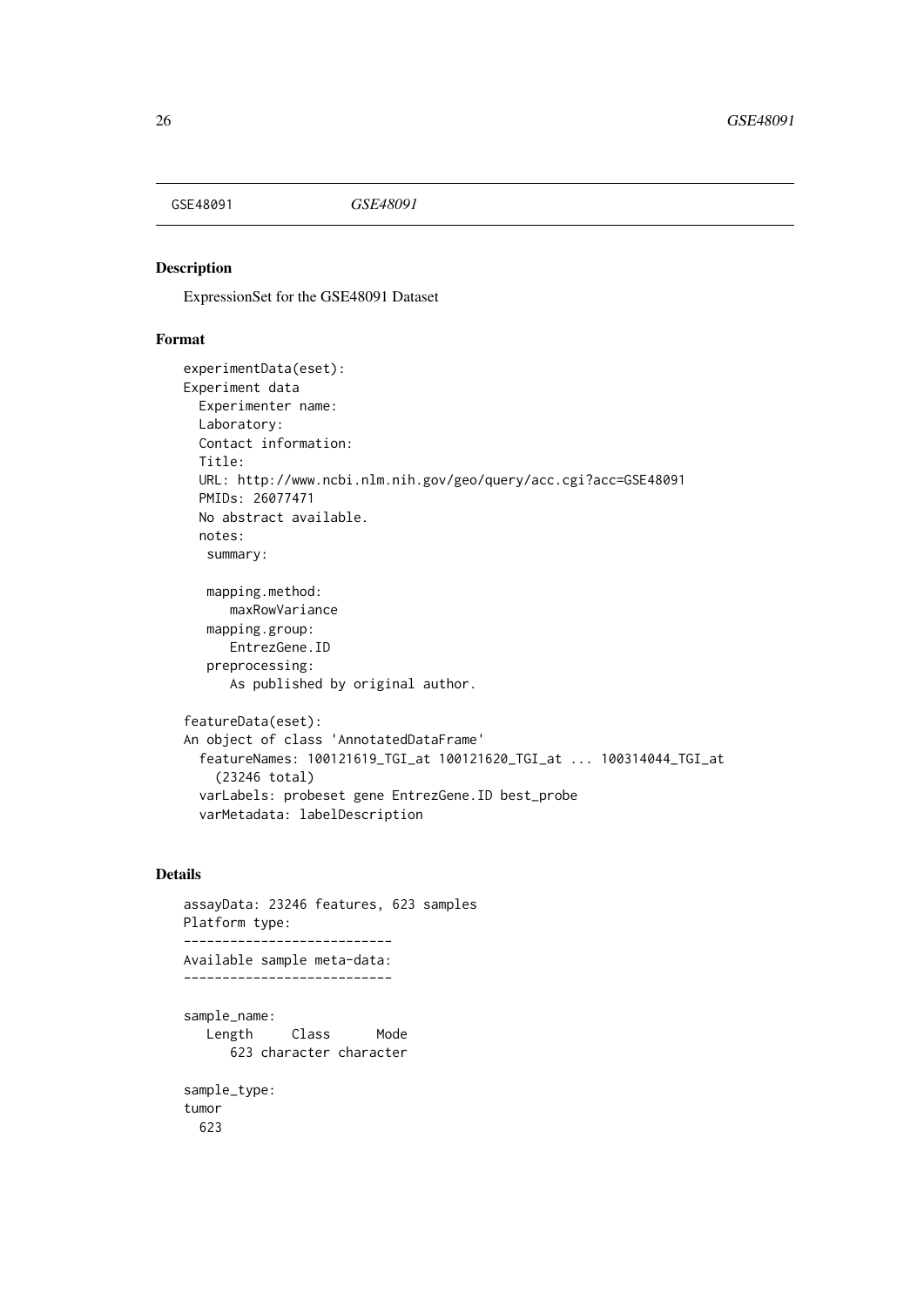GSE48091 *GSE48091*

## Description

ExpressionSet for the GSE48091 Dataset

## Format

```
experimentData(eset):
Experiment data
  Experimenter name:
  Laboratory:
  Contact information:
  Title:
  URL: http://www.ncbi.nlm.nih.gov/geo/query/acc.cgi?acc=GSE48091
  PMIDs: 26077471
  No abstract available.
  notes:
   summary:

   mapping.method:
      maxRowVariance
   mapping.group:
      EntrezGene.ID
   preprocessing:
      As published by original author.

featureData(eset):
An object of class 'AnnotatedDataFrame'
  featureNames: 100121619_TGI_at 100121620_TGI_at ... 100314044_TGI_at
    (23246 total)
  varLabels: probeset gene EntrezGene.ID best_probe
  varMetadata: labelDescription
```

## Details

```
assayData: 23246 features, 623 samples
Platform type:
---------------------------
Available sample meta-data:
---------------------------

sample_name:
   Length     Class      Mode
      623 character character

sample_type:
tumor
  623
```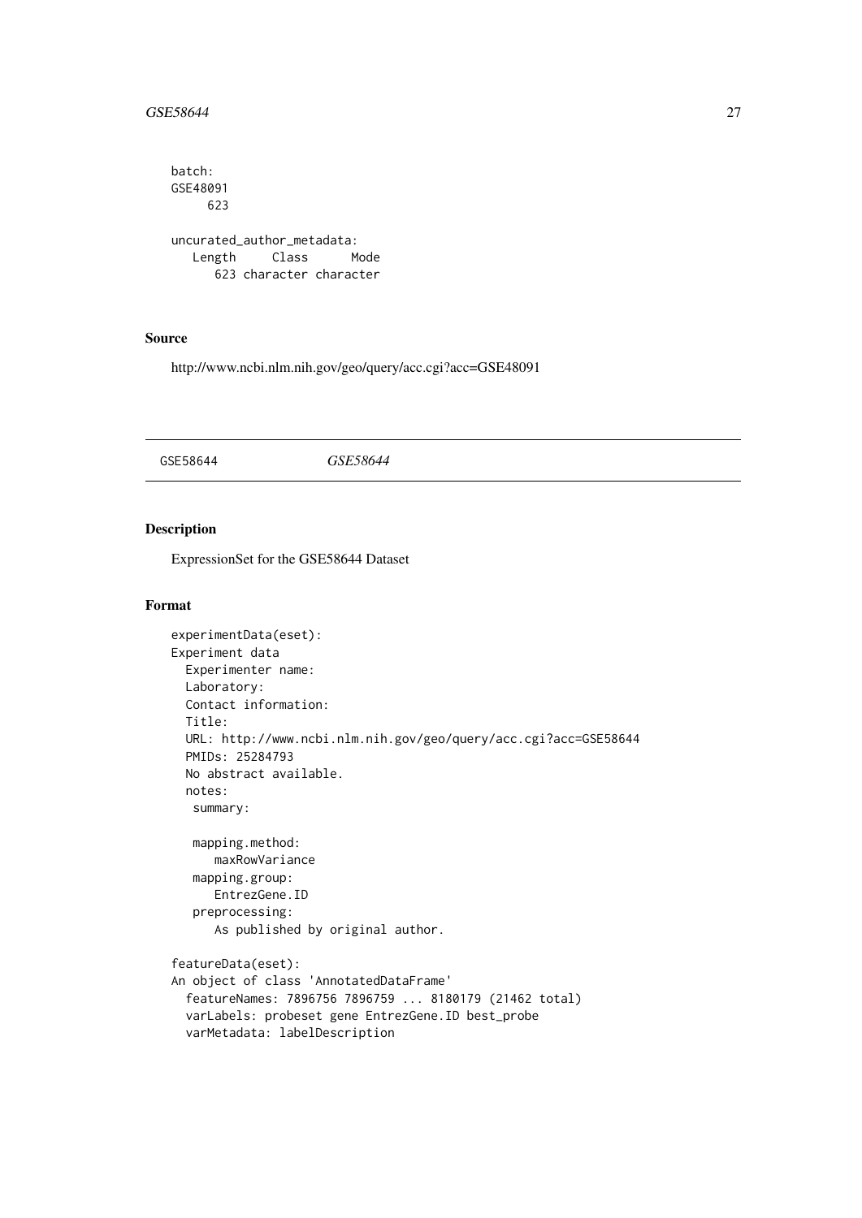```
batch:
GSE48091
     623

uncurated_author_metadata:
   Length     Class      Mode
      623 character character
```

### Source

http://www.ncbi.nlm.nih.gov/geo/query/acc.cgi?acc=GSE48091

---

## GSE58644 *GSE58644*

---

### Description

ExpressionSet for the GSE58644 Dataset

### Format

```
experimentData(eset):
Experiment data
  Experimenter name:
  Laboratory:
  Contact information:
  Title:
  URL: http://www.ncbi.nlm.nih.gov/geo/query/acc.cgi?acc=GSE58644
  PMIDs: 25284793
  No abstract available.
  notes:
   summary:

   mapping.method:
      maxRowVariance
   mapping.group:
      EntrezGene.ID
   preprocessing:
      As published by original author.

featureData(eset):
An object of class 'AnnotatedDataFrame'
  featureNames: 7896756 7896759 ... 8180179 (21462 total)
  varLabels: probeset gene EntrezGene.ID best_probe
  varMetadata: labelDescription
```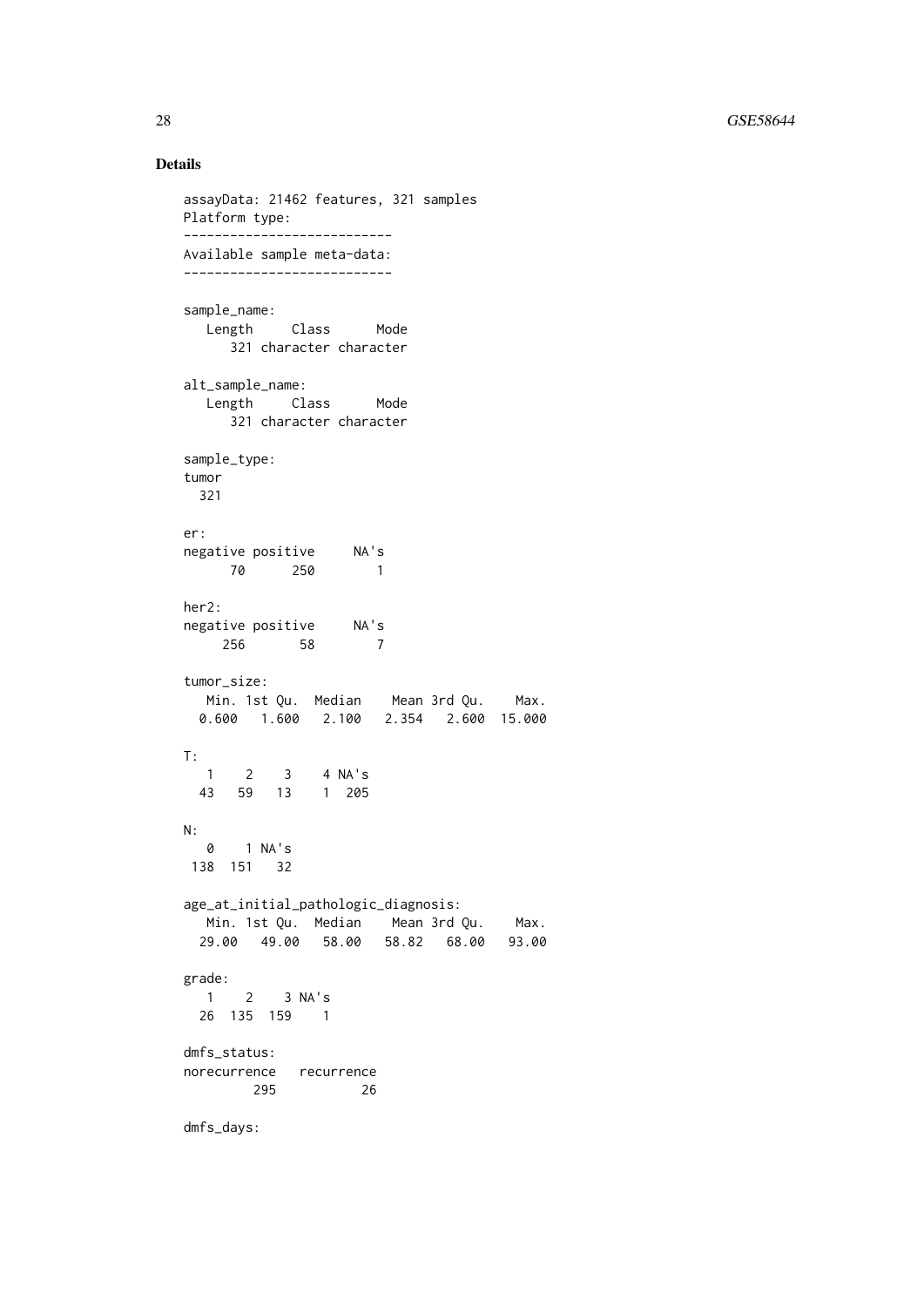### Details

```
assayData: 21462 features, 321 samples
Platform type:
---------------------------
Available sample meta-data:
---------------------------

sample_name:
   Length     Class      Mode
      321 character character

alt_sample_name:
   Length     Class      Mode
      321 character character

sample_type:
tumor
  321

er:
negative positive     NA's
      70      250        1

her2:
negative positive     NA's
     256       58        7

tumor_size:
   Min. 1st Qu.  Median    Mean 3rd Qu.    Max.
  0.600   1.600   2.100   2.354   2.600  15.000

T:
   1    2    3    4 NA's
  43   59   13    1  205

N:
   0    1 NA's
 138  151   32

age_at_initial_pathologic_diagnosis:
   Min. 1st Qu.  Median    Mean 3rd Qu.    Max.
  29.00   49.00   58.00   58.82   68.00   93.00

grade:
   1    2    3 NA's
  26  135  159    1

dmfs_status:
norecurrence   recurrence
         295           26

dmfs_days:
```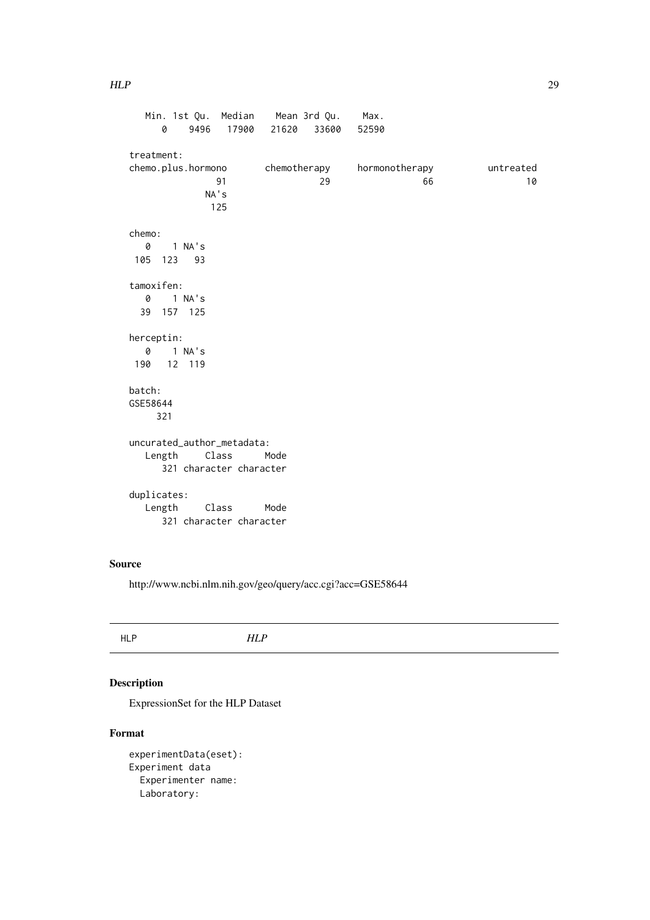```
   Min. 1st Qu.  Median    Mean 3rd Qu.    Max. 
      0    9496   17900   21620   33600   52590 

treatment: 
chemo.plus.hormono       chemotherapy     hormonotherapy          untreated 
                91                 29                 66                 10 
              NA's 
               125 

chemo: 
   0    1 NA's 
 105  123   93 

tamoxifen: 
   0    1 NA's 
  39  157  125 

herceptin: 
   0    1 NA's 
 190   12  119 

batch: 
GSE58644 
     321 

uncurated_author_metadata: 
   Length     Class      Mode 
      321 character character 

duplicates: 
   Length     Class      Mode 
      321 character character 
```

## Source

http://www.ncbi.nlm.nih.gov/geo/query/acc.cgi?acc=GSE58644

---

HLP *HLP*

---

## Description

ExpressionSet for the HLP Dataset

## Format

```
experimentData(eset):
Experiment data
  Experimenter name: 
  Laboratory: 
```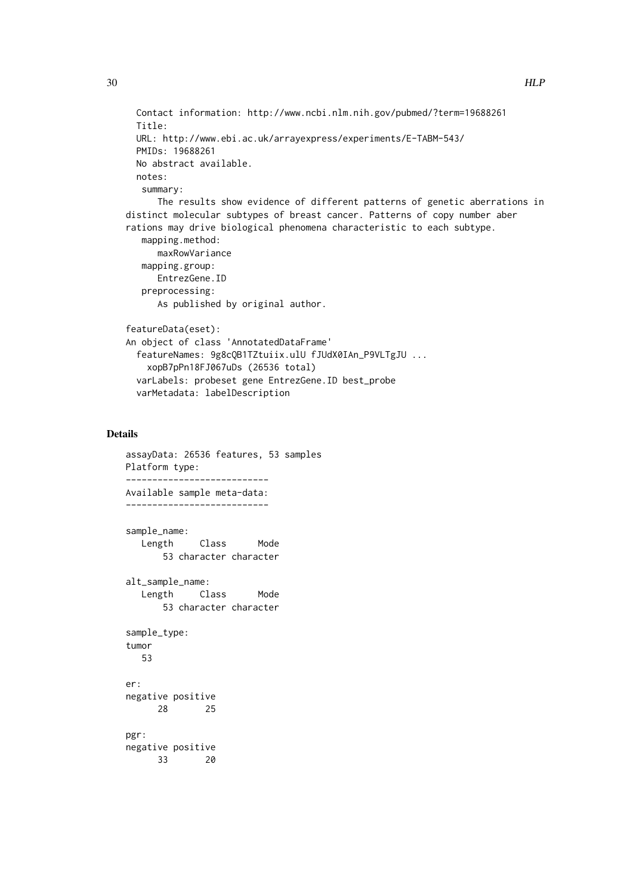```
  Contact information: http://www.ncbi.nlm.nih.gov/pubmed/?term=19688261
  Title:
  URL: http://www.ebi.ac.uk/arrayexpress/experiments/E-TABM-543/
  PMIDs: 19688261
  No abstract available.
  notes:
   summary:
      The results show evidence of different patterns of genetic aberrations in
distinct molecular subtypes of breast cancer. Patterns of copy number aber
rations may drive biological phenomena characteristic to each subtype.
   mapping.method:
      maxRowVariance
   mapping.group:
      EntrezGene.ID
   preprocessing:
      As published by original author.

featureData(eset):
An object of class 'AnnotatedDataFrame'
  featureNames: 9g8cQB1TZtuiix.ulU fJUdX0IAn_P9VLTgJU ...
    xopB7pPn18FJ067uDs (26536 total)
  varLabels: probeset gene EntrezGene.ID best_probe
  varMetadata: labelDescription
```

## Details

```
assayData: 26536 features, 53 samples
Platform type:
---------------------------
Available sample meta-data:
---------------------------

sample_name:
   Length     Class      Mode
       53 character character

alt_sample_name:
   Length     Class      Mode
       53 character character

sample_type:
tumor
   53

er:
negative positive
      28       25

pgr:
negative positive
      33       20
```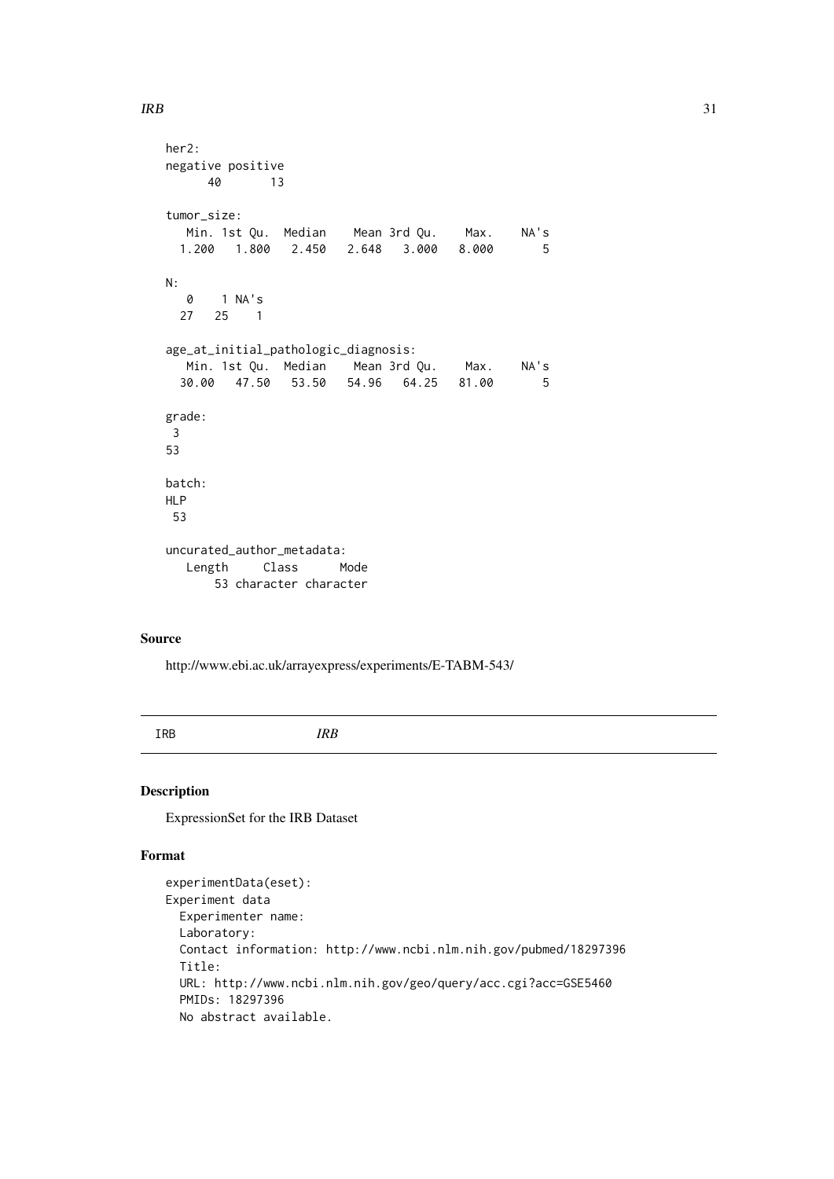```
her2:
negative positive
      40       13

tumor_size:
   Min. 1st Qu.  Median    Mean 3rd Qu.    Max.    NA's
  1.200   1.800   2.450   2.648   3.000   8.000       5

N:
   0    1 NA's
  27   25    1

age_at_initial_pathologic_diagnosis:
   Min. 1st Qu.  Median    Mean 3rd Qu.    Max.    NA's
  30.00   47.50   53.50   54.96   64.25   81.00       5

grade:
 3
53

batch:
HLP
 53

uncurated_author_metadata:
   Length     Class      Mode
       53 character character
```

## Source

http://www.ebi.ac.uk/arrayexpress/experiments/E-TABM-543/

---

IRB *IRB*

---

## Description

ExpressionSet for the IRB Dataset

## Format

```
experimentData(eset):
Experiment data
  Experimenter name:
  Laboratory:
  Contact information: http://www.ncbi.nlm.nih.gov/pubmed/18297396
  Title:
  URL: http://www.ncbi.nlm.nih.gov/geo/query/acc.cgi?acc=GSE5460
  PMIDs: 18297396
  No abstract available.
```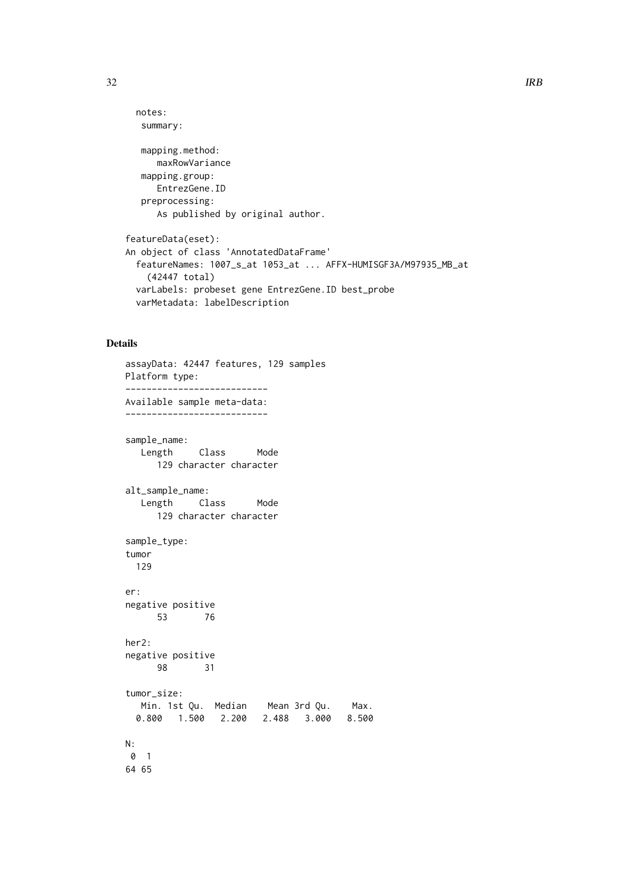```
  notes:
   summary:

   mapping.method:
      maxRowVariance
   mapping.group:
      EntrezGene.ID
   preprocessing:
      As published by original author.

featureData(eset):
An object of class 'AnnotatedDataFrame'
  featureNames: 1007_s_at 1053_at ... AFFX-HUMISGF3A/M97935_MB_at
    (42447 total)
  varLabels: probeset gene EntrezGene.ID best_probe
  varMetadata: labelDescription
```

## Details

```
assayData: 42447 features, 129 samples
Platform type:
---------------------------
Available sample meta-data:
---------------------------

sample_name:
   Length     Class      Mode
      129 character character

alt_sample_name:
   Length     Class      Mode
      129 character character

sample_type:
tumor
  129

er:
negative positive
      53       76

her2:
negative positive
      98       31

tumor_size:
   Min. 1st Qu.  Median    Mean 3rd Qu.    Max.
  0.800   1.500   2.200   2.488   3.000   8.500

N:
 0  1
64 65
```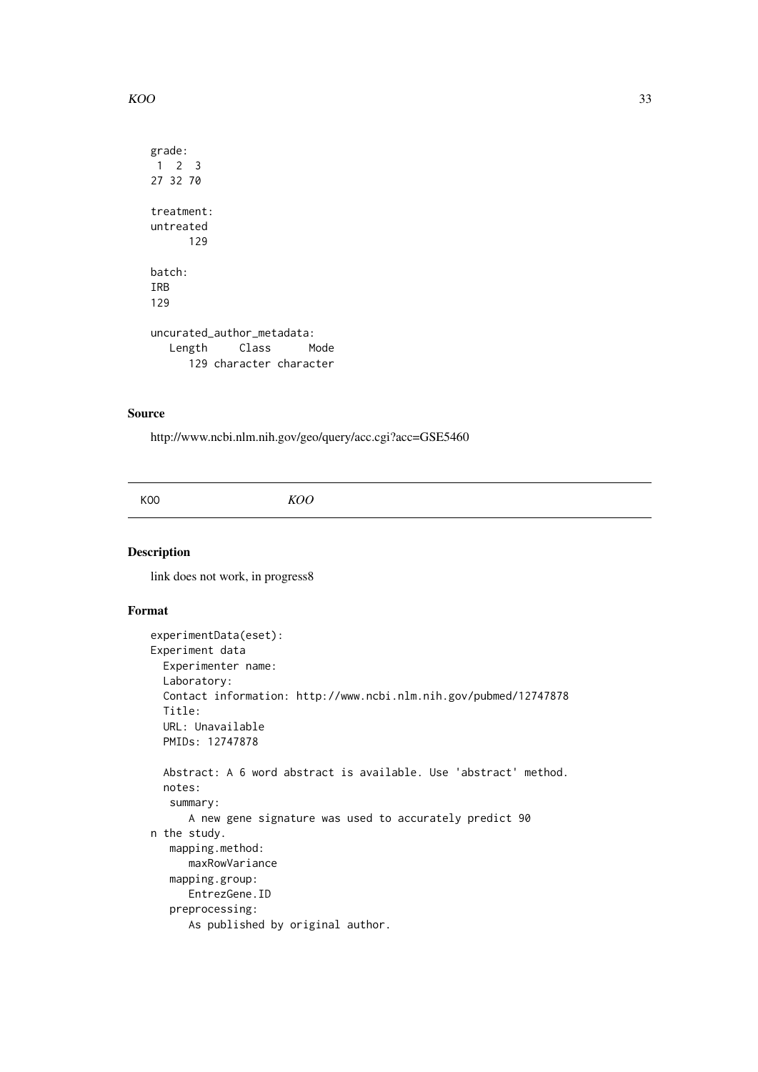```
grade:
 1  2  3
27 32 70

treatment:
untreated
      129

batch:
IRB
129

uncurated_author_metadata:
   Length     Class      Mode
      129 character character
```

### Source

http://www.ncbi.nlm.nih.gov/geo/query/acc.cgi?acc=GSE5460

---

## KOO — *KOO*

---

### Description

link does not work, in progress8

### Format

```
experimentData(eset):
Experiment data
  Experimenter name:
  Laboratory:
  Contact information: http://www.ncbi.nlm.nih.gov/pubmed/12747878
  Title:
  URL: Unavailable
  PMIDs: 12747878

  Abstract: A 6 word abstract is available. Use 'abstract' method.
  notes:
   summary:
      A new gene signature was used to accurately predict 90
n the study.
   mapping.method:
      maxRowVariance
   mapping.group:
      EntrezGene.ID
   preprocessing:
      As published by original author.
```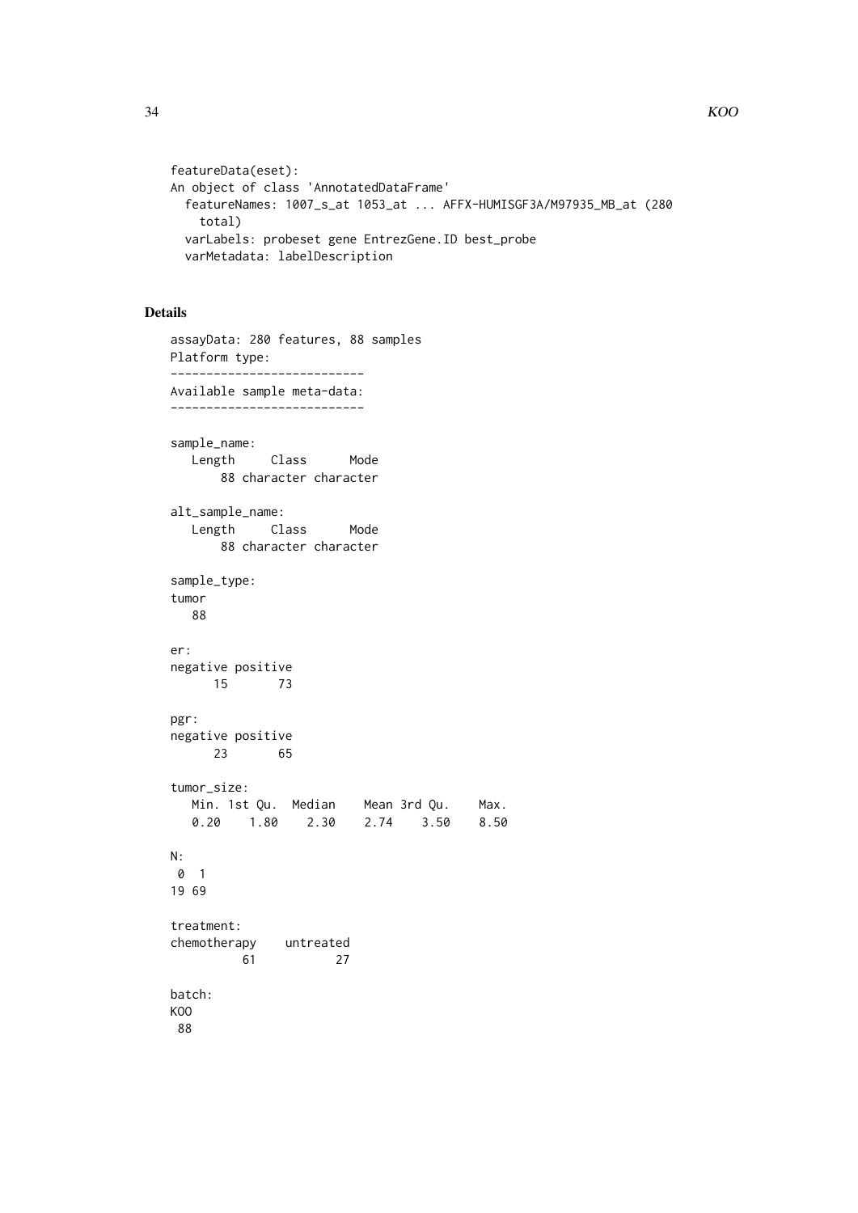```
featureData(eset):
An object of class 'AnnotatedDataFrame'
  featureNames: 1007_s_at 1053_at ... AFFX-HUMISGF3A/M97935_MB_at (280
    total)
  varLabels: probeset gene EntrezGene.ID best_probe
  varMetadata: labelDescription
```

## Details

```
assayData: 280 features, 88 samples
Platform type:
---------------------------
Available sample meta-data:
---------------------------

sample_name:
   Length     Class      Mode
       88 character character

alt_sample_name:
   Length     Class      Mode
       88 character character

sample_type:
tumor
   88

er:
negative positive
      15       73

pgr:
negative positive
      23       65

tumor_size:
   Min. 1st Qu.  Median    Mean 3rd Qu.    Max.
   0.20    1.80    2.30    2.74    3.50    8.50

N:
 0  1
19 69

treatment:
chemotherapy    untreated
          61           27

batch:
KOO
 88
```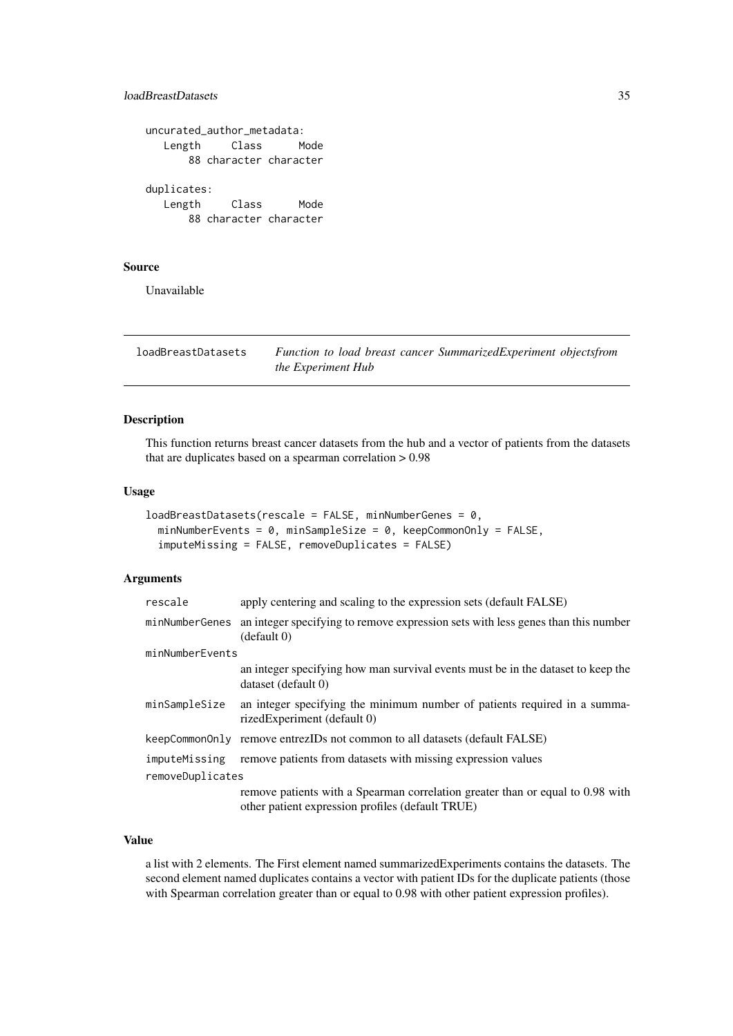```
uncurated_author_metadata:
   Length     Class      Mode 
       88 character character 

duplicates:
   Length     Class      Mode 
       88 character character 
```

### Source

Unavailable

---

## loadBreastDatasets

*Function to load breast cancer SummarizedExperiment objectsfrom the Experiment Hub*

---

### Description

This function returns breast cancer datasets from the hub and a vector of patients from the datasets that are duplicates based on a spearman correlation > 0.98

### Usage

```
loadBreastDatasets(rescale = FALSE, minNumberGenes = 0,
  minNumberEvents = 0, minSampleSize = 0, keepCommonOnly = FALSE,
  imputeMissing = FALSE, removeDuplicates = FALSE)
```

### Arguments

| | |
|---|---|
| rescale | apply centering and scaling to the expression sets (default FALSE) |
| minNumberGenes | an integer specifying to remove expression sets with less genes than this number (default 0) |
| minNumberEvents | an integer specifying how man survival events must be in the dataset to keep the dataset (default 0) |
| minSampleSize | an integer specifying the minimum number of patients required in a summarizedExperiment (default 0) |
| keepCommonOnly | remove entrezIDs not common to all datasets (default FALSE) |
| imputeMissing | remove patients from datasets with missing expression values |
| removeDuplicates | remove patients with a Spearman correlation greater than or equal to 0.98 with other patient expression profiles (default TRUE) |

### Value

a list with 2 elements. The First element named summarizedExperiments contains the datasets. The second element named duplicates contains a vector with patient IDs for the duplicate patients (those with Spearman correlation greater than or equal to 0.98 with other patient expression profiles).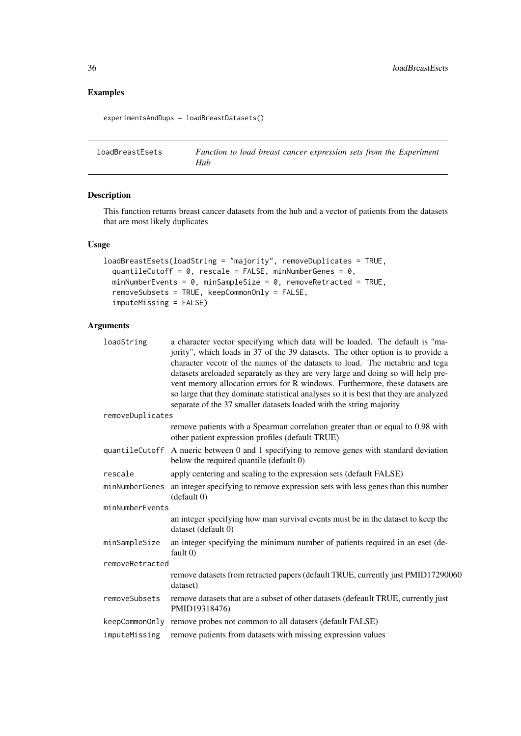## Examples

```
experimentsAndDups = loadBreastDatasets()
```

---

## loadBreastEsets — *Function to load breast cancer expression sets from the Experiment Hub*

---

### Description

This function returns breast cancer datasets from the hub and a vector of patients from the datasets that are most likely duplicates

### Usage

```
loadBreastEsets(loadString = "majority", removeDuplicates = TRUE,
  quantileCutoff = 0, rescale = FALSE, minNumberGenes = 0,
  minNumberEvents = 0, minSampleSize = 0, removeRetracted = TRUE,
  removeSubsets = TRUE, keepCommonOnly = FALSE,
  imputeMissing = FALSE)
```

### Arguments

| | |
|---|---|
| loadString | a character vector specifying which data will be loaded. The default is "majority", which loads in 37 of the 39 datasets. The other option is to provide a character vecotr of the names of the datasets to load. The metabric and tcga datasets areloaded separately as they are very large and doing so will help prevent memory allocation errors for R windows. Furthermore, these datasets are so large that they dominate statistical analyses so it is best that they are analyzed separate of the 37 smaller datasets loaded with the string majority |
| removeDuplicates | remove patients with a Spearman correlation greater than or equal to 0.98 with other patient expression profiles (default TRUE) |
| quantileCutoff | A nueric between 0 and 1 specifying to remove genes with standard deviation below the required quantile (default 0) |
| rescale | apply centering and scaling to the expression sets (default FALSE) |
| minNumberGenes | an integer specifying to remove expression sets with less genes than this number (default 0) |
| minNumberEvents | an integer specifying how man survival events must be in the dataset to keep the dataset (default 0) |
| minSampleSize | an integer specifying the minimum number of patients required in an eset (default 0) |
| removeRetracted | remove datasets from retracted papers (default TRUE, currently just PMID17290060 dataset) |
| removeSubsets | remove datasets that are a subset of other datasets (defeault TRUE, currently just PMID19318476) |
| keepCommonOnly | remove probes not common to all datasets (default FALSE) |
| imputeMissing | remove patients from datasets with missing expression values |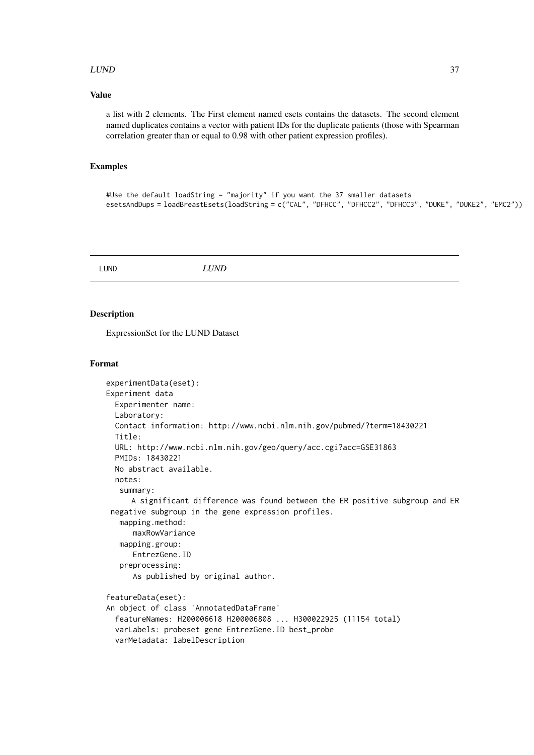## Value

a list with 2 elements. The First element named esets contains the datasets. The second element named duplicates contains a vector with patient IDs for the duplicate patients (those with Spearman correlation greater than or equal to 0.98 with other patient expression profiles).

## Examples

```
#Use the default loadString = "majority" if you want the 37 smaller datasets
esetsAndDups = loadBreastEsets(loadString = c("CAL", "DFHCC", "DFHCC2", "DFHCC3", "DUKE", "DUKE2", "EMC2"))
```

---

# LUND *LUND*

---

## Description

ExpressionSet for the LUND Dataset

## Format

```
experimentData(eset):
Experiment data
  Experimenter name:
  Laboratory:
  Contact information: http://www.ncbi.nlm.nih.gov/pubmed/?term=18430221
  Title:
  URL: http://www.ncbi.nlm.nih.gov/geo/query/acc.cgi?acc=GSE31863
  PMIDs: 18430221
  No abstract available.
  notes:
   summary:
      A significant difference was found between the ER positive subgroup and ER
 negative subgroup in the gene expression profiles.
   mapping.method:
      maxRowVariance
   mapping.group:
      EntrezGene.ID
   preprocessing:
      As published by original author.

featureData(eset):
An object of class 'AnnotatedDataFrame'
  featureNames: H200006618 H200006808 ... H300022925 (11154 total)
  varLabels: probeset gene EntrezGene.ID best_probe
  varMetadata: labelDescription
```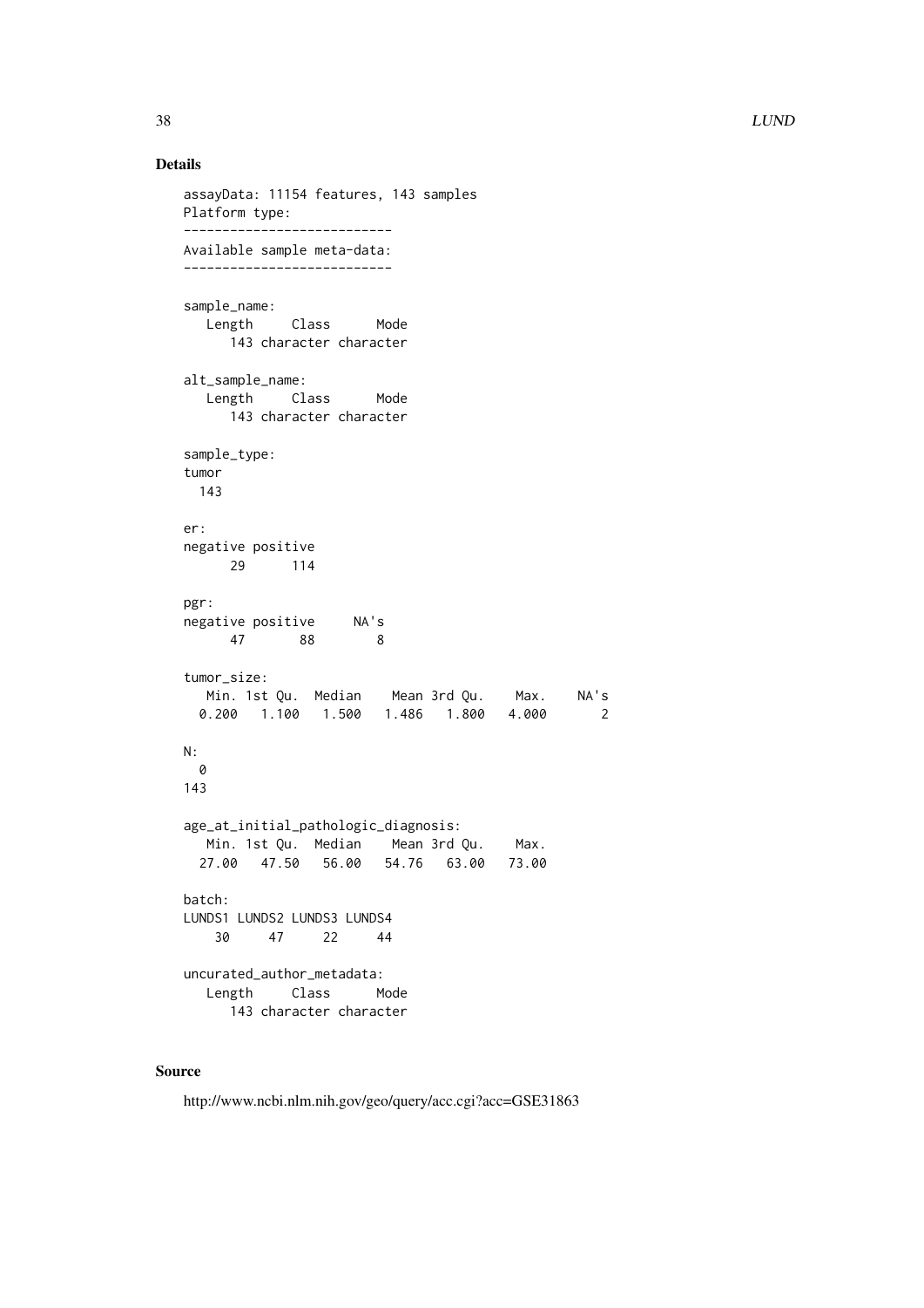## Details

```
assayData: 11154 features, 143 samples
Platform type:
---------------------------
Available sample meta-data:
---------------------------

sample_name:
   Length     Class      Mode
      143 character character

alt_sample_name:
   Length     Class      Mode
      143 character character

sample_type:
tumor
  143

er:
negative positive
      29      114

pgr:
negative positive     NA's
      47       88        8

tumor_size:
   Min. 1st Qu.  Median    Mean 3rd Qu.    Max.    NA's
  0.200   1.100   1.500   1.486   1.800   4.000       2

N:
  0
143

age_at_initial_pathologic_diagnosis:
   Min. 1st Qu.  Median    Mean 3rd Qu.    Max.
  27.00   47.50   56.00   54.76   63.00   73.00

batch:
LUNDS1 LUNDS2 LUNDS3 LUNDS4
    30     47     22     44

uncurated_author_metadata:
   Length     Class      Mode
      143 character character
```

## Source

http://www.ncbi.nlm.nih.gov/geo/query/acc.cgi?acc=GSE31863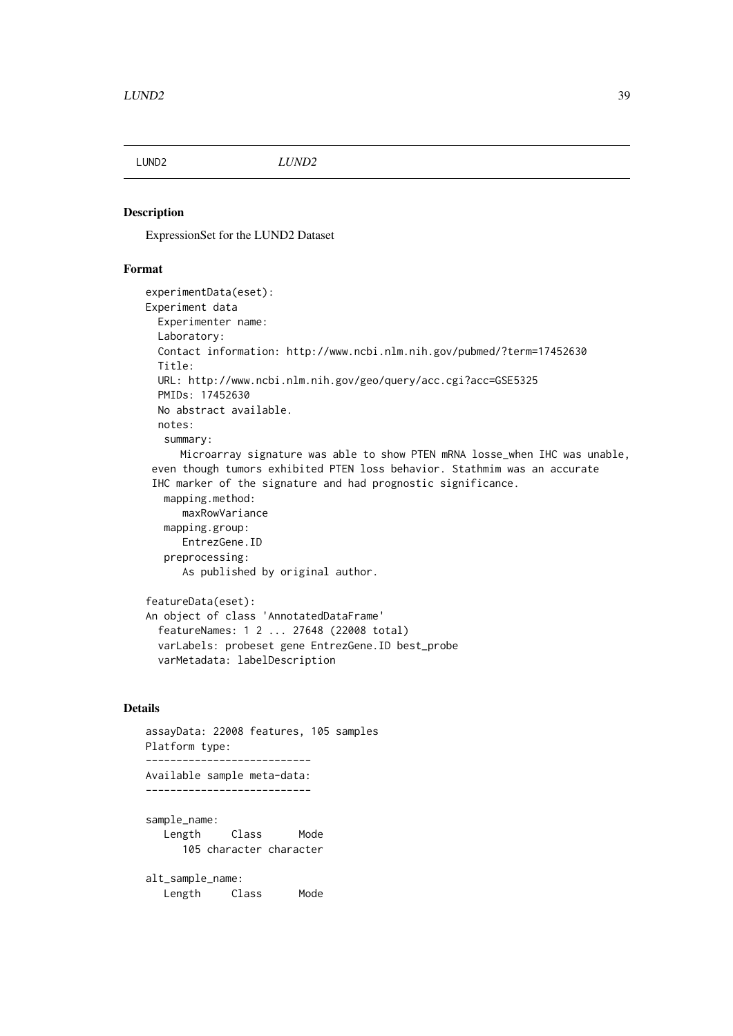## LUND2 *LUND2*

### Description

ExpressionSet for the LUND2 Dataset

### Format

```
experimentData(eset):
Experiment data
  Experimenter name:
  Laboratory:
  Contact information: http://www.ncbi.nlm.nih.gov/pubmed/?term=17452630
  Title:
  URL: http://www.ncbi.nlm.nih.gov/geo/query/acc.cgi?acc=GSE5325
  PMIDs: 17452630
  No abstract available.
  notes:
   summary:
      Microarray signature was able to show PTEN mRNA losse_when IHC was unable,
 even though tumors exhibited PTEN loss behavior. Stathmim was an accurate
 IHC marker of the signature and had prognostic significance.
   mapping.method:
      maxRowVariance
   mapping.group:
      EntrezGene.ID
   preprocessing:
      As published by original author.

featureData(eset):
An object of class 'AnnotatedDataFrame'
  featureNames: 1 2 ... 27648 (22008 total)
  varLabels: probeset gene EntrezGene.ID best_probe
  varMetadata: labelDescription
```

### Details

```
assayData: 22008 features, 105 samples
Platform type:
---------------------------
Available sample meta-data:
---------------------------

sample_name:
   Length     Class      Mode
      105 character character

alt_sample_name:
   Length     Class      Mode
```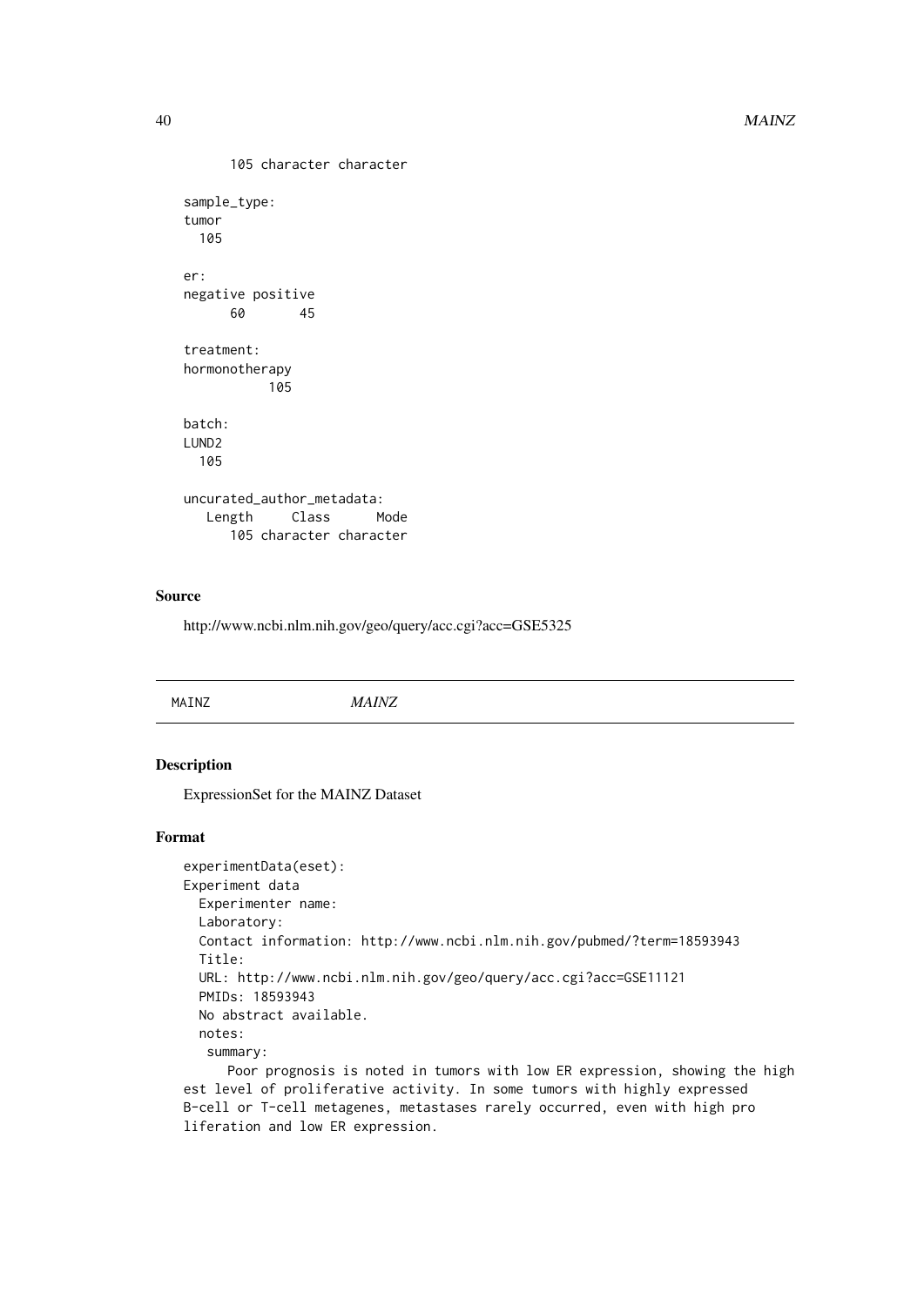```
      105 character character

sample_type:
tumor
  105

er:
negative positive
      60       45

treatment:
hormonotherapy
           105

batch:
LUND2
  105

uncurated_author_metadata:
   Length     Class      Mode
      105 character character
```

### Source

http://www.ncbi.nlm.nih.gov/geo/query/acc.cgi?acc=GSE5325

---

## MAINZ *MAINZ*

---

### Description

ExpressionSet for the MAINZ Dataset

### Format

```
experimentData(eset):
Experiment data
  Experimenter name:
  Laboratory:
  Contact information: http://www.ncbi.nlm.nih.gov/pubmed/?term=18593943
  Title:
  URL: http://www.ncbi.nlm.nih.gov/geo/query/acc.cgi?acc=GSE11121
  PMIDs: 18593943
  No abstract available.
  notes:
   summary:
      Poor prognosis is noted in tumors with low ER expression, showing the high
est level of proliferative activity. In some tumors with highly expressed
B-cell or T-cell metagenes, metastases rarely occurred, even with high pro
liferation and low ER expression.
```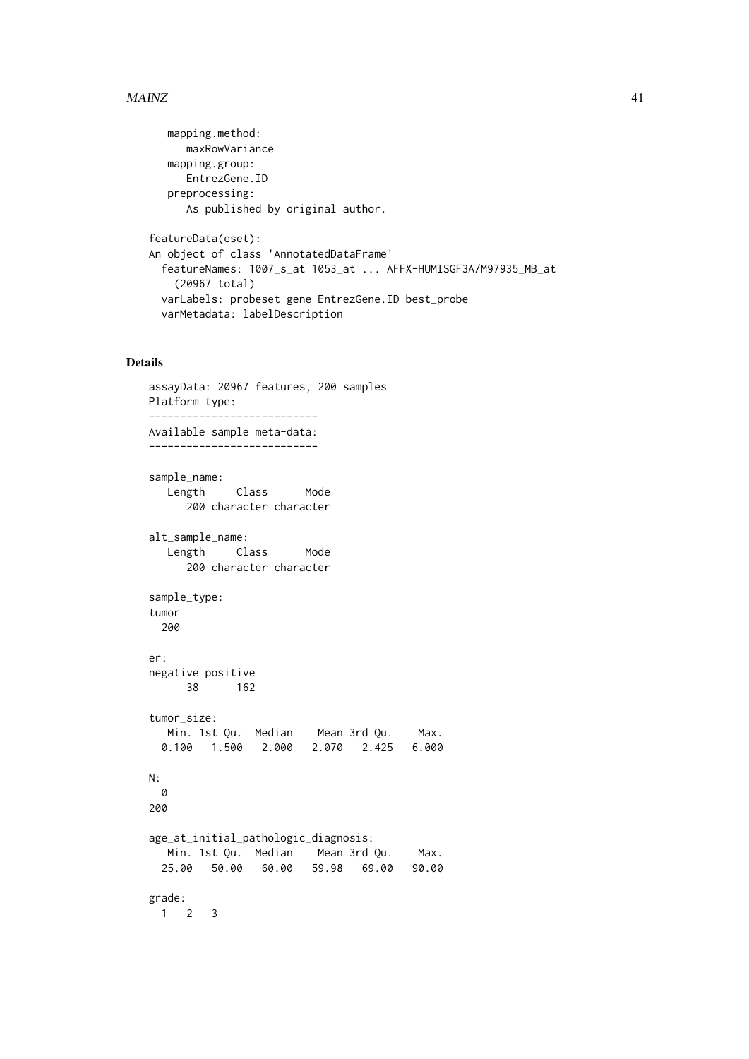```
    mapping.method:
       maxRowVariance
    mapping.group:
       EntrezGene.ID
    preprocessing:
       As published by original author.

featureData(eset):
An object of class 'AnnotatedDataFrame'
  featureNames: 1007_s_at 1053_at ... AFFX-HUMISGF3A/M97935_MB_at
    (20967 total)
  varLabels: probeset gene EntrezGene.ID best_probe
  varMetadata: labelDescription
```

### Details

```
assayData: 20967 features, 200 samples
Platform type:
---------------------------
Available sample meta-data:
---------------------------

sample_name:
   Length     Class      Mode
      200 character character

alt_sample_name:
   Length     Class      Mode
      200 character character

sample_type:
tumor
  200

er:
negative positive
      38      162

tumor_size:
   Min. 1st Qu.  Median    Mean 3rd Qu.    Max.
  0.100   1.500   2.000   2.070   2.425   6.000

N:
  0
200

age_at_initial_pathologic_diagnosis:
   Min. 1st Qu.  Median    Mean 3rd Qu.    Max.
  25.00   50.00   60.00   59.98   69.00   90.00

grade:
  1   2   3
```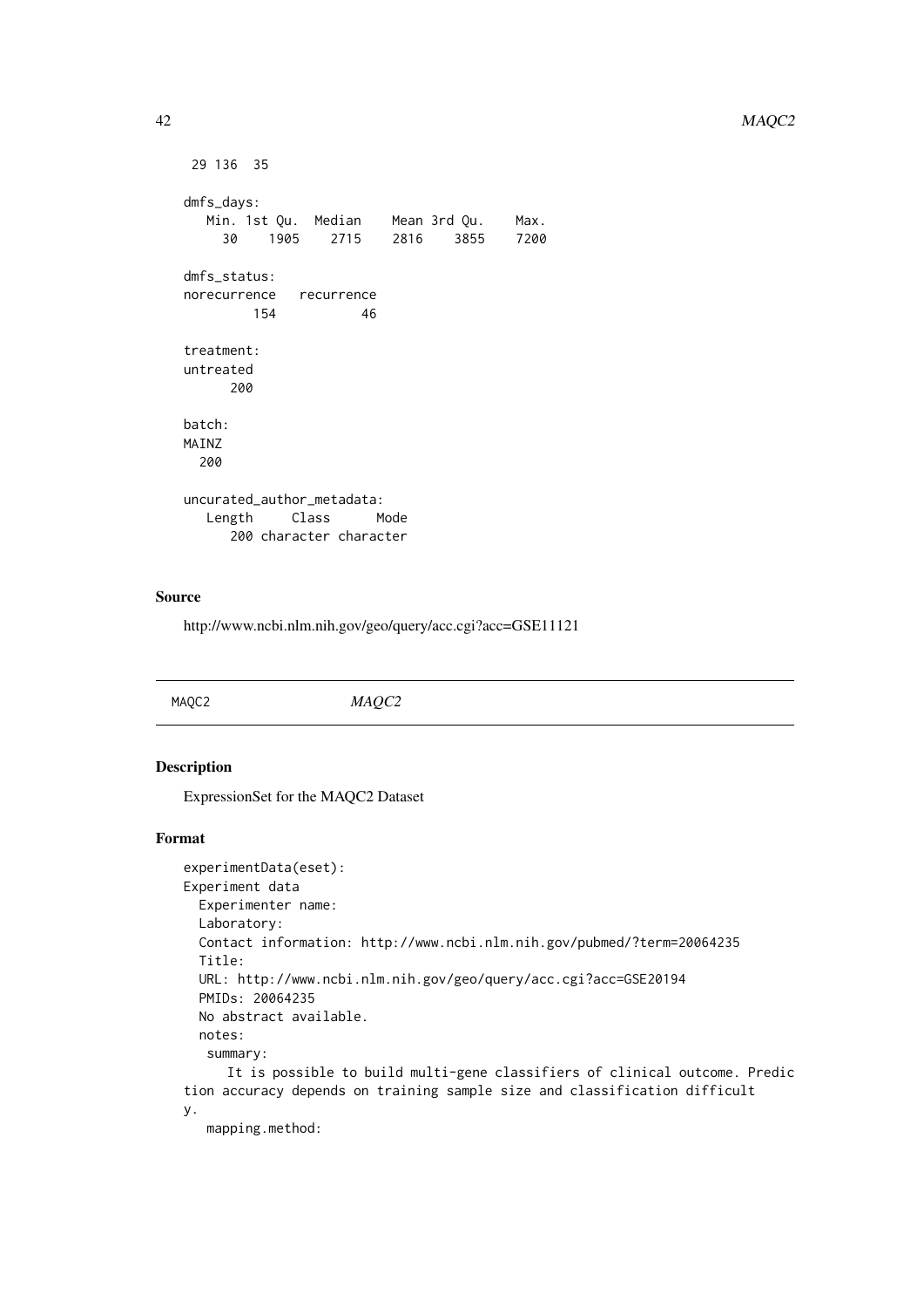```
 29 136  35

dmfs_days:
   Min. 1st Qu.  Median    Mean 3rd Qu.    Max.
     30    1905    2715    2816    3855    7200

dmfs_status:
norecurrence   recurrence
         154           46

treatment:
untreated
      200

batch:
MAINZ
  200

uncurated_author_metadata:
   Length     Class      Mode
      200 character character
```

## Source

http://www.ncbi.nlm.nih.gov/geo/query/acc.cgi?acc=GSE11121

---

MAQC2 *MAQC2*

---

## Description

ExpressionSet for the MAQC2 Dataset

## Format

```
experimentData(eset):
Experiment data
  Experimenter name:
  Laboratory:
  Contact information: http://www.ncbi.nlm.nih.gov/pubmed/?term=20064235
  Title:
  URL: http://www.ncbi.nlm.nih.gov/geo/query/acc.cgi?acc=GSE20194
  PMIDs: 20064235
  No abstract available.
  notes:
   summary:
      It is possible to build multi-gene classifiers of clinical outcome. Predic
tion accuracy depends on training sample size and classification difficult
y.
   mapping.method:
```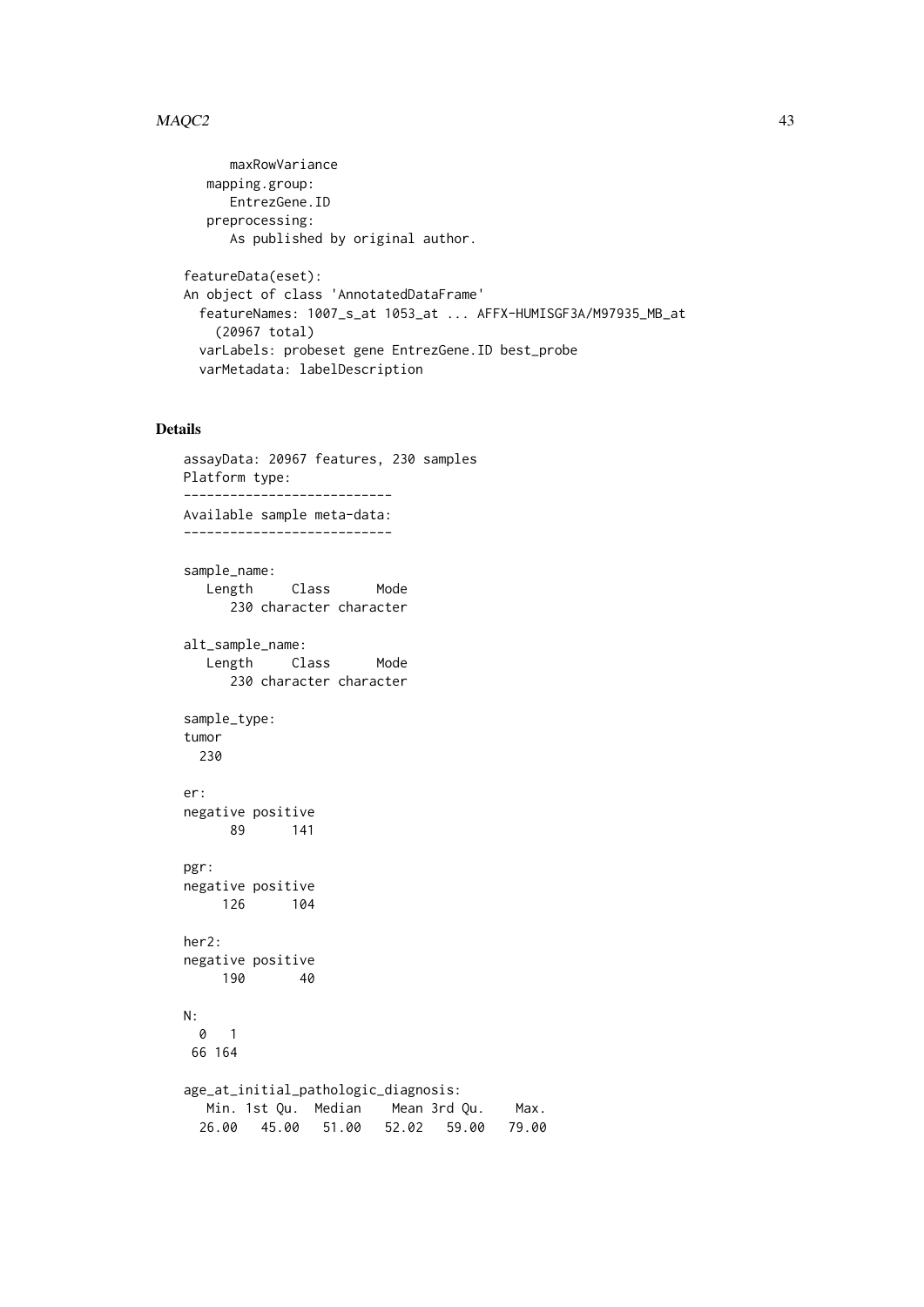```
      maxRowVariance
    mapping.group:
      EntrezGene.ID
    preprocessing:
      As published by original author.

featureData(eset):
An object of class 'AnnotatedDataFrame'
  featureNames: 1007_s_at 1053_at ... AFFX-HUMISGF3A/M97935_MB_at
    (20967 total)
  varLabels: probeset gene EntrezGene.ID best_probe
  varMetadata: labelDescription
```

## Details

```
assayData: 20967 features, 230 samples
Platform type:
---------------------------
Available sample meta-data:
---------------------------

sample_name:
   Length     Class      Mode
      230 character character

alt_sample_name:
   Length     Class      Mode
      230 character character

sample_type:
tumor
  230

er:
negative positive
      89      141

pgr:
negative positive
     126      104

her2:
negative positive
     190       40

N:
  0   1
 66 164

age_at_initial_pathologic_diagnosis:
   Min. 1st Qu.  Median    Mean 3rd Qu.    Max.
  26.00   45.00   51.00   52.02   59.00   79.00
```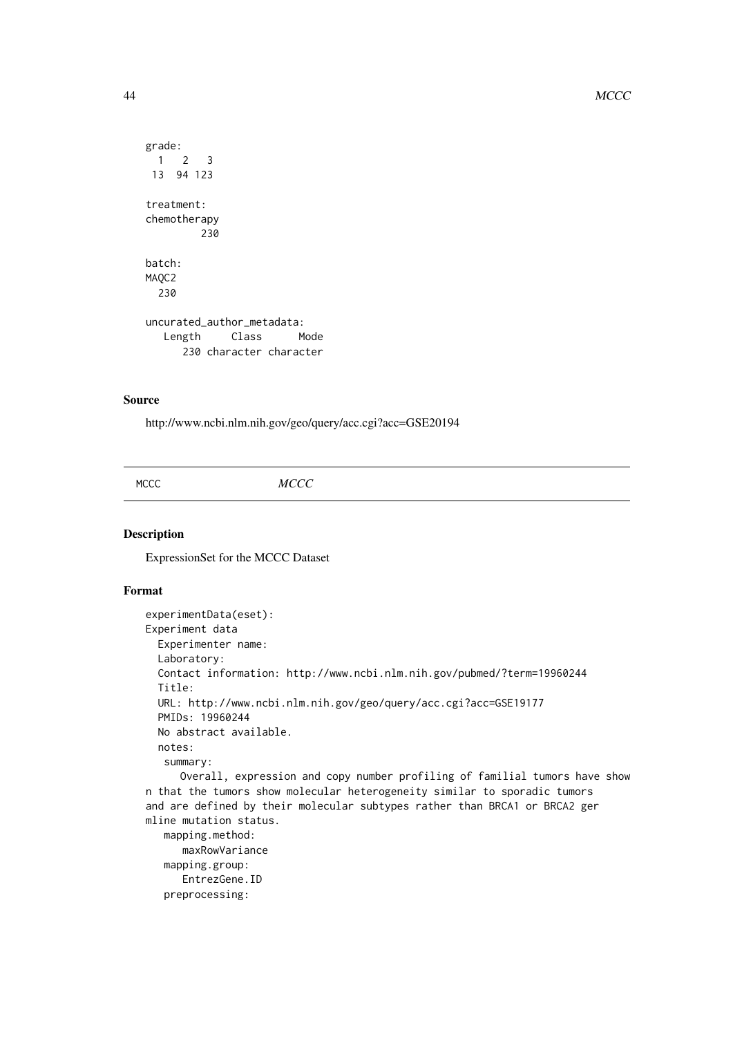```
grade:
  1   2   3 
 13  94 123 

treatment:
chemotherapy 
         230 

batch:
MAQC2 
  230 

uncurated_author_metadata:
   Length     Class      Mode 
      230 character character 
```

## Source

http://www.ncbi.nlm.nih.gov/geo/query/acc.cgi?acc=GSE20194

---

# MCCC *MCCC*

---

## Description

ExpressionSet for the MCCC Dataset

## Format

```
experimentData(eset):
Experiment data
  Experimenter name:
  Laboratory:
  Contact information: http://www.ncbi.nlm.nih.gov/pubmed/?term=19960244
  Title:
  URL: http://www.ncbi.nlm.nih.gov/geo/query/acc.cgi?acc=GSE19177
  PMIDs: 19960244
  No abstract available.
  notes:
   summary:
      Overall, expression and copy number profiling of familial tumors have show
n that the tumors show molecular heterogeneity similar to sporadic tumors
and are defined by their molecular subtypes rather than BRCA1 or BRCA2 ger
mline mutation status.
   mapping.method:
      maxRowVariance
   mapping.group:
      EntrezGene.ID
   preprocessing:
```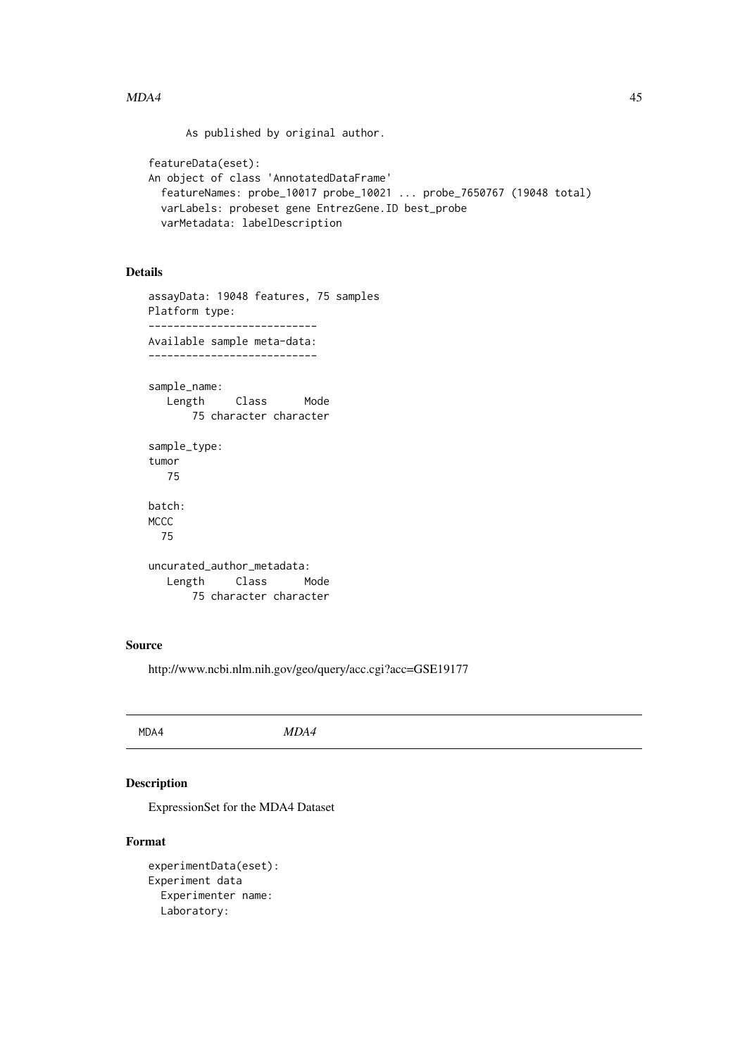```
      As published by original author.

featureData(eset):
An object of class 'AnnotatedDataFrame'
  featureNames: probe_10017 probe_10021 ... probe_7650767 (19048 total)
  varLabels: probeset gene EntrezGene.ID best_probe
  varMetadata: labelDescription
```

### Details

```
assayData: 19048 features, 75 samples
Platform type:
---------------------------
Available sample meta-data:
---------------------------

sample_name:
   Length     Class      Mode
       75 character character

sample_type:
tumor
   75

batch:
MCCC
  75

uncurated_author_metadata:
   Length     Class      Mode
       75 character character
```

### Source

http://www.ncbi.nlm.nih.gov/geo/query/acc.cgi?acc=GSE19177

---

## MDA4 *MDA4*

### Description

ExpressionSet for the MDA4 Dataset

### Format

```
experimentData(eset):
Experiment data
  Experimenter name:
  Laboratory:
```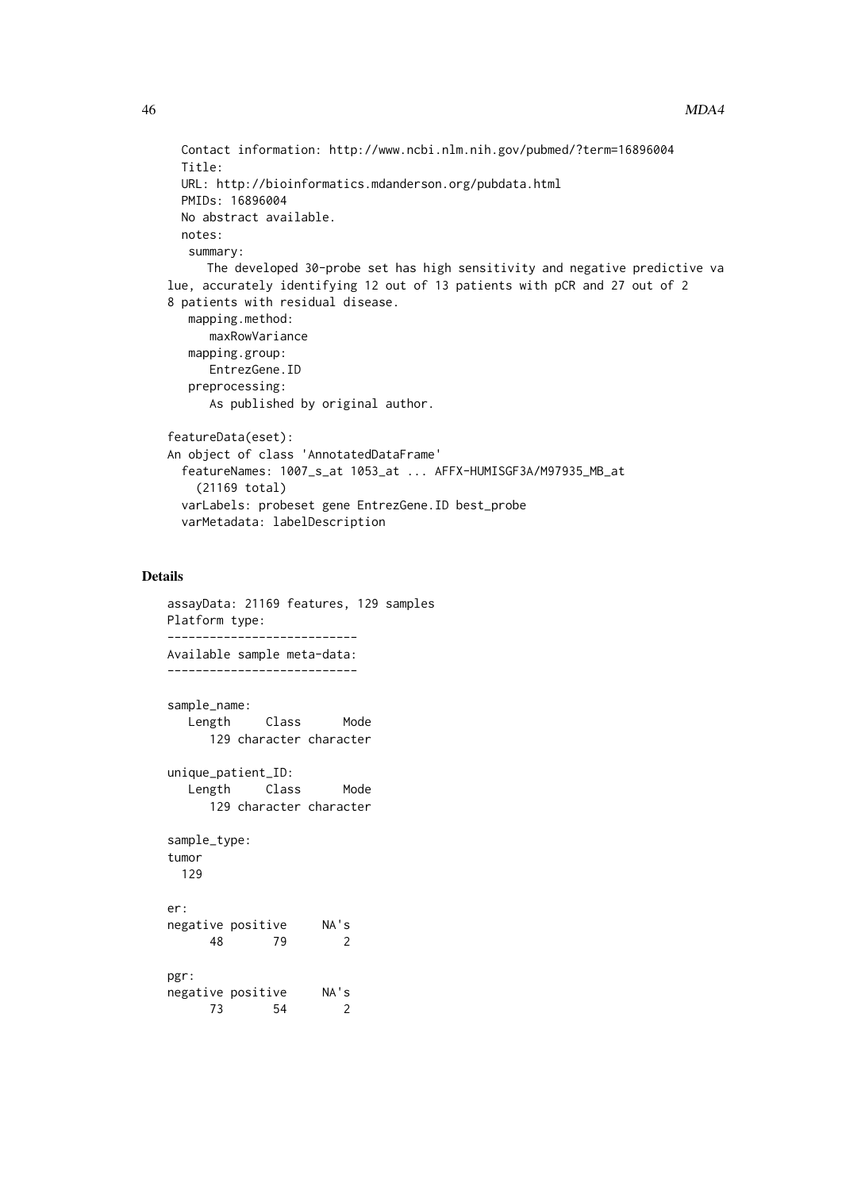```
  Contact information: http://www.ncbi.nlm.nih.gov/pubmed/?term=16896004
  Title:
  URL: http://bioinformatics.mdanderson.org/pubdata.html
  PMIDs: 16896004
  No abstract available.
  notes:
   summary:
      The developed 30-probe set has high sensitivity and negative predictive va
lue, accurately identifying 12 out of 13 patients with pCR and 27 out of 2
8 patients with residual disease.
   mapping.method:
      maxRowVariance
   mapping.group:
      EntrezGene.ID
   preprocessing:
      As published by original author.

featureData(eset):
An object of class 'AnnotatedDataFrame'
  featureNames: 1007_s_at 1053_at ... AFFX-HUMISGF3A/M97935_MB_at
    (21169 total)
  varLabels: probeset gene EntrezGene.ID best_probe
  varMetadata: labelDescription
```

## Details

```
assayData: 21169 features, 129 samples
Platform type:
---------------------------
Available sample meta-data:
---------------------------

sample_name:
   Length     Class      Mode
      129 character character

unique_patient_ID:
   Length     Class      Mode
      129 character character

sample_type:
tumor
  129

er:
negative positive     NA's
      48       79        2

pgr:
negative positive     NA's
      73       54        2
```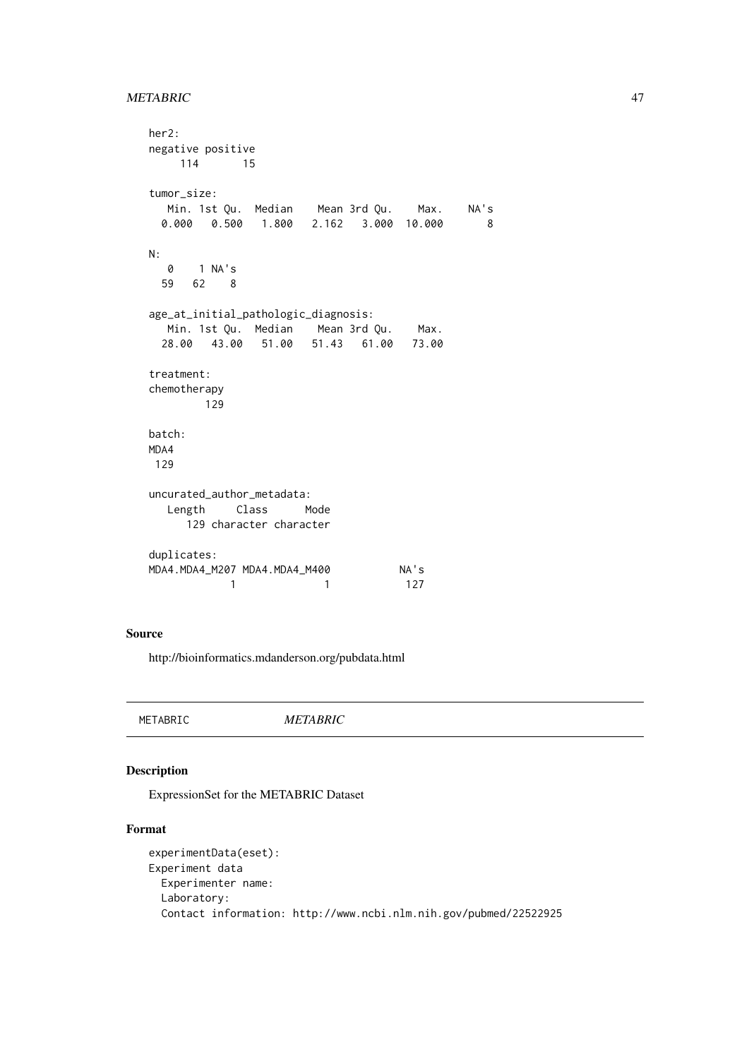```
her2:
negative positive
     114       15

tumor_size:
   Min. 1st Qu.  Median    Mean 3rd Qu.    Max.    NA's
  0.000   0.500   1.800   2.162   3.000  10.000       8

N:
   0    1 NA's
  59   62    8

age_at_initial_pathologic_diagnosis:
   Min. 1st Qu.  Median    Mean 3rd Qu.    Max.
  28.00   43.00   51.00   51.43   61.00   73.00

treatment:
chemotherapy
         129

batch:
MDA4
 129

uncurated_author_metadata:
   Length     Class      Mode
      129 character character

duplicates:
MDA4.MDA4_M207 MDA4.MDA4_M400           NA's
             1              1            127
```

### Source

http://bioinformatics.mdanderson.org/pubdata.html

---

METABRIC *METABRIC*

---

### Description

ExpressionSet for the METABRIC Dataset

### Format

```
experimentData(eset):
Experiment data
  Experimenter name:
  Laboratory:
  Contact information: http://www.ncbi.nlm.nih.gov/pubmed/22522925
```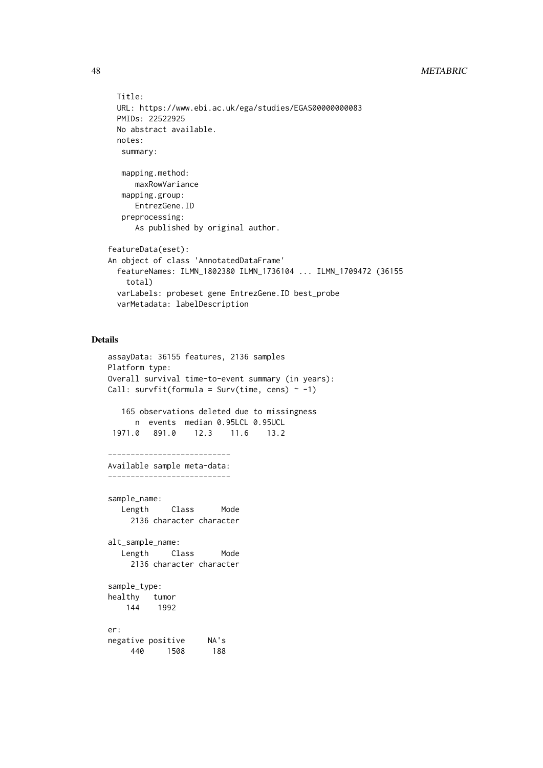```
  Title:
  URL: https://www.ebi.ac.uk/ega/studies/EGAS00000000083
  PMIDs: 22522925
  No abstract available.
  notes:
   summary:

   mapping.method:
      maxRowVariance
   mapping.group:
      EntrezGene.ID
   preprocessing:
      As published by original author.

featureData(eset):
An object of class 'AnnotatedDataFrame'
  featureNames: ILMN_1802380 ILMN_1736104 ... ILMN_1709472 (36155
    total)
  varLabels: probeset gene EntrezGene.ID best_probe
  varMetadata: labelDescription
```

## Details

```
assayData: 36155 features, 2136 samples
Platform type:
Overall survival time-to-event summary (in years):
Call: survfit(formula = Surv(time, cens) ~ -1)

   165 observations deleted due to missingness
      n  events  median 0.95LCL 0.95UCL
 1971.0   891.0    12.3    11.6    13.2

---------------------------
Available sample meta-data:
---------------------------

sample_name:
   Length     Class      Mode
     2136 character character

alt_sample_name:
   Length     Class      Mode
     2136 character character

sample_type:
healthy   tumor
    144    1992

er:
negative positive     NA's
     440     1508      188
```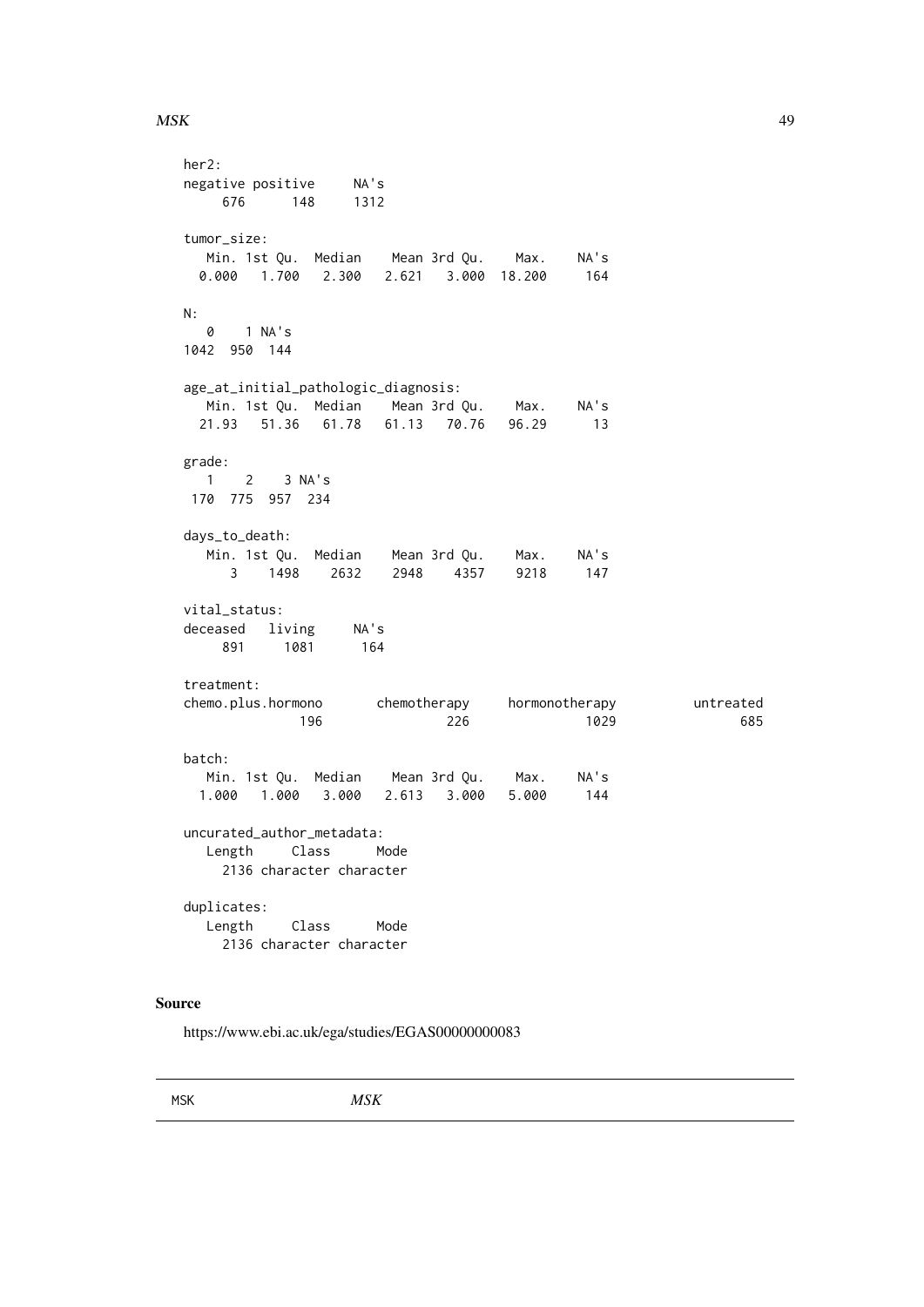```
her2:
negative positive     NA's
     676      148     1312

tumor_size:
   Min. 1st Qu.  Median    Mean 3rd Qu.    Max.    NA's
  0.000   1.700   2.300   2.621   3.000  18.200     164

N:
   0    1 NA's
1042  950  144

age_at_initial_pathologic_diagnosis:
   Min. 1st Qu.  Median    Mean 3rd Qu.    Max.    NA's
  21.93   51.36   61.78   61.13   70.76   96.29      13

grade:
   1    2    3 NA's
 170  775  957  234

days_to_death:
   Min. 1st Qu.  Median    Mean 3rd Qu.    Max.    NA's
      3    1498    2632    2948    4357    9218     147

vital_status:
deceased   living     NA's
     891     1081      164

treatment:
chemo.plus.hormono       chemotherapy     hormonotherapy          untreated
               196                226               1029                685

batch:
   Min. 1st Qu.  Median    Mean 3rd Qu.    Max.    NA's
  1.000   1.000   3.000   2.613   3.000   5.000     144

uncurated_author_metadata:
   Length     Class      Mode
     2136 character character

duplicates:
   Length     Class      Mode
     2136 character character
```

## Source

https://www.ebi.ac.uk/ega/studies/EGAS00000000083

---

MSK *MSK*

---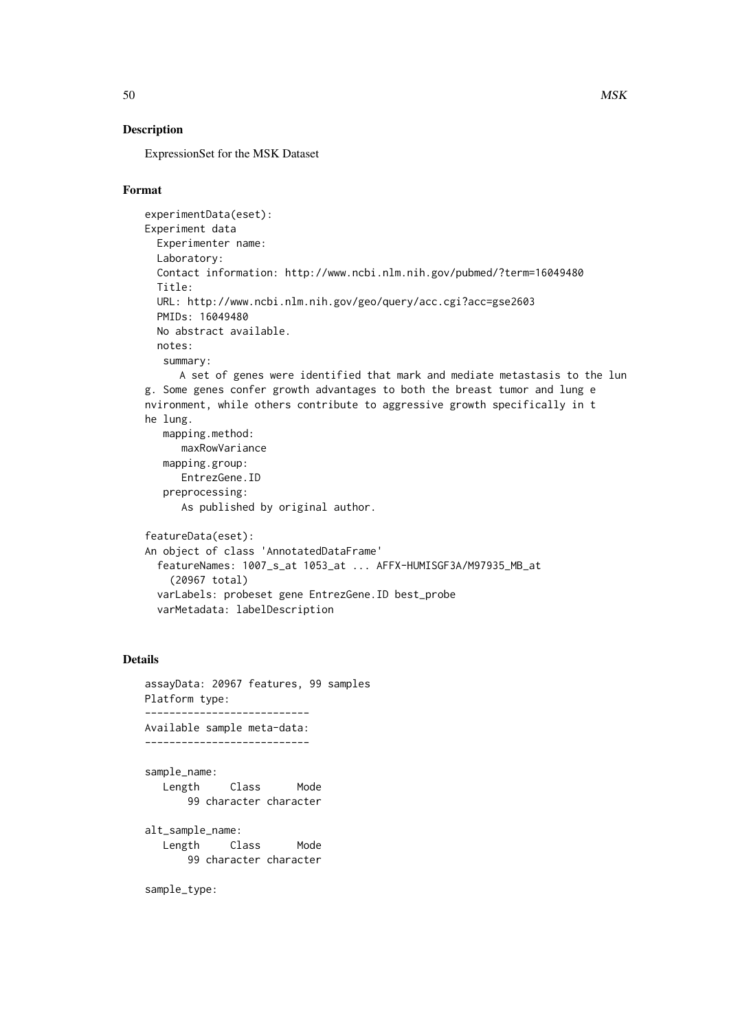## Description

ExpressionSet for the MSK Dataset

## Format

```
experimentData(eset):
Experiment data
  Experimenter name:
  Laboratory:
  Contact information: http://www.ncbi.nlm.nih.gov/pubmed/?term=16049480
  Title:
  URL: http://www.ncbi.nlm.nih.gov/geo/query/acc.cgi?acc=gse2603
  PMIDs: 16049480
  No abstract available.
  notes:
   summary:
      A set of genes were identified that mark and mediate metastasis to the lun
g. Some genes confer growth advantages to both the breast tumor and lung e
nvironment, while others contribute to aggressive growth specifically in t
he lung.
   mapping.method:
      maxRowVariance
   mapping.group:
      EntrezGene.ID
   preprocessing:
      As published by original author.

featureData(eset):
An object of class 'AnnotatedDataFrame'
  featureNames: 1007_s_at 1053_at ... AFFX-HUMISGF3A/M97935_MB_at
    (20967 total)
  varLabels: probeset gene EntrezGene.ID best_probe
  varMetadata: labelDescription
```

## Details

```
assayData: 20967 features, 99 samples
Platform type:
---------------------------
Available sample meta-data:
---------------------------

sample_name:
   Length     Class      Mode
       99 character character

alt_sample_name:
   Length     Class      Mode
       99 character character

sample_type:
```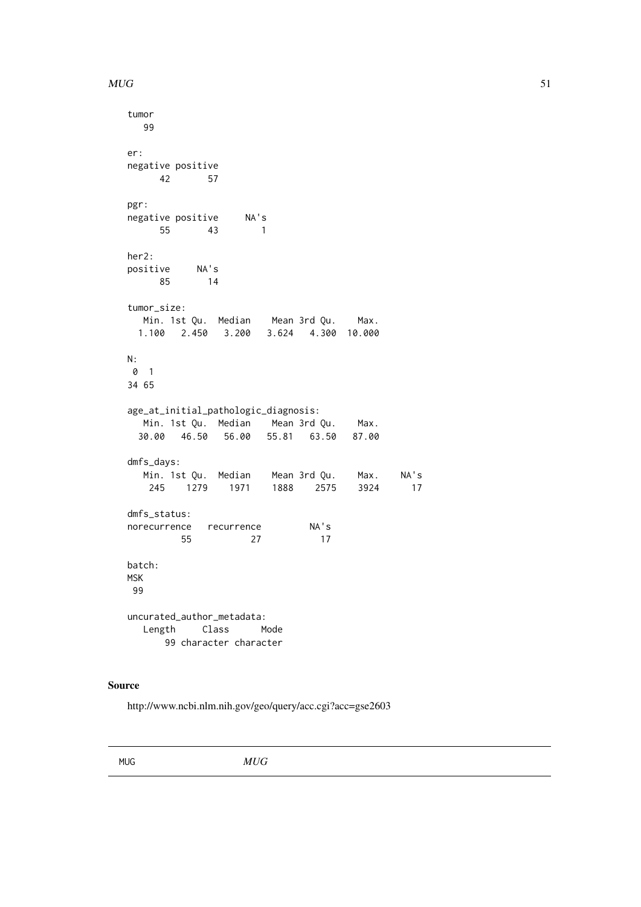```
tumor
   99

er:
negative positive
      42       57

pgr:
negative positive     NA's
      55       43        1

her2:
positive     NA's
      85       14

tumor_size:
   Min. 1st Qu.  Median    Mean 3rd Qu.    Max.
  1.100   2.450   3.200   3.624   4.300  10.000

N:
 0  1
34 65

age_at_initial_pathologic_diagnosis:
   Min. 1st Qu.  Median    Mean 3rd Qu.    Max.
  30.00   46.50   56.00   55.81   63.50   87.00

dmfs_days:
   Min. 1st Qu.  Median    Mean 3rd Qu.    Max.    NA's
    245    1279    1971    1888    2575    3924      17

dmfs_status:
norecurrence   recurrence         NA's
          55           27           17

batch:
MSK
 99

uncurated_author_metadata:
   Length     Class      Mode
       99 character character
```

## Source

http://www.ncbi.nlm.nih.gov/geo/query/acc.cgi?acc=gse2603

---

MUG *MUG*

---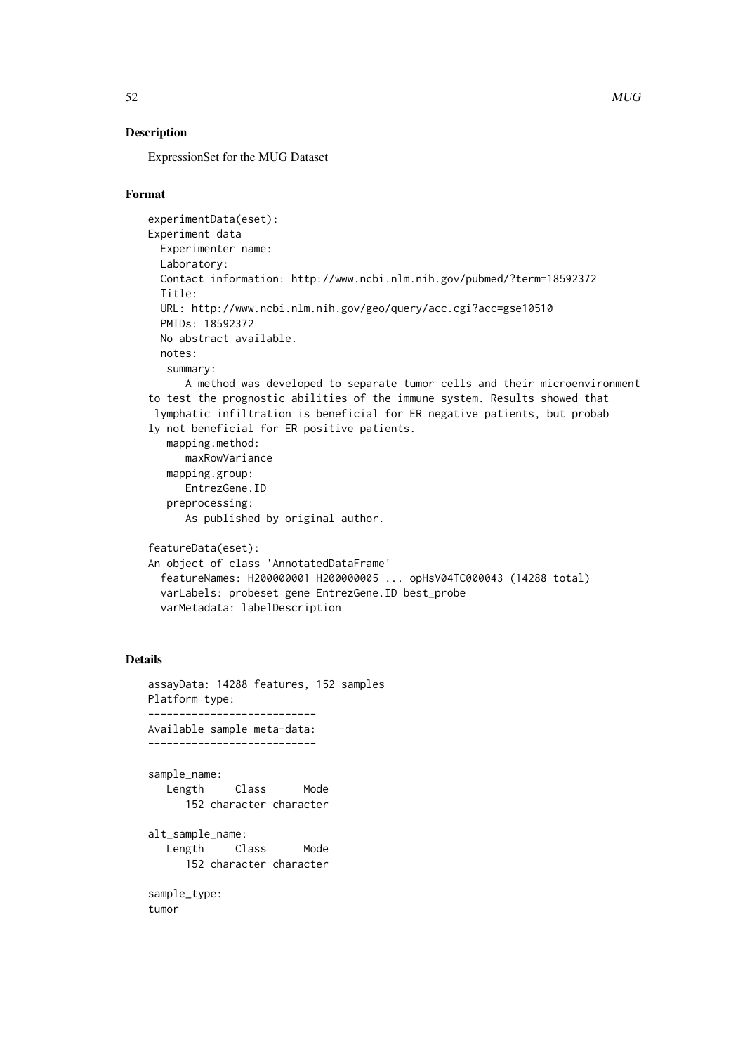### Description

ExpressionSet for the MUG Dataset

### Format

```
experimentData(eset):
Experiment data
  Experimenter name:
  Laboratory:
  Contact information: http://www.ncbi.nlm.nih.gov/pubmed/?term=18592372
  Title:
  URL: http://www.ncbi.nlm.nih.gov/geo/query/acc.cgi?acc=gse10510
  PMIDs: 18592372
  No abstract available.
  notes:
   summary:
      A method was developed to separate tumor cells and their microenvironment
to test the prognostic abilities of the immune system. Results showed that
 lymphatic infiltration is beneficial for ER negative patients, but probab
ly not beneficial for ER positive patients.
   mapping.method:
      maxRowVariance
   mapping.group:
      EntrezGene.ID
   preprocessing:
      As published by original author.

featureData(eset):
An object of class 'AnnotatedDataFrame'
  featureNames: H200000001 H200000005 ... opHsV04TC000043 (14288 total)
  varLabels: probeset gene EntrezGene.ID best_probe
  varMetadata: labelDescription
```

### Details

```
assayData: 14288 features, 152 samples
Platform type:
---------------------------
Available sample meta-data:
---------------------------

sample_name:
   Length     Class      Mode
      152 character character

alt_sample_name:
   Length     Class      Mode
      152 character character

sample_type:
tumor
```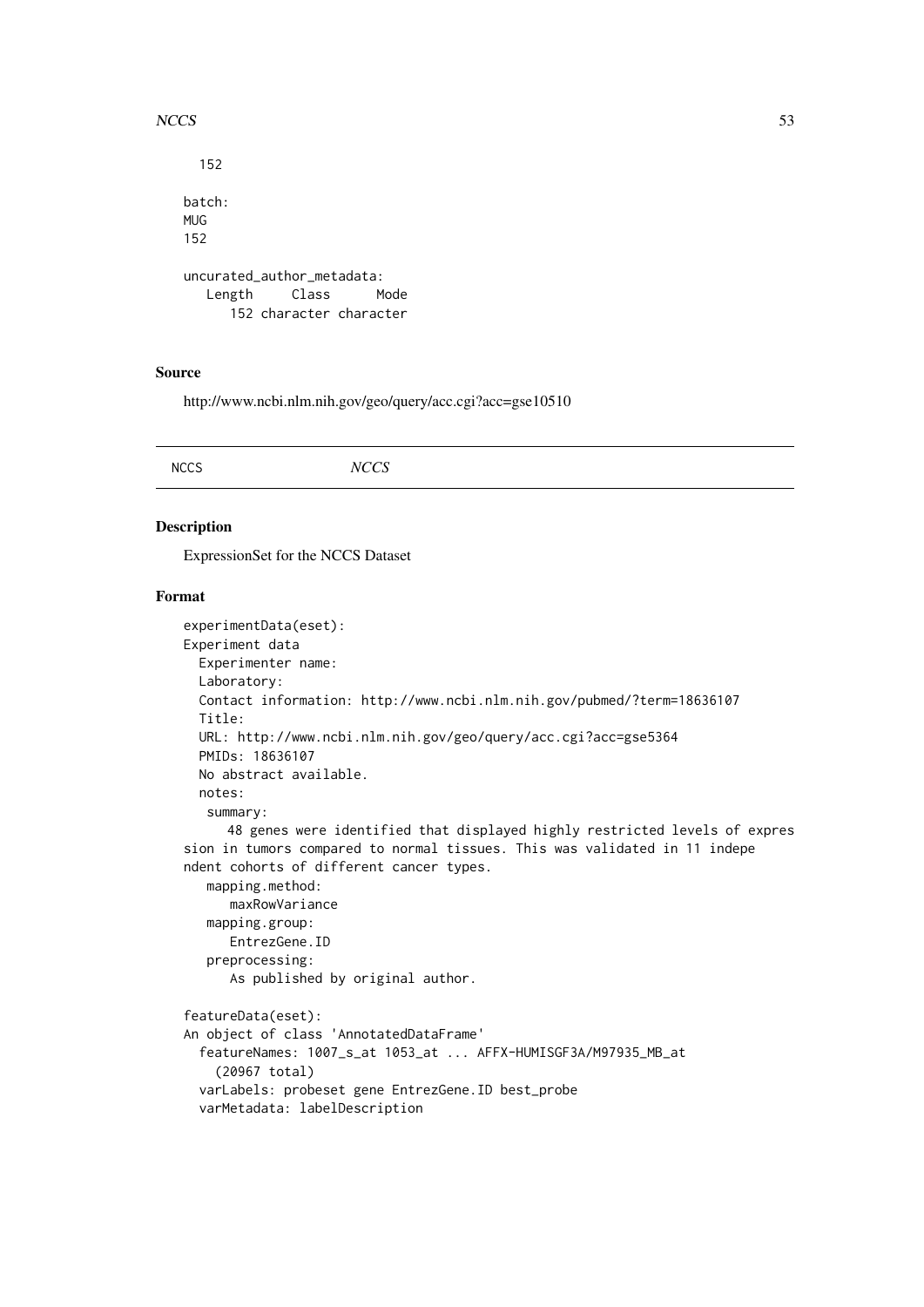```
  152

batch:
MUG
152

uncurated_author_metadata:
   Length     Class      Mode
      152 character character
```

### Source

http://www.ncbi.nlm.nih.gov/geo/query/acc.cgi?acc=gse10510

---

NCCS &nbsp;&nbsp;&nbsp;&nbsp;&nbsp;&nbsp;&nbsp;&nbsp; *NCCS*

---

### Description

ExpressionSet for the NCCS Dataset

### Format

```
experimentData(eset):
Experiment data
  Experimenter name:
  Laboratory:
  Contact information: http://www.ncbi.nlm.nih.gov/pubmed/?term=18636107
  Title:
  URL: http://www.ncbi.nlm.nih.gov/geo/query/acc.cgi?acc=gse5364
  PMIDs: 18636107
  No abstract available.
  notes:
   summary:
      48 genes were identified that displayed highly restricted levels of expres
sion in tumors compared to normal tissues. This was validated in 11 indepe
ndent cohorts of different cancer types.
   mapping.method:
      maxRowVariance
   mapping.group:
      EntrezGene.ID
   preprocessing:
      As published by original author.

featureData(eset):
An object of class 'AnnotatedDataFrame'
  featureNames: 1007_s_at 1053_at ... AFFX-HUMISGF3A/M97935_MB_at
    (20967 total)
  varLabels: probeset gene EntrezGene.ID best_probe
  varMetadata: labelDescription
```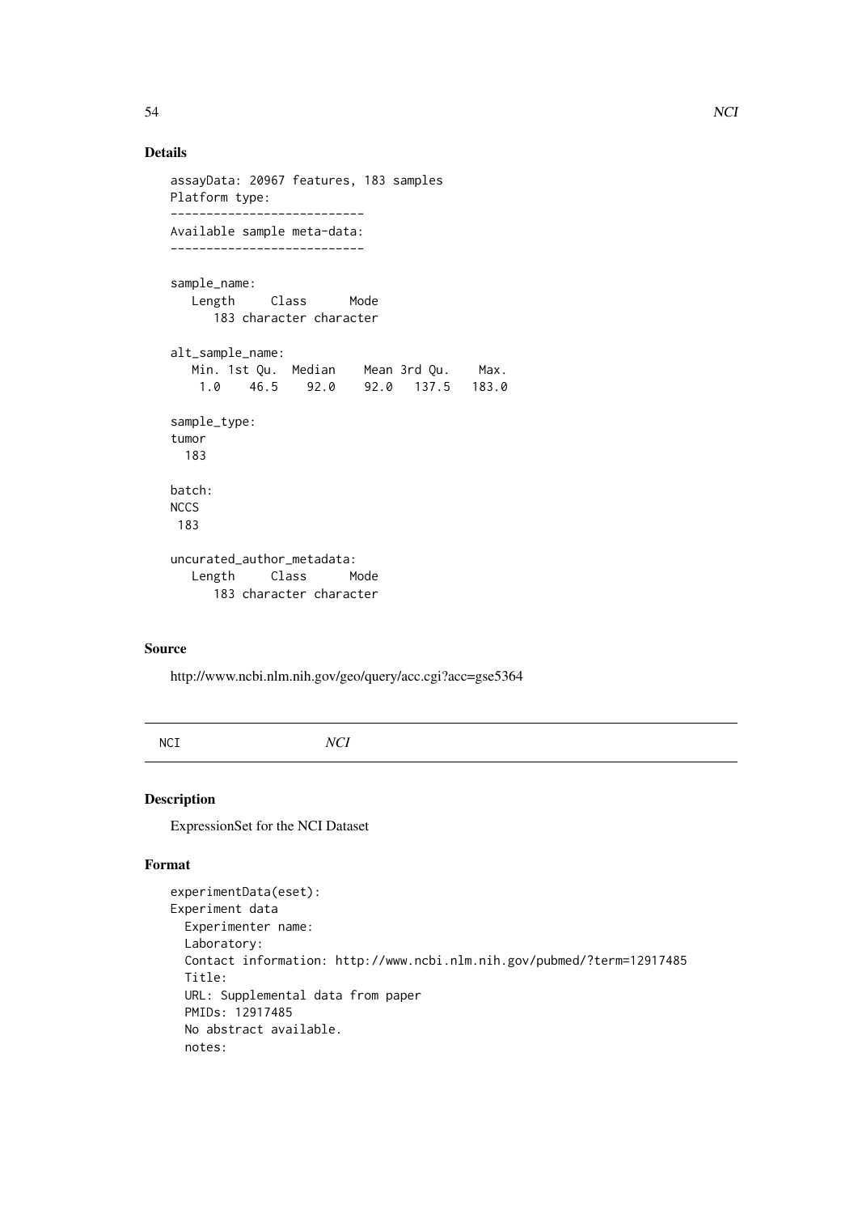## Details

```
assayData: 20967 features, 183 samples
Platform type:
---------------------------
Available sample meta-data:
---------------------------

sample_name:
   Length     Class      Mode
      183 character character

alt_sample_name:
   Min. 1st Qu.  Median    Mean 3rd Qu.    Max.
    1.0    46.5    92.0    92.0   137.5   183.0

sample_type:
tumor
  183

batch:
NCCS
 183

uncurated_author_metadata:
   Length     Class      Mode
      183 character character
```

## Source

http://www.ncbi.nlm.nih.gov/geo/query/acc.cgi?acc=gse5364

---

NCI &nbsp;&nbsp;&nbsp;&nbsp;&nbsp;&nbsp;&nbsp;&nbsp; *NCI*

---

## Description

ExpressionSet for the NCI Dataset

## Format

```
experimentData(eset):
Experiment data
  Experimenter name:
  Laboratory:
  Contact information: http://www.ncbi.nlm.nih.gov/pubmed/?term=12917485
  Title:
  URL: Supplemental data from paper
  PMIDs: 12917485
  No abstract available.
  notes:
```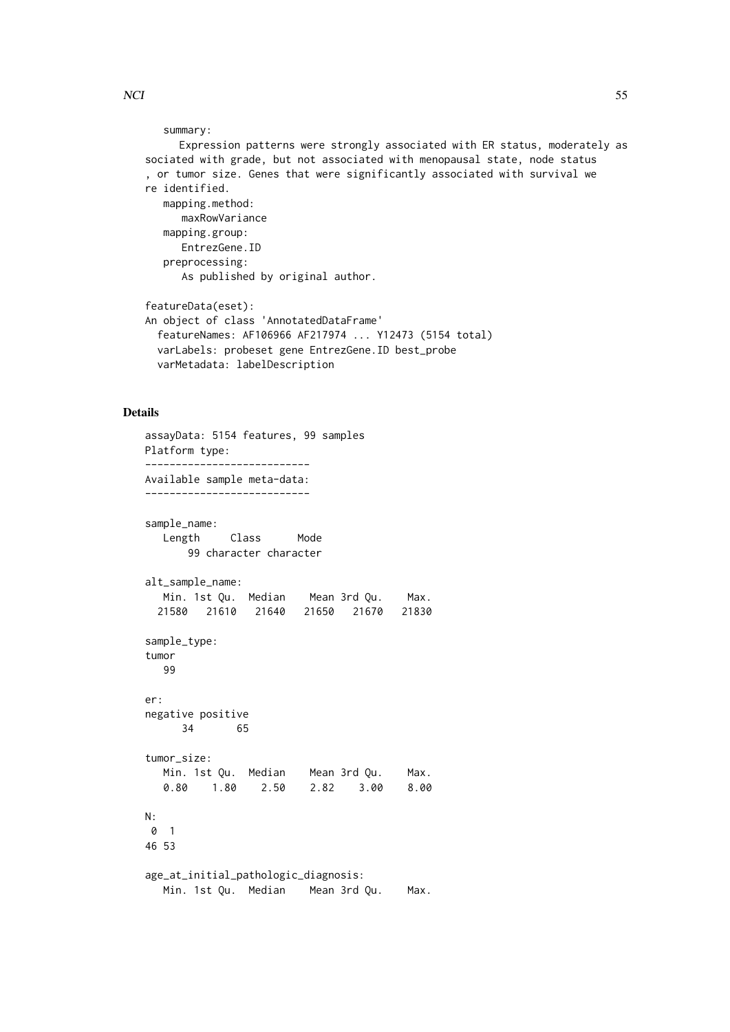```
   summary:
      Expression patterns were strongly associated with ER status, moderately as
sociated with grade, but not associated with menopausal state, node status
, or tumor size. Genes that were significantly associated with survival we
re identified.
   mapping.method:
      maxRowVariance
   mapping.group:
      EntrezGene.ID
   preprocessing:
      As published by original author.

featureData(eset):
An object of class 'AnnotatedDataFrame'
  featureNames: AF106966 AF217974 ... Y12473 (5154 total)
  varLabels: probeset gene EntrezGene.ID best_probe
  varMetadata: labelDescription
```

## Details

```
assayData: 5154 features, 99 samples
Platform type:
---------------------------
Available sample meta-data:
---------------------------

sample_name:
   Length     Class      Mode
       99 character character

alt_sample_name:
   Min. 1st Qu.  Median    Mean 3rd Qu.    Max.
  21580   21610   21640   21650   21670   21830

sample_type:
tumor
   99

er:
negative positive
      34       65

tumor_size:
   Min. 1st Qu.  Median    Mean 3rd Qu.    Max.
   0.80    1.80    2.50    2.82    3.00    8.00

N:
 0  1
46 53

age_at_initial_pathologic_diagnosis:
   Min. 1st Qu.  Median    Mean 3rd Qu.    Max.
```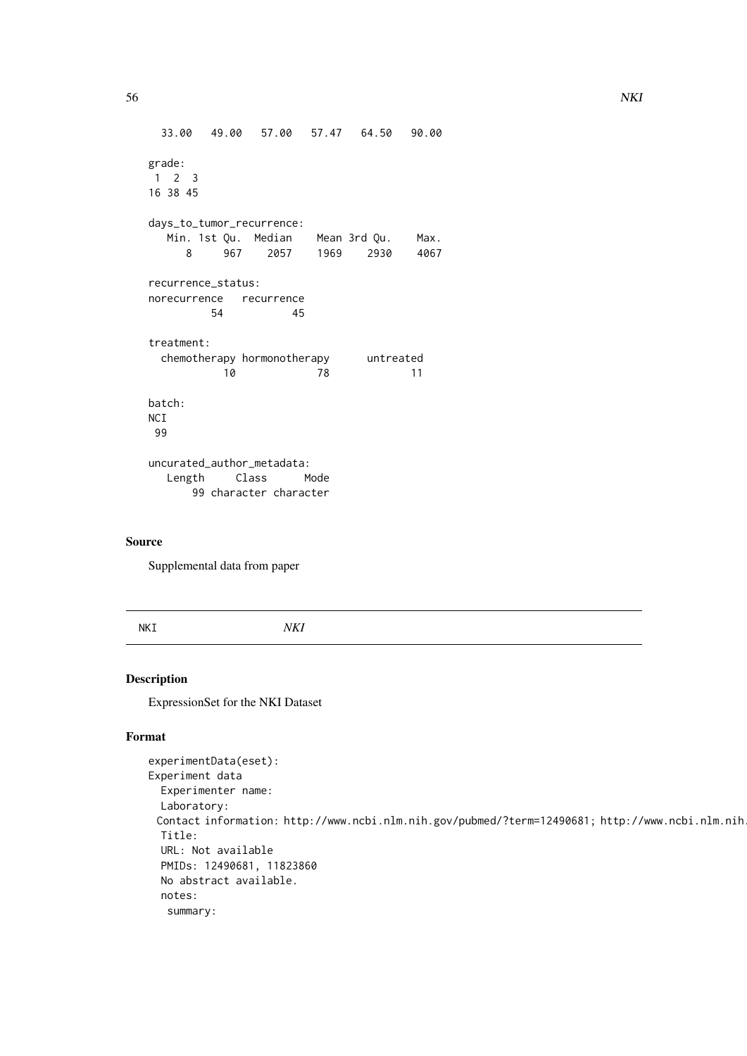```
  33.00   49.00   57.00   57.47   64.50   90.00

grade:
 1  2  3
16 38 45

days_to_tumor_recurrence:
   Min. 1st Qu.  Median    Mean 3rd Qu.    Max.
      8     967    2057    1969    2930    4067

recurrence_status:
norecurrence   recurrence
          54           45

treatment:
  chemotherapy hormonotherapy      untreated
            10             78             11

batch:
NCI
 99

uncurated_author_metadata:
   Length     Class      Mode
       99 character character
```

### Source

Supplemental data from paper

---

## NKI  *NKI*

---

### Description

ExpressionSet for the NKI Dataset

### Format

```
experimentData(eset):
Experiment data
  Experimenter name:
  Laboratory:
  Contact information: http://www.ncbi.nlm.nih.gov/pubmed/?term=12490681; http://www.ncbi.nlm.nih.
  Title:
  URL: Not available
  PMIDs: 12490681, 11823860
  No abstract available.
  notes:
   summary:
```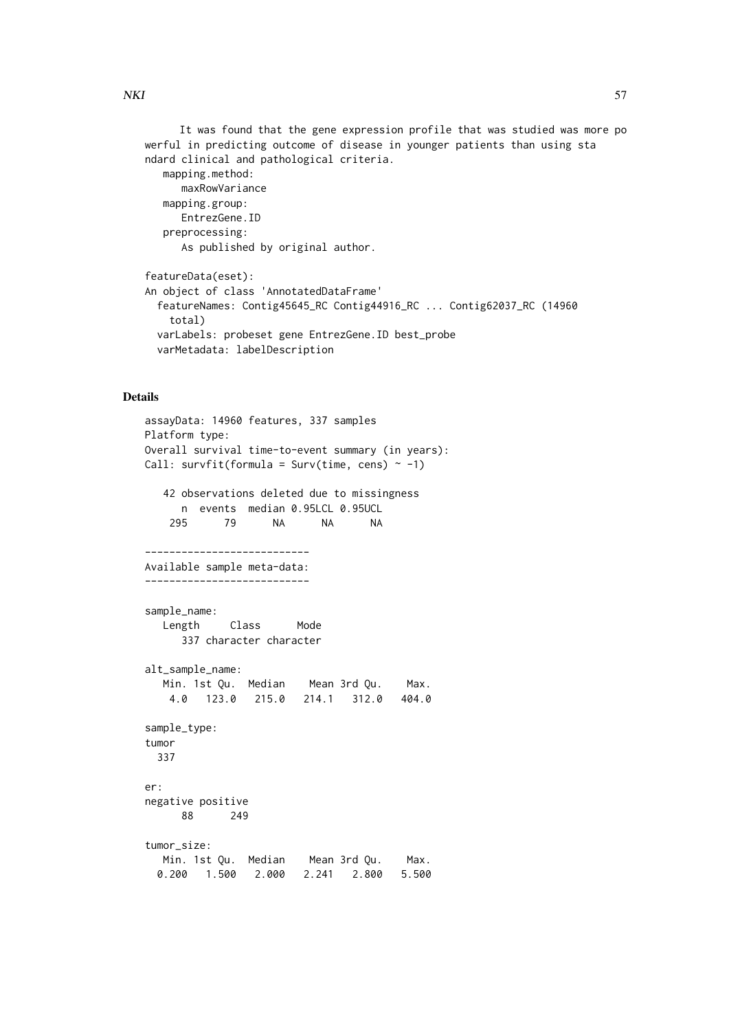```
      It was found that the gene expression profile that was studied was more po
werful in predicting outcome of disease in younger patients than using sta
ndard clinical and pathological criteria.
   mapping.method:
      maxRowVariance
   mapping.group:
      EntrezGene.ID
   preprocessing:
      As published by original author.

featureData(eset):
An object of class 'AnnotatedDataFrame'
  featureNames: Contig45645_RC Contig44916_RC ... Contig62037_RC (14960
    total)
  varLabels: probeset gene EntrezGene.ID best_probe
  varMetadata: labelDescription
```

## Details

```
assayData: 14960 features, 337 samples
Platform type:
Overall survival time-to-event summary (in years):
Call: survfit(formula = Surv(time, cens) ~ -1)

   42 observations deleted due to missingness
      n  events  median 0.95LCL 0.95UCL
    295      79      NA      NA      NA

---------------------------
Available sample meta-data:
---------------------------

sample_name:
   Length     Class      Mode
      337 character character

alt_sample_name:
   Min. 1st Qu.  Median    Mean 3rd Qu.    Max.
    4.0   123.0   215.0   214.1   312.0   404.0

sample_type:
tumor
  337

er:
negative positive
      88      249

tumor_size:
   Min. 1st Qu.  Median    Mean 3rd Qu.    Max.
  0.200   1.500   2.000   2.241   2.800   5.500
```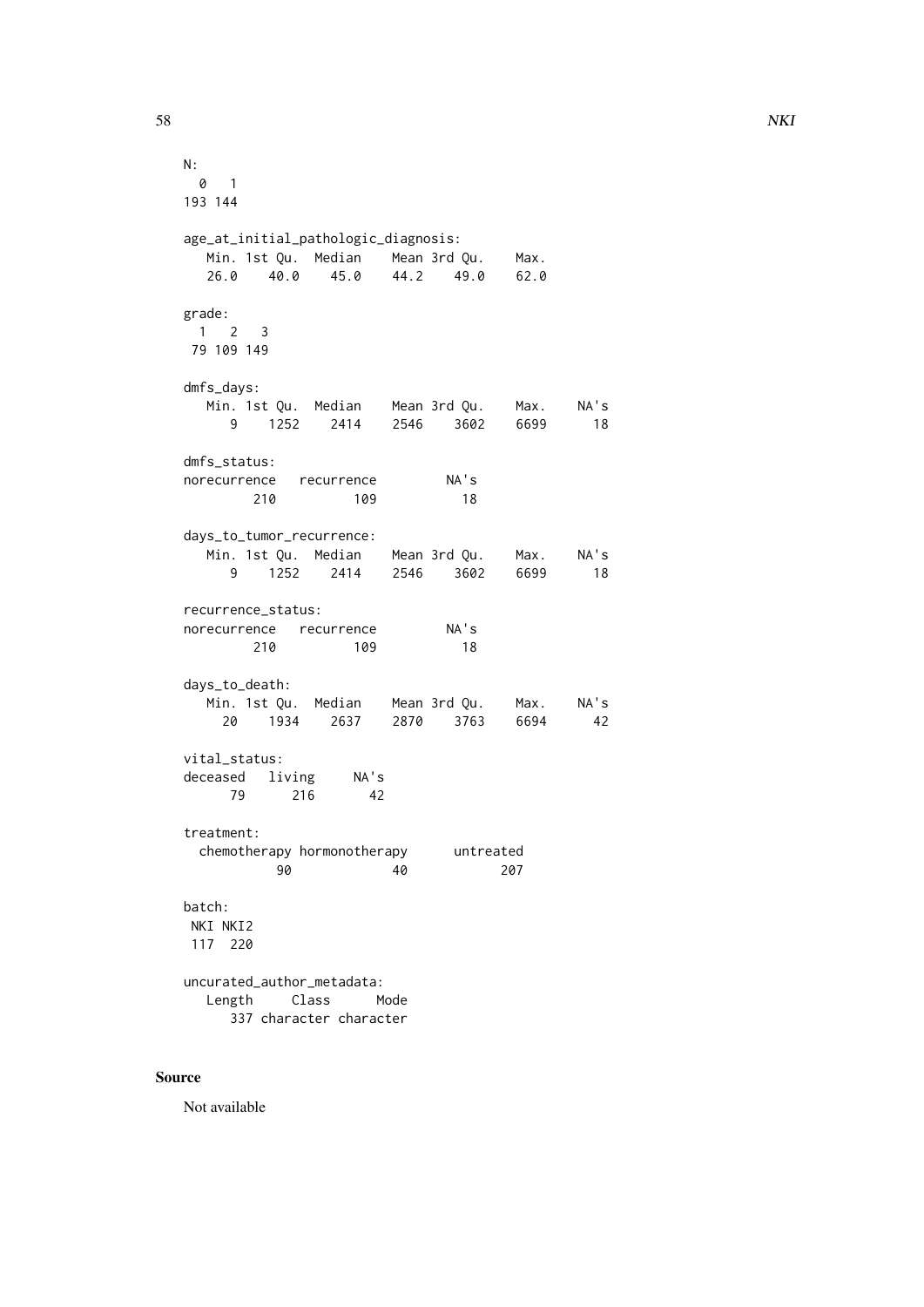```
N:
  0   1 
193 144 

age_at_initial_pathologic_diagnosis:
   Min. 1st Qu.  Median    Mean 3rd Qu.    Max. 
   26.0    40.0    45.0    44.2    49.0    62.0 

grade:
  1   2   3 
 79 109 149 

dmfs_days:
   Min. 1st Qu.  Median    Mean 3rd Qu.    Max.    NA's 
      9    1252    2414    2546    3602    6699      18 

dmfs_status:
norecurrence   recurrence         NA's 
         210          109           18 

days_to_tumor_recurrence:
   Min. 1st Qu.  Median    Mean 3rd Qu.    Max.    NA's 
      9    1252    2414    2546    3602    6699      18 

recurrence_status:
norecurrence   recurrence         NA's 
         210          109           18 

days_to_death:
   Min. 1st Qu.  Median    Mean 3rd Qu.    Max.    NA's 
     20    1934    2637    2870    3763    6694      42 

vital_status:
deceased   living     NA's 
      79      216       42 

treatment:
  chemotherapy hormonotherapy      untreated 
            90             40            207 

batch:
 NKI NKI2 
 117  220 

uncurated_author_metadata:
   Length     Class      Mode 
      337 character character 
```

## Source

Not available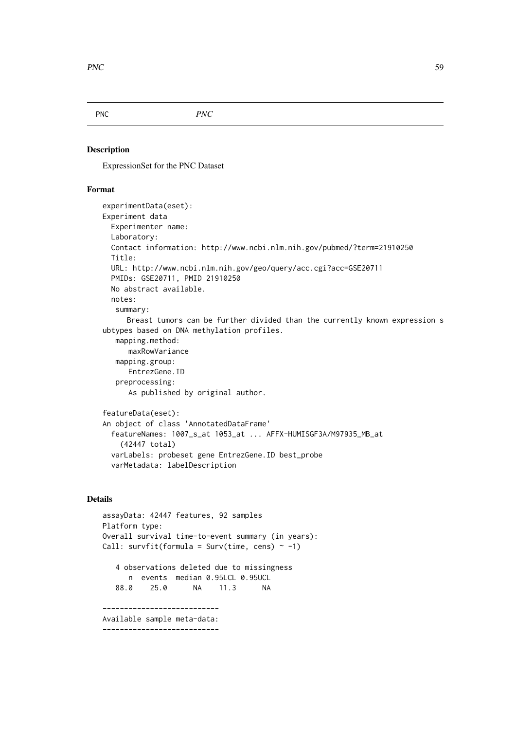PNC *PNC*

## Description

ExpressionSet for the PNC Dataset

## Format

```
experimentData(eset):
Experiment data
  Experimenter name:
  Laboratory:
  Contact information: http://www.ncbi.nlm.nih.gov/pubmed/?term=21910250
  Title:
  URL: http://www.ncbi.nlm.nih.gov/geo/query/acc.cgi?acc=GSE20711
  PMIDs: GSE20711, PMID 21910250
  No abstract available.
  notes:
   summary:
      Breast tumors can be further divided than the currently known expression s
ubtypes based on DNA methylation profiles.
   mapping.method:
      maxRowVariance
   mapping.group:
      EntrezGene.ID
   preprocessing:
      As published by original author.

featureData(eset):
An object of class 'AnnotatedDataFrame'
  featureNames: 1007_s_at 1053_at ... AFFX-HUMISGF3A/M97935_MB_at
    (42447 total)
  varLabels: probeset gene EntrezGene.ID best_probe
  varMetadata: labelDescription
```

## Details

```
assayData: 42447 features, 92 samples
Platform type:
Overall survival time-to-event summary (in years):
Call: survfit(formula = Surv(time, cens) ~ -1)

   4 observations deleted due to missingness
      n  events  median 0.95LCL 0.95UCL
   88.0    25.0      NA    11.3      NA

---------------------------
Available sample meta-data:
---------------------------
```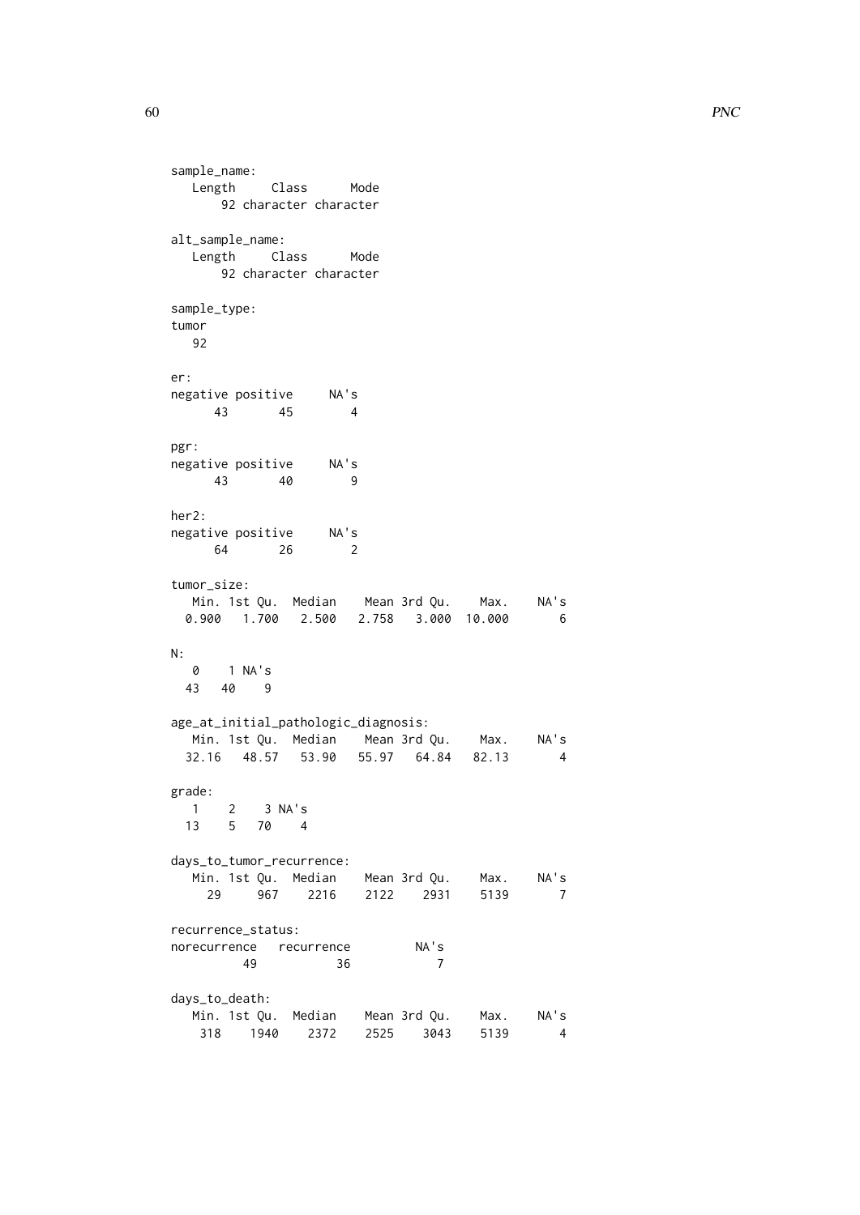```
sample_name:
   Length     Class      Mode 
       92 character character 

alt_sample_name:
   Length     Class      Mode 
       92 character character 

sample_type:
tumor 
   92 

er:
negative positive     NA's 
      43       45        4 

pgr:
negative positive     NA's 
      43       40        9 

her2:
negative positive     NA's 
      64       26        2 

tumor_size:
   Min. 1st Qu.  Median    Mean 3rd Qu.    Max.    NA's 
  0.900   1.700   2.500   2.758   3.000  10.000       6 

N:
   0    1 NA's 
  43   40    9 

age_at_initial_pathologic_diagnosis:
   Min. 1st Qu.  Median    Mean 3rd Qu.    Max.    NA's 
  32.16   48.57   53.90   55.97   64.84   82.13       4 

grade:
   1    2    3 NA's 
  13    5   70    4 

days_to_tumor_recurrence:
   Min. 1st Qu.  Median    Mean 3rd Qu.    Max.    NA's 
     29     967    2216    2122    2931    5139       7 

recurrence_status:
norecurrence   recurrence         NA's 
          49           36            7 

days_to_death:
   Min. 1st Qu.  Median    Mean 3rd Qu.    Max.    NA's 
    318    1940    2372    2525    3043    5139       4 
```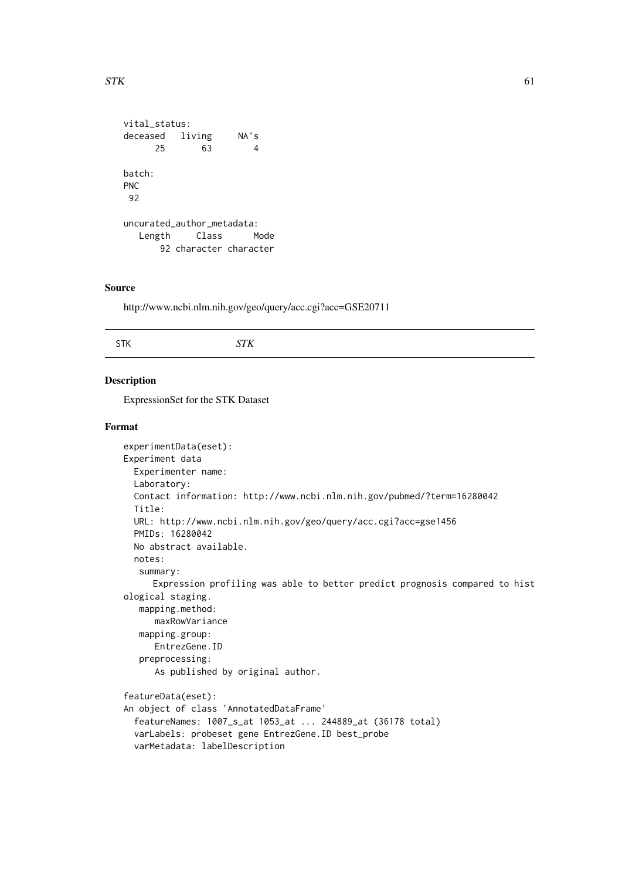```
vital_status:
deceased   living     NA's
      25       63        4

batch:
PNC
 92

uncurated_author_metadata:
   Length     Class      Mode
       92 character character
```

### Source

http://www.ncbi.nlm.nih.gov/geo/query/acc.cgi?acc=GSE20711

---

## STK *STK*

---

### Description

ExpressionSet for the STK Dataset

### Format

```
experimentData(eset):
Experiment data
  Experimenter name:
  Laboratory:
  Contact information: http://www.ncbi.nlm.nih.gov/pubmed/?term=16280042
  Title:
  URL: http://www.ncbi.nlm.nih.gov/geo/query/acc.cgi?acc=gse1456
  PMIDs: 16280042
  No abstract available.
  notes:
   summary:
      Expression profiling was able to better predict prognosis compared to hist
ological staging.
   mapping.method:
      maxRowVariance
   mapping.group:
      EntrezGene.ID
   preprocessing:
      As published by original author.

featureData(eset):
An object of class 'AnnotatedDataFrame'
  featureNames: 1007_s_at 1053_at ... 244889_at (36178 total)
  varLabels: probeset gene EntrezGene.ID best_probe
  varMetadata: labelDescription
```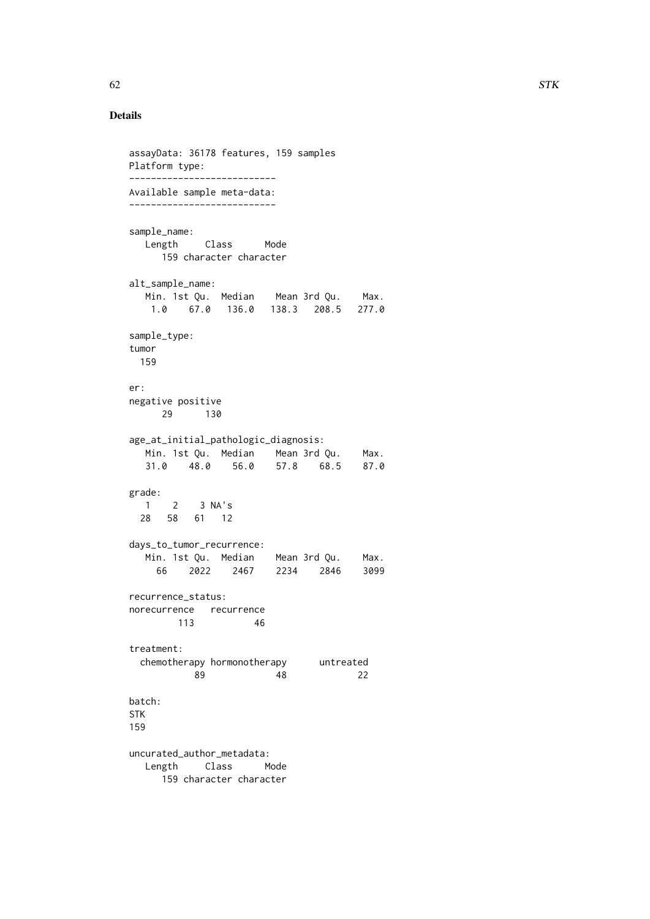## Details

```
assayData: 36178 features, 159 samples
Platform type:
---------------------------
Available sample meta-data:
---------------------------

sample_name:
   Length     Class      Mode
      159 character character

alt_sample_name:
   Min. 1st Qu.  Median    Mean 3rd Qu.    Max.
    1.0    67.0   136.0   138.3   208.5   277.0

sample_type:
tumor
  159

er:
negative positive
      29      130

age_at_initial_pathologic_diagnosis:
   Min. 1st Qu.  Median    Mean 3rd Qu.    Max.
   31.0    48.0    56.0    57.8    68.5    87.0

grade:
   1    2    3 NA's
  28   58   61   12

days_to_tumor_recurrence:
   Min. 1st Qu.  Median    Mean 3rd Qu.    Max.
     66    2022    2467    2234    2846    3099

recurrence_status:
norecurrence   recurrence
         113           46

treatment:
  chemotherapy hormonotherapy      untreated
            89             48             22

batch:
STK
159

uncurated_author_metadata:
   Length     Class      Mode
      159 character character
```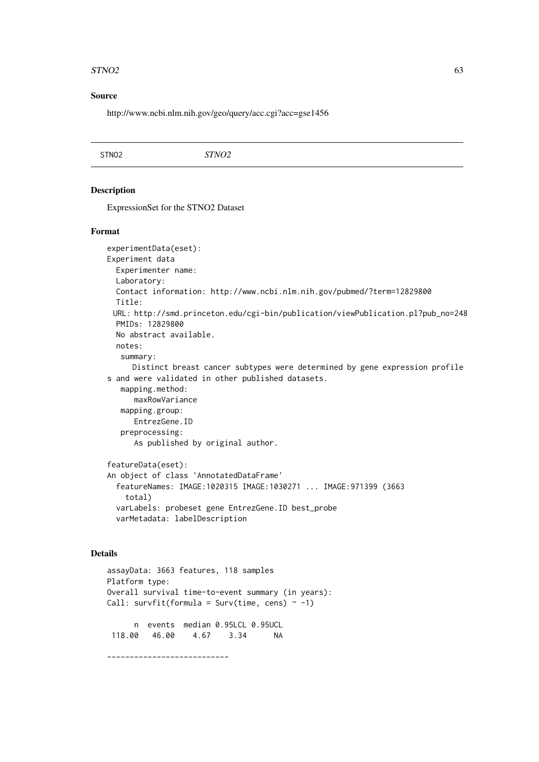## Source

http://www.ncbi.nlm.nih.gov/geo/query/acc.cgi?acc=gse1456

---

STNO2 *STNO2*

---

## Description

ExpressionSet for the STNO2 Dataset

## Format

```
experimentData(eset):
Experiment data
  Experimenter name:
  Laboratory:
  Contact information: http://www.ncbi.nlm.nih.gov/pubmed/?term=12829800
  Title:
  URL: http://smd.princeton.edu/cgi-bin/publication/viewPublication.pl?pub_no=248
  PMIDs: 12829800
  No abstract available.
  notes:
   summary:
      Distinct breast cancer subtypes were determined by gene expression profile
s and were validated in other published datasets.
   mapping.method:
      maxRowVariance
   mapping.group:
      EntrezGene.ID
   preprocessing:
      As published by original author.

featureData(eset):
An object of class 'AnnotatedDataFrame'
  featureNames: IMAGE:1020315 IMAGE:1030271 ... IMAGE:971399 (3663
    total)
  varLabels: probeset gene EntrezGene.ID best_probe
  varMetadata: labelDescription
```

## Details

```
assayData: 3663 features, 118 samples
Platform type:
Overall survival time-to-event summary (in years):
Call: survfit(formula = Surv(time, cens) ~ -1)

      n  events  median 0.95LCL 0.95UCL
 118.00   46.00    4.67    3.34      NA

---------------------------
```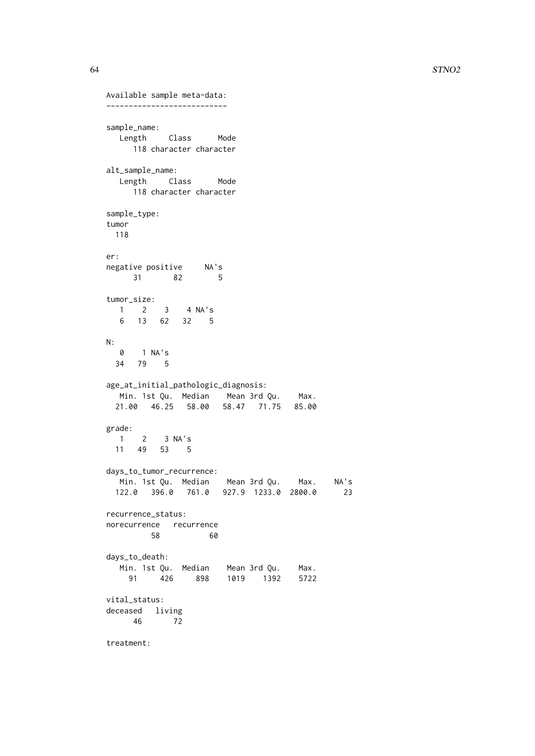```
Available sample meta-data:
--------------------------

sample_name:
   Length     Class      Mode
      118 character character

alt_sample_name:
   Length     Class      Mode
      118 character character

sample_type:
tumor
  118

er:
negative positive     NA's
      31       82        5

tumor_size:
   1    2    3    4 NA's
   6   13   62   32    5

N:
   0    1 NA's
  34   79    5

age_at_initial_pathologic_diagnosis:
   Min. 1st Qu.  Median    Mean 3rd Qu.    Max.
  21.00   46.25   58.00   58.47   71.75   85.00

grade:
   1    2    3 NA's
  11   49   53    5

days_to_tumor_recurrence:
   Min. 1st Qu.  Median    Mean 3rd Qu.    Max.    NA's
  122.0   396.0   761.0   927.9  1233.0  2800.0      23

recurrence_status:
norecurrence   recurrence
          58           60

days_to_death:
   Min. 1st Qu.  Median    Mean 3rd Qu.    Max.
     91     426     898    1019    1392    5722

vital_status:
deceased   living
      46       72

treatment:
```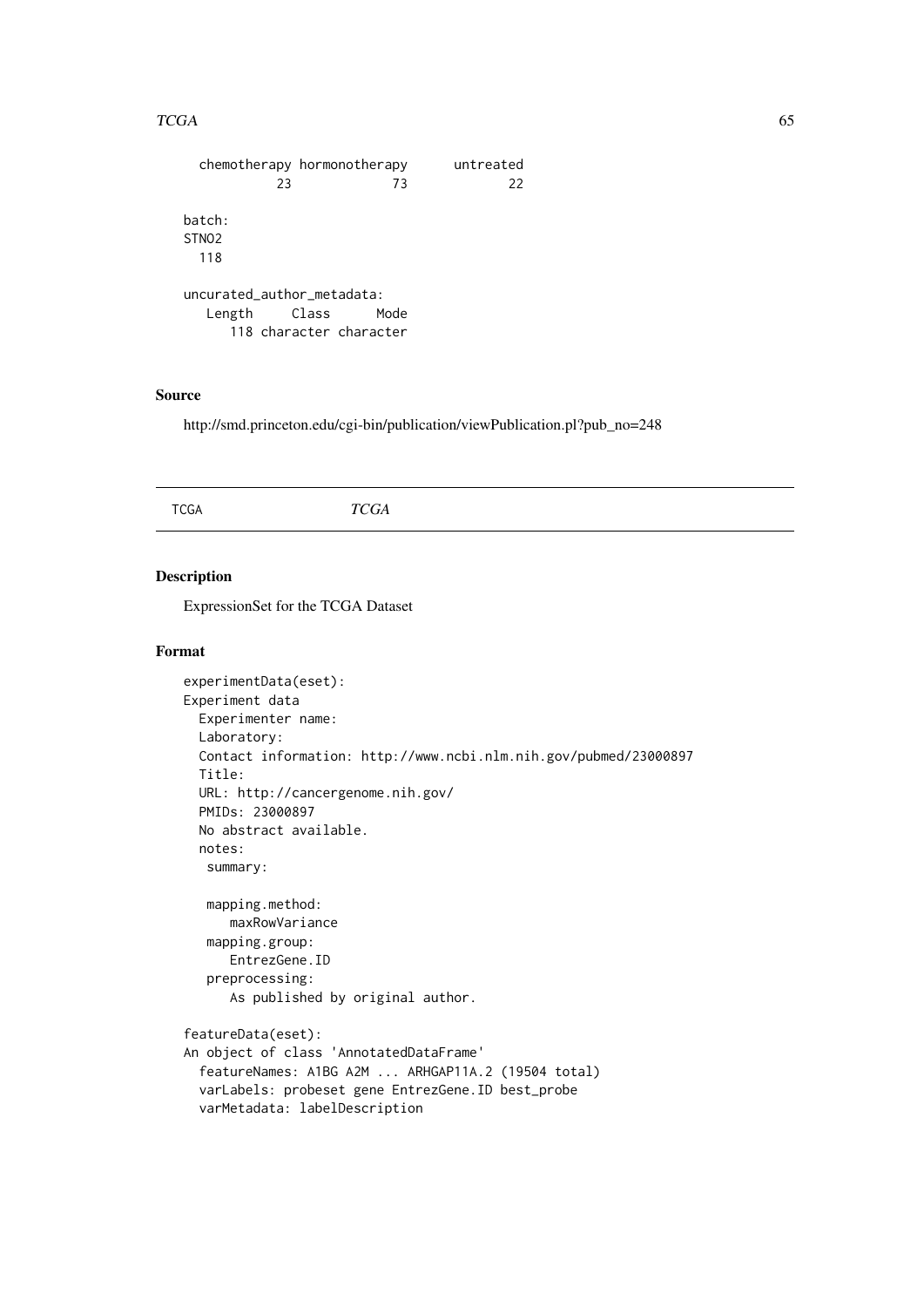```
  chemotherapy hormonotherapy      untreated 
            23             73             22 

batch:
STNO2 
  118 

uncurated_author_metadata:
   Length     Class      Mode 
      118 character character 
```

## Source

http://smd.princeton.edu/cgi-bin/publication/viewPublication.pl?pub_no=248

---

TCGA *TCGA*

---

## Description

ExpressionSet for the TCGA Dataset

## Format

```
experimentData(eset):
Experiment data
  Experimenter name: 
  Laboratory: 
  Contact information: http://www.ncbi.nlm.nih.gov/pubmed/23000897 
  Title: 
  URL: http://cancergenome.nih.gov/ 
  PMIDs: 23000897 
  No abstract available.
  notes:
   summary:     
      
   mapping.method:     
      maxRowVariance
   mapping.group:     
      EntrezGene.ID
   preprocessing:     
      As published by original author.

featureData(eset):
An object of class 'AnnotatedDataFrame'
  featureNames: A1BG A2M ... ARHGAP11A.2 (19504 total)
  varLabels: probeset gene EntrezGene.ID best_probe
  varMetadata: labelDescription
```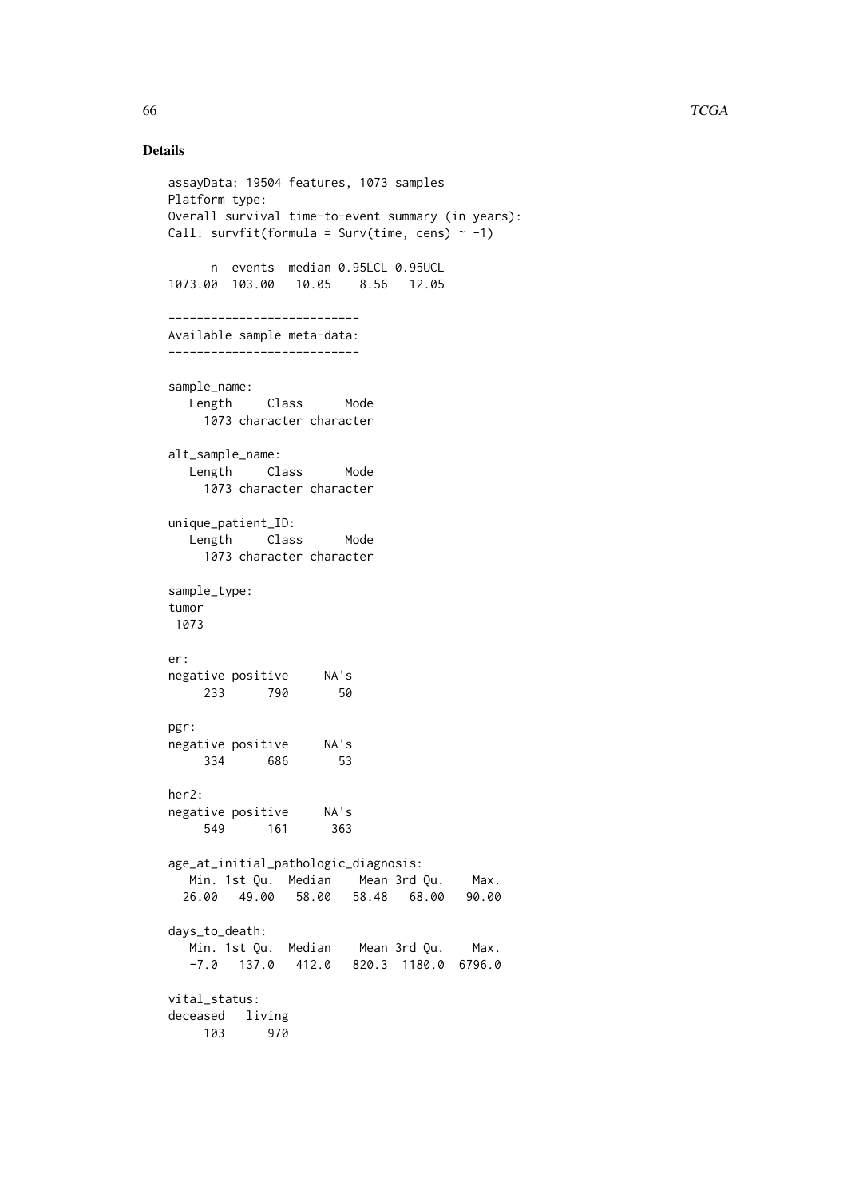## Details

```
assayData: 19504 features, 1073 samples
Platform type:
Overall survival time-to-event summary (in years):
Call: survfit(formula = Surv(time, cens) ~ -1)

      n  events  median 0.95LCL 0.95UCL
1073.00  103.00   10.05    8.56   12.05

---------------------------
Available sample meta-data:
---------------------------

sample_name:
   Length     Class      Mode
     1073 character character

alt_sample_name:
   Length     Class      Mode
     1073 character character

unique_patient_ID:
   Length     Class      Mode
     1073 character character

sample_type:
tumor
 1073

er:
negative positive     NA's
     233      790       50

pgr:
negative positive     NA's
     334      686       53

her2:
negative positive     NA's
     549      161      363

age_at_initial_pathologic_diagnosis:
   Min. 1st Qu.  Median    Mean 3rd Qu.    Max.
  26.00   49.00   58.00   58.48   68.00   90.00

days_to_death:
   Min. 1st Qu.  Median    Mean 3rd Qu.    Max.
   -7.0   137.0   412.0   820.3  1180.0  6796.0

vital_status:
deceased   living
     103      970
```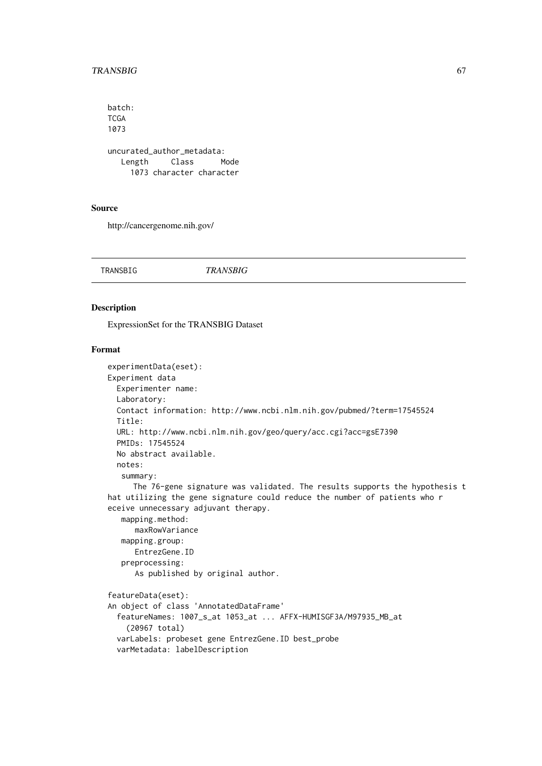```
batch:
TCGA
1073

uncurated_author_metadata:
   Length     Class      Mode
     1073 character character
```

### Source

http://cancergenome.nih.gov/

---

## TRANSBIG *TRANSBIG*

---

### Description

ExpressionSet for the TRANSBIG Dataset

### Format

```
experimentData(eset):
Experiment data
  Experimenter name:
  Laboratory:
  Contact information: http://www.ncbi.nlm.nih.gov/pubmed/?term=17545524
  Title:
  URL: http://www.ncbi.nlm.nih.gov/geo/query/acc.cgi?acc=gsE7390
  PMIDs: 17545524
  No abstract available.
  notes:
   summary:
      The 76-gene signature was validated. The results supports the hypothesis t
hat utilizing the gene signature could reduce the number of patients who r
eceive unnecessary adjuvant therapy.
   mapping.method:
      maxRowVariance
   mapping.group:
      EntrezGene.ID
   preprocessing:
      As published by original author.

featureData(eset):
An object of class 'AnnotatedDataFrame'
  featureNames: 1007_s_at 1053_at ... AFFX-HUMISGF3A/M97935_MB_at
    (20967 total)
  varLabels: probeset gene EntrezGene.ID best_probe
  varMetadata: labelDescription
```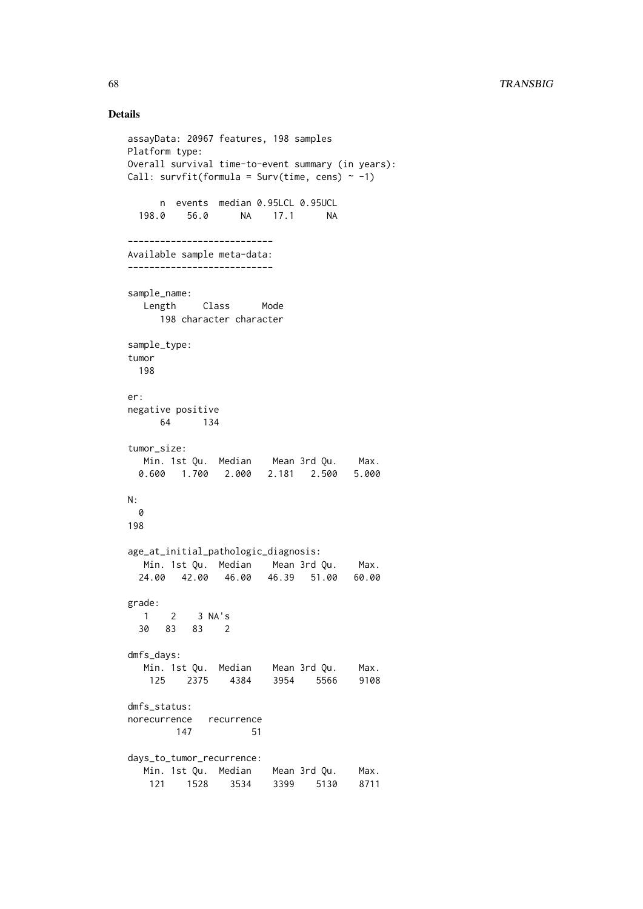## Details

```
assayData: 20967 features, 198 samples
Platform type:
Overall survival time-to-event summary (in years):
Call: survfit(formula = Surv(time, cens) ~ -1)

      n  events  median 0.95LCL 0.95UCL
  198.0    56.0      NA    17.1      NA

---------------------------
Available sample meta-data:
---------------------------

sample_name:
   Length     Class      Mode
      198 character character

sample_type:
tumor
  198

er:
negative positive
      64      134

tumor_size:
   Min. 1st Qu.  Median    Mean 3rd Qu.    Max.
  0.600   1.700   2.000   2.181   2.500   5.000

N:
  0
198

age_at_initial_pathologic_diagnosis:
   Min. 1st Qu.  Median    Mean 3rd Qu.    Max.
  24.00   42.00   46.00   46.39   51.00   60.00

grade:
   1    2    3 NA's
  30   83   83    2

dmfs_days:
   Min. 1st Qu.  Median    Mean 3rd Qu.    Max.
    125    2375    4384    3954    5566    9108

dmfs_status:
norecurrence   recurrence
         147           51

days_to_tumor_recurrence:
   Min. 1st Qu.  Median    Mean 3rd Qu.    Max.
    121    1528    3534    3399    5130    8711
```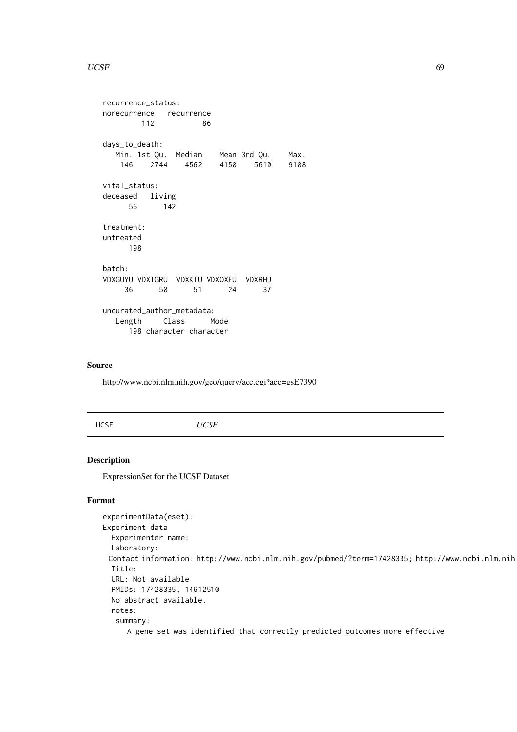```
recurrence_status:
norecurrence   recurrence 
         112           86 

days_to_death:
   Min. 1st Qu.  Median    Mean 3rd Qu.    Max. 
    146    2744    4562    4150    5610    9108 

vital_status:
deceased   living 
      56      142 

treatment:
untreated 
      198 

batch:
VDXGUYU VDXIGRU  VDXKIU VDXOXFU  VDXRHU 
     36      50      51      24      37 

uncurated_author_metadata:
   Length     Class      Mode 
      198 character character 
```

### Source

http://www.ncbi.nlm.nih.gov/geo/query/acc.cgi?acc=gsE7390

---

UCSF *UCSF*

---

### Description

ExpressionSet for the UCSF Dataset

### Format

```
experimentData(eset):
Experiment data
  Experimenter name:
  Laboratory:
  Contact information: http://www.ncbi.nlm.nih.gov/pubmed/?term=17428335; http://www.ncbi.nlm.nih.
  Title:
  URL: Not available
  PMIDs: 17428335, 14612510
  No abstract available.
  notes:
   summary:
      A gene set was identified that correctly predicted outcomes more effective
```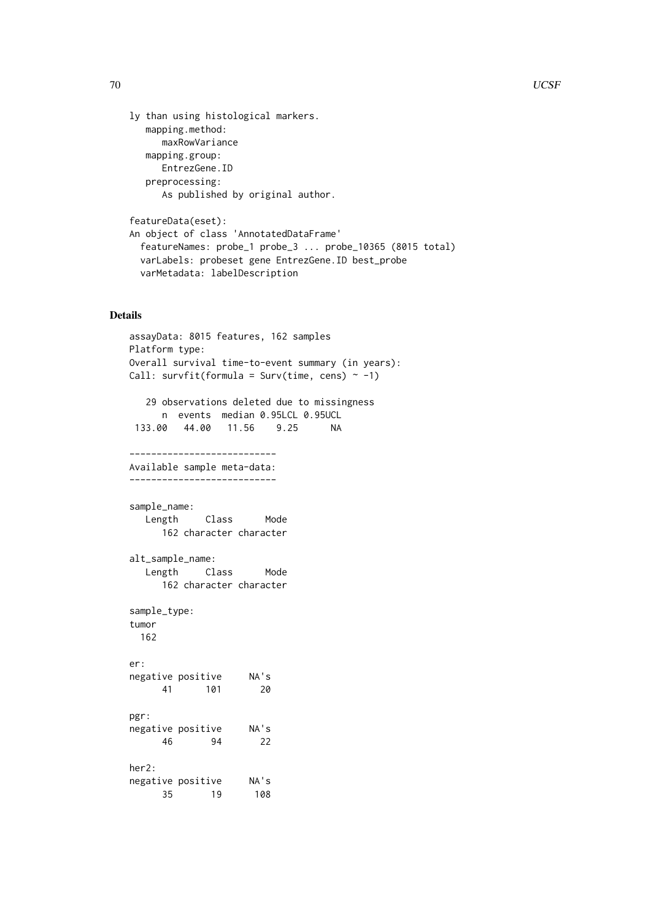```
ly than using histological markers.
   mapping.method:
      maxRowVariance
   mapping.group:
      EntrezGene.ID
   preprocessing:
      As published by original author.

featureData(eset):
An object of class 'AnnotatedDataFrame'
  featureNames: probe_1 probe_3 ... probe_10365 (8015 total)
  varLabels: probeset gene EntrezGene.ID best_probe
  varMetadata: labelDescription
```

## Details

```
assayData: 8015 features, 162 samples
Platform type:
Overall survival time-to-event summary (in years):
Call: survfit(formula = Surv(time, cens) ~ -1)

   29 observations deleted due to missingness
      n  events  median 0.95LCL 0.95UCL
 133.00   44.00   11.56    9.25      NA

---------------------------
Available sample meta-data:
---------------------------

sample_name:
   Length     Class      Mode
      162 character character

alt_sample_name:
   Length     Class      Mode
      162 character character

sample_type:
tumor
  162

er:
negative positive     NA's
      41      101       20

pgr:
negative positive     NA's
      46       94       22

her2:
negative positive     NA's
      35       19      108
```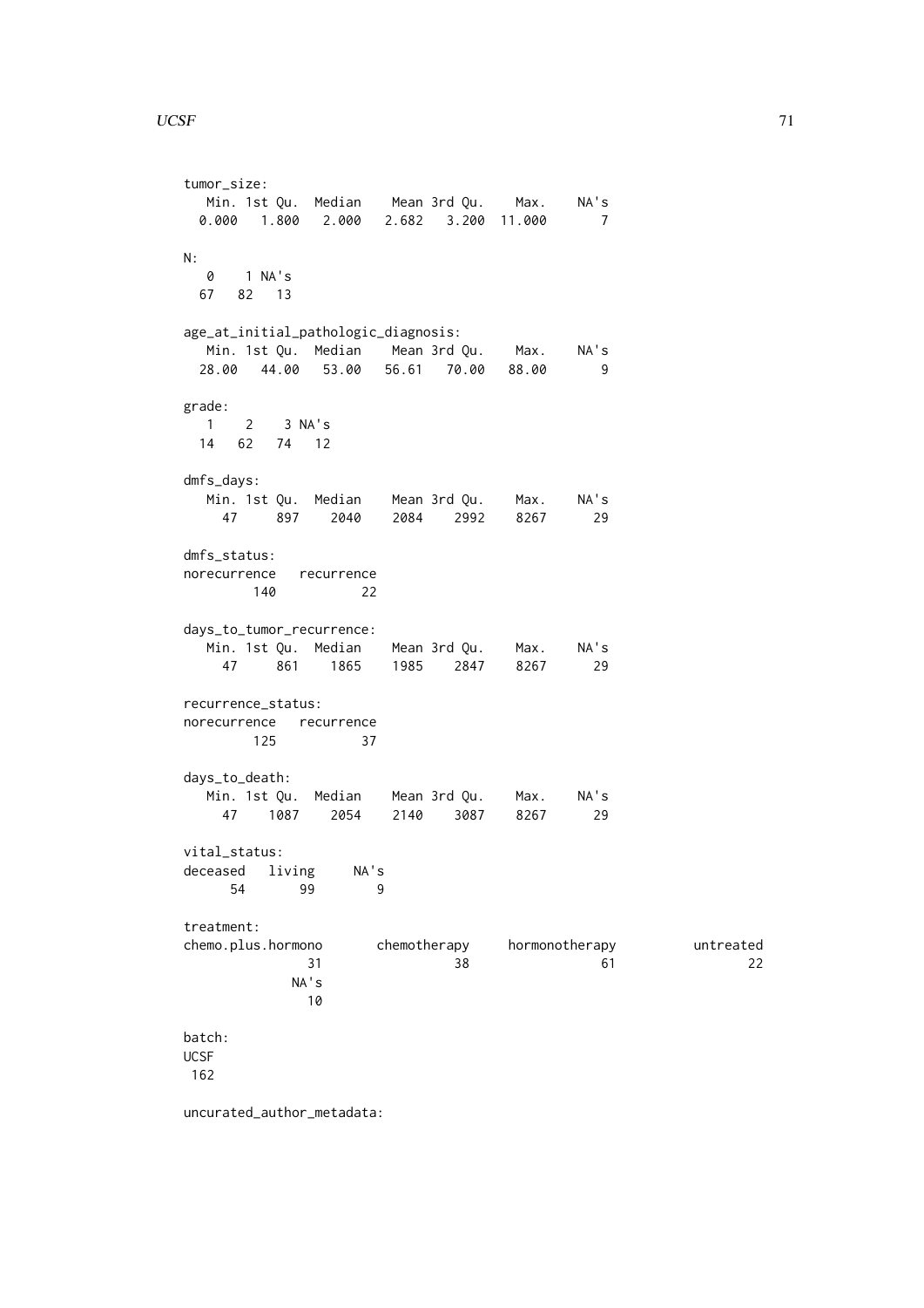```
tumor_size:
   Min. 1st Qu.  Median    Mean 3rd Qu.    Max.    NA's 
  0.000   1.800   2.000   2.682   3.200  11.000       7 

N:
   0    1 NA's 
  67   82   13 

age_at_initial_pathologic_diagnosis:
   Min. 1st Qu.  Median    Mean 3rd Qu.    Max.    NA's 
  28.00   44.00   53.00   56.61   70.00   88.00       9 

grade:
   1    2    3 NA's 
  14   62   74   12 

dmfs_days:
   Min. 1st Qu.  Median    Mean 3rd Qu.    Max.    NA's 
     47     897    2040    2084    2992    8267      29 

dmfs_status:
norecurrence   recurrence 
         140           22 

days_to_tumor_recurrence:
   Min. 1st Qu.  Median    Mean 3rd Qu.    Max.    NA's 
     47     861    1865    1985    2847    8267      29 

recurrence_status:
norecurrence   recurrence 
         125           37 

days_to_death:
   Min. 1st Qu.  Median    Mean 3rd Qu.    Max.    NA's 
     47    1087    2054    2140    3087    8267      29 

vital_status:
deceased   living     NA's 
      54       99        9 

treatment:
chemo.plus.hormono       chemotherapy     hormonotherapy          untreated 
                31                 38                 61                 22 
              NA's 
                10 

batch:
UCSF 
 162 

uncurated_author_metadata:
```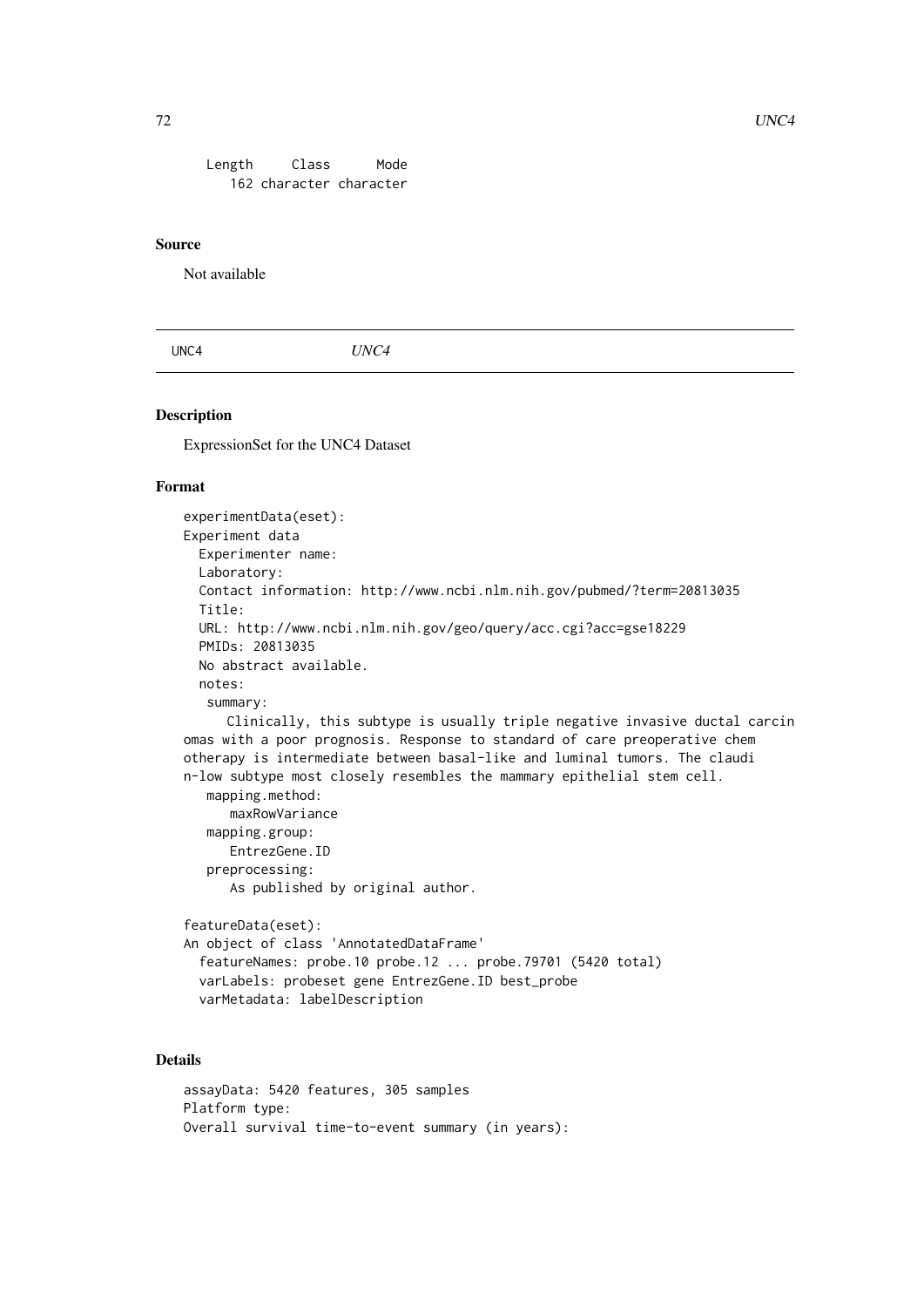```
   Length     Class      Mode
      162 character character
```

### Source

Not available

---

UNC4 *UNC4*

---

### Description

ExpressionSet for the UNC4 Dataset

### Format

```
experimentData(eset):
Experiment data
  Experimenter name:
  Laboratory:
  Contact information: http://www.ncbi.nlm.nih.gov/pubmed/?term=20813035
  Title:
  URL: http://www.ncbi.nlm.nih.gov/geo/query/acc.cgi?acc=gse18229
  PMIDs: 20813035
  No abstract available.
  notes:
   summary:
      Clinically, this subtype is usually triple negative invasive ductal carcin
omas with a poor prognosis. Response to standard of care preoperative chem
otherapy is intermediate between basal-like and luminal tumors. The claudi
n-low subtype most closely resembles the mammary epithelial stem cell.
   mapping.method:
      maxRowVariance
   mapping.group:
      EntrezGene.ID
   preprocessing:
      As published by original author.

featureData(eset):
An object of class 'AnnotatedDataFrame'
  featureNames: probe.10 probe.12 ... probe.79701 (5420 total)
  varLabels: probeset gene EntrezGene.ID best_probe
  varMetadata: labelDescription
```

### Details

```
assayData: 5420 features, 305 samples
Platform type:
Overall survival time-to-event summary (in years):
```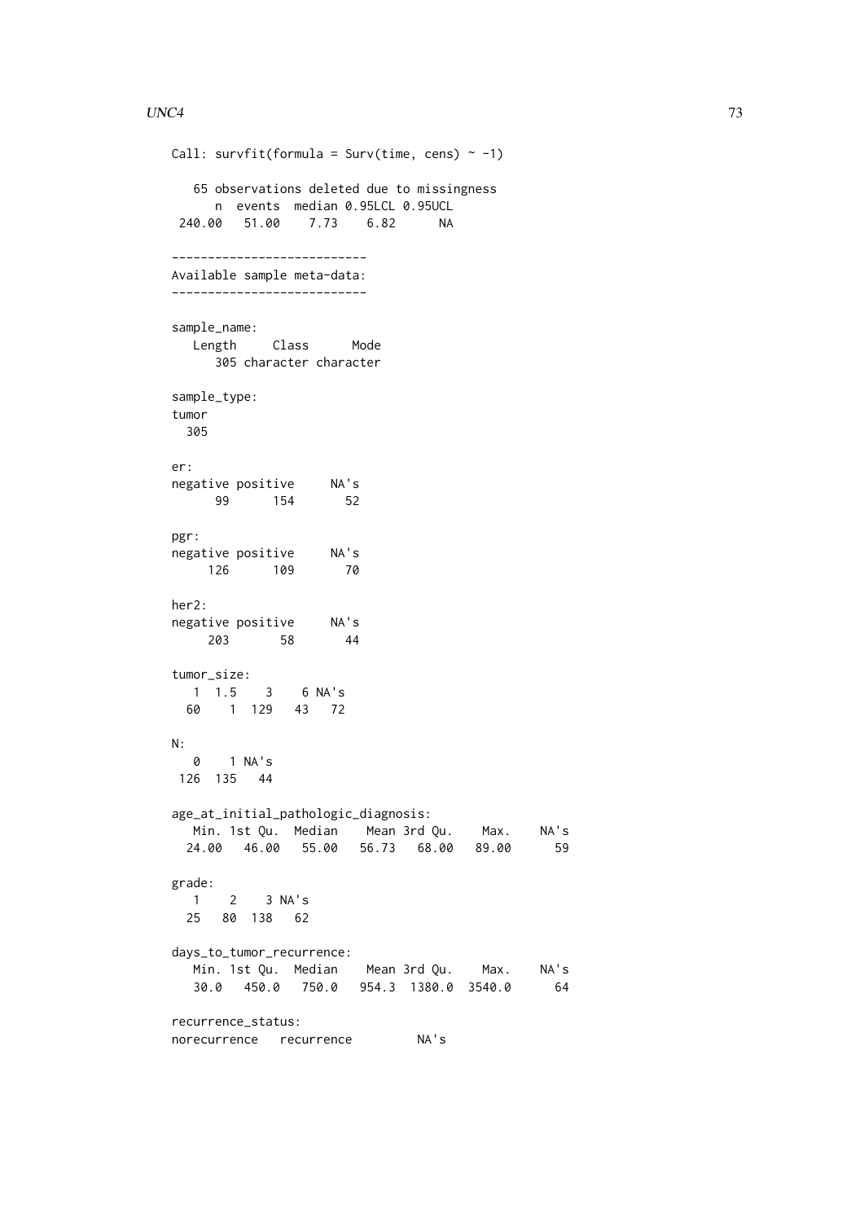```
Call: survfit(formula = Surv(time, cens) ~ -1)

   65 observations deleted due to missingness
      n  events  median 0.95LCL 0.95UCL
 240.00   51.00    7.73    6.82      NA

---------------------------
Available sample meta-data:
---------------------------

sample_name:
   Length     Class      Mode
      305 character character

sample_type:
tumor
  305

er:
negative positive     NA's
      99      154       52

pgr:
negative positive     NA's
     126      109       70

her2:
negative positive     NA's
     203       58       44

tumor_size:
   1  1.5    3    6 NA's
  60    1  129   43   72

N:
   0    1 NA's
 126  135   44

age_at_initial_pathologic_diagnosis:
   Min. 1st Qu.  Median    Mean 3rd Qu.    Max.    NA's
  24.00   46.00   55.00   56.73   68.00   89.00      59

grade:
   1    2    3 NA's
  25   80  138   62

days_to_tumor_recurrence:
   Min. 1st Qu.  Median    Mean 3rd Qu.    Max.    NA's
   30.0   450.0   750.0   954.3  1380.0  3540.0      64

recurrence_status:
norecurrence   recurrence         NA's
```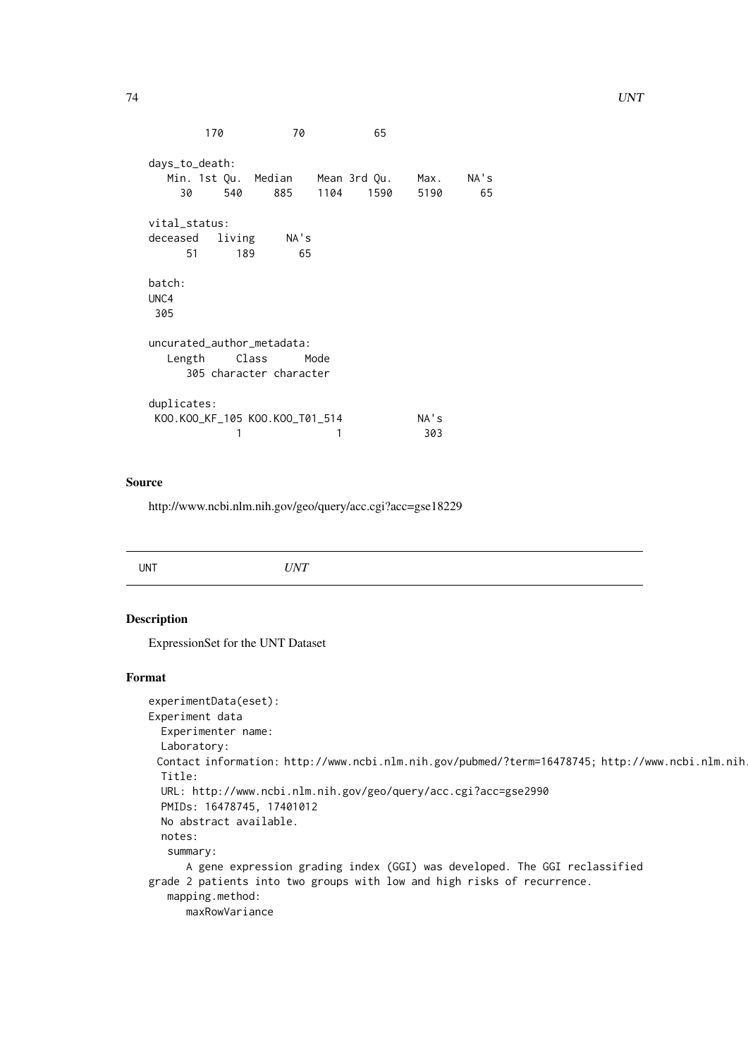```
         170           70           65

days_to_death:
   Min. 1st Qu.  Median    Mean 3rd Qu.    Max.    NA's
     30     540     885    1104    1590    5190      65

vital_status:
deceased   living     NA's
      51      189       65

batch:
UNC4
 305

uncurated_author_metadata:
   Length     Class      Mode
      305 character character

duplicates:
 KOO.KOO_KF_105 KOO.KOO_T01_514            NA's
              1               1             303
```

### Source

http://www.ncbi.nlm.nih.gov/geo/query/acc.cgi?acc=gse18229

---

## UNT — *UNT*

---

### Description

ExpressionSet for the UNT Dataset

### Format

```
experimentData(eset):
Experiment data
  Experimenter name:
  Laboratory:
  Contact information: http://www.ncbi.nlm.nih.gov/pubmed/?term=16478745; http://www.ncbi.nlm.nih.
  Title:
  URL: http://www.ncbi.nlm.nih.gov/geo/query/acc.cgi?acc=gse2990
  PMIDs: 16478745, 17401012
  No abstract available.
  notes:
   summary:
      A gene expression grading index (GGI) was developed. The GGI reclassified
grade 2 patients into two groups with low and high risks of recurrence.
   mapping.method:
      maxRowVariance
```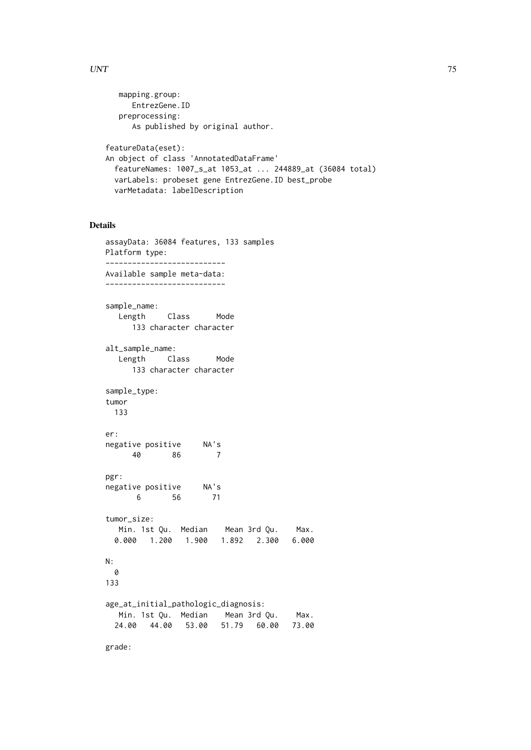```
    mapping.group:
       EntrezGene.ID
    preprocessing:
       As published by original author.

featureData(eset):
An object of class 'AnnotatedDataFrame'
  featureNames: 1007_s_at 1053_at ... 244889_at (36084 total)
  varLabels: probeset gene EntrezGene.ID best_probe
  varMetadata: labelDescription
```

## Details

```
assayData: 36084 features, 133 samples
Platform type:
---------------------------
Available sample meta-data:
---------------------------

sample_name:
   Length     Class      Mode
      133 character character

alt_sample_name:
   Length     Class      Mode
      133 character character

sample_type:
tumor
  133

er:
negative positive     NA's
      40       86        7

pgr:
negative positive     NA's
       6       56       71

tumor_size:
   Min. 1st Qu.  Median    Mean 3rd Qu.    Max.
  0.000   1.200   1.900   1.892   2.300   6.000

N:
  0
133

age_at_initial_pathologic_diagnosis:
   Min. 1st Qu.  Median    Mean 3rd Qu.    Max.
  24.00   44.00   53.00   51.79   60.00   73.00

grade:
```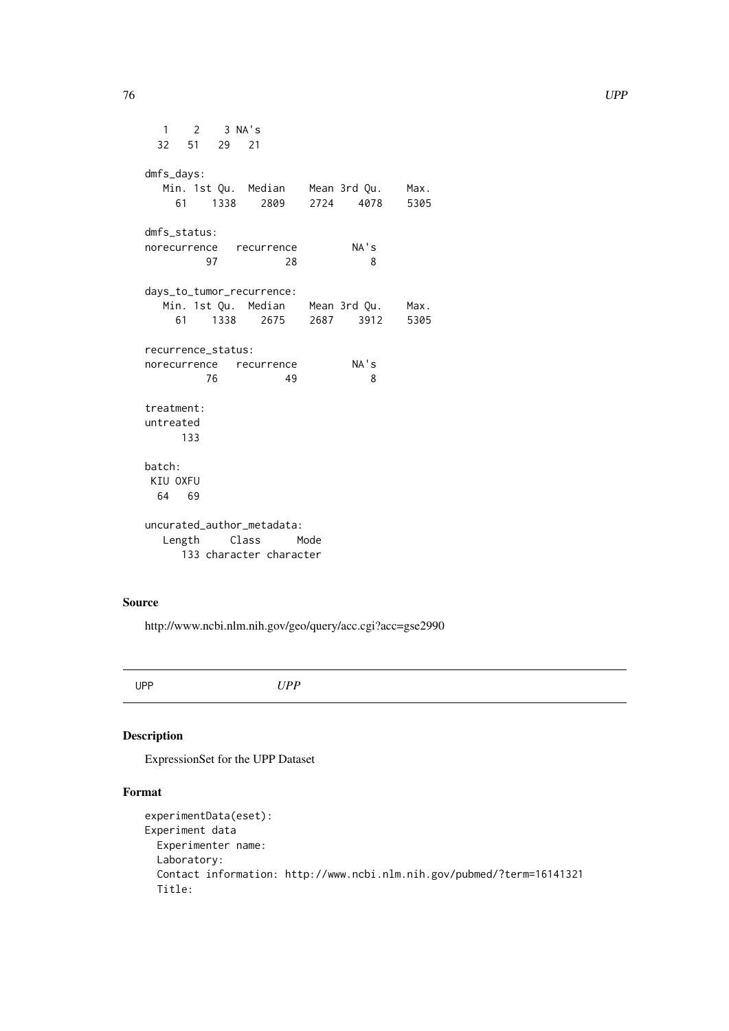```
   1    2    3 NA's
  32   51   29   21

dmfs_days:
   Min. 1st Qu.  Median    Mean 3rd Qu.    Max.
     61    1338    2809    2724    4078    5305

dmfs_status:
norecurrence   recurrence         NA's
          97           28            8

days_to_tumor_recurrence:
   Min. 1st Qu.  Median    Mean 3rd Qu.    Max.
     61    1338    2675    2687    3912    5305

recurrence_status:
norecurrence   recurrence         NA's
          76           49            8

treatment:
untreated
      133

batch:
 KIU OXFU
  64   69

uncurated_author_metadata:
   Length     Class      Mode
      133 character character
```

## Source

http://www.ncbi.nlm.nih.gov/geo/query/acc.cgi?acc=gse2990

---

UPP *UPP*

---

## Description

ExpressionSet for the UPP Dataset

## Format

```
experimentData(eset):
Experiment data
  Experimenter name:
  Laboratory:
  Contact information: http://www.ncbi.nlm.nih.gov/pubmed/?term=16141321
  Title:
```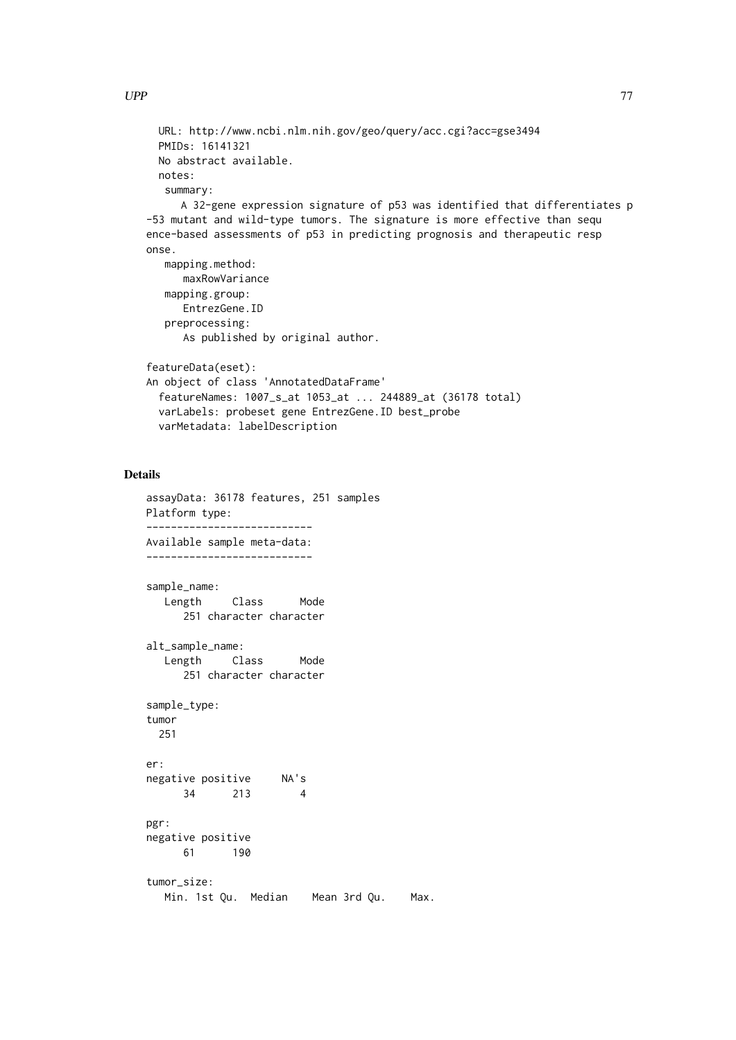```
  URL: http://www.ncbi.nlm.nih.gov/geo/query/acc.cgi?acc=gse3494
  PMIDs: 16141321
  No abstract available.
  notes:
   summary:
      A 32-gene expression signature of p53 was identified that differentiates p
-53 mutant and wild-type tumors. The signature is more effective than sequ
ence-based assessments of p53 in predicting prognosis and therapeutic resp
onse.
   mapping.method:
      maxRowVariance
   mapping.group:
      EntrezGene.ID
   preprocessing:
      As published by original author.

featureData(eset):
An object of class 'AnnotatedDataFrame'
  featureNames: 1007_s_at 1053_at ... 244889_at (36178 total)
  varLabels: probeset gene EntrezGene.ID best_probe
  varMetadata: labelDescription
```

## Details

```
assayData: 36178 features, 251 samples
Platform type:
---------------------------
Available sample meta-data:
---------------------------

sample_name:
   Length     Class      Mode
      251 character character

alt_sample_name:
   Length     Class      Mode
      251 character character

sample_type:
tumor
  251

er:
negative positive     NA's
      34      213        4

pgr:
negative positive
      61      190

tumor_size:
   Min. 1st Qu.  Median    Mean 3rd Qu.    Max.
```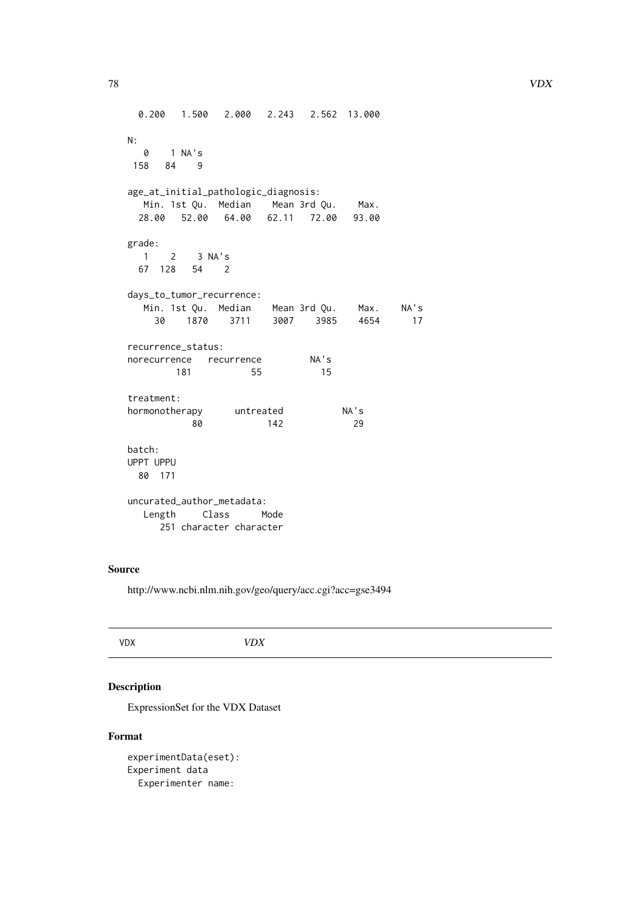```
  0.200   1.500   2.000   2.243   2.562  13.000

N:
   0    1 NA's
 158   84    9

age_at_initial_pathologic_diagnosis:
   Min. 1st Qu.  Median    Mean 3rd Qu.    Max.
  28.00   52.00   64.00   62.11   72.00   93.00

grade:
   1    2    3 NA's
  67  128   54    2

days_to_tumor_recurrence:
   Min. 1st Qu.  Median    Mean 3rd Qu.    Max.    NA's
     30    1870    3711    3007    3985    4654      17

recurrence_status:
norecurrence   recurrence         NA's
         181           55           15

treatment:
hormonotherapy      untreated           NA's
            80            142             29

batch:
UPPT UPPU
  80  171

uncurated_author_metadata:
   Length     Class      Mode
      251 character character
```

### Source

http://www.ncbi.nlm.nih.gov/geo/query/acc.cgi?acc=gse3494

---

## VDX *VDX*

---

### Description

ExpressionSet for the VDX Dataset

### Format

```
experimentData(eset):
Experiment data
  Experimenter name:
```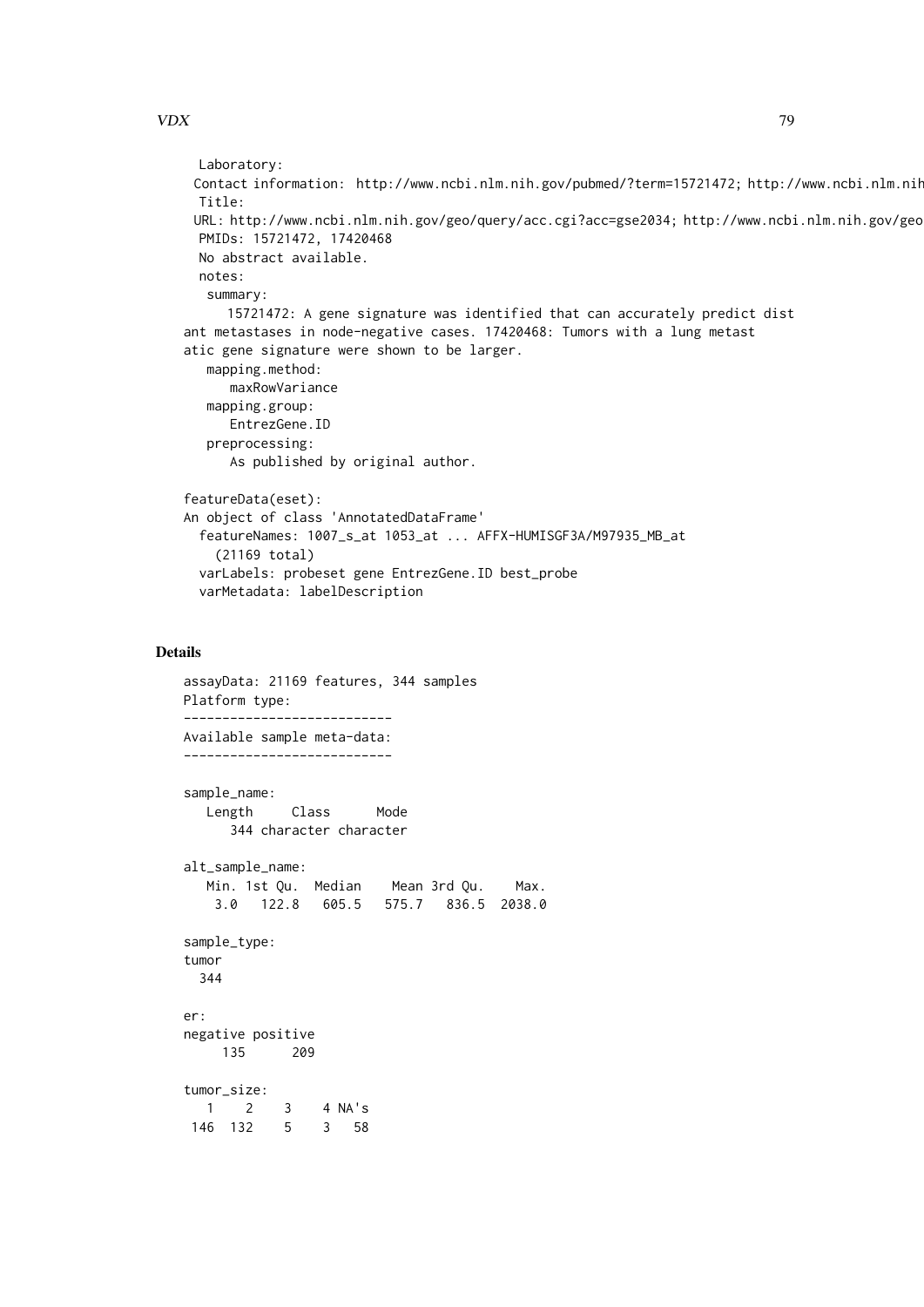```
  Laboratory:
 Contact information: http://www.ncbi.nlm.nih.gov/pubmed/?term=15721472; http://www.ncbi.nlm.nih
  Title:
 URL: http://www.ncbi.nlm.nih.gov/geo/query/acc.cgi?acc=gse2034; http://www.ncbi.nlm.nih.gov/geo
  PMIDs: 15721472, 17420468
  No abstract available.
  notes:
   summary:
      15721472: A gene signature was identified that can accurately predict dist
ant metastases in node-negative cases. 17420468: Tumors with a lung metast
atic gene signature were shown to be larger.
   mapping.method:
      maxRowVariance
   mapping.group:
      EntrezGene.ID
   preprocessing:
      As published by original author.

featureData(eset):
An object of class 'AnnotatedDataFrame'
  featureNames: 1007_s_at 1053_at ... AFFX-HUMISGF3A/M97935_MB_at
    (21169 total)
  varLabels: probeset gene EntrezGene.ID best_probe
  varMetadata: labelDescription
```

## Details

```
assayData: 21169 features, 344 samples
Platform type:
---------------------------
Available sample meta-data:
---------------------------

sample_name:
   Length     Class      Mode
      344 character character

alt_sample_name:
   Min. 1st Qu.  Median    Mean 3rd Qu.    Max.
    3.0   122.8   605.5   575.7   836.5  2038.0

sample_type:
tumor
  344

er:
negative positive
     135      209

tumor_size:
   1    2    3    4 NA's
 146  132    5    3   58
```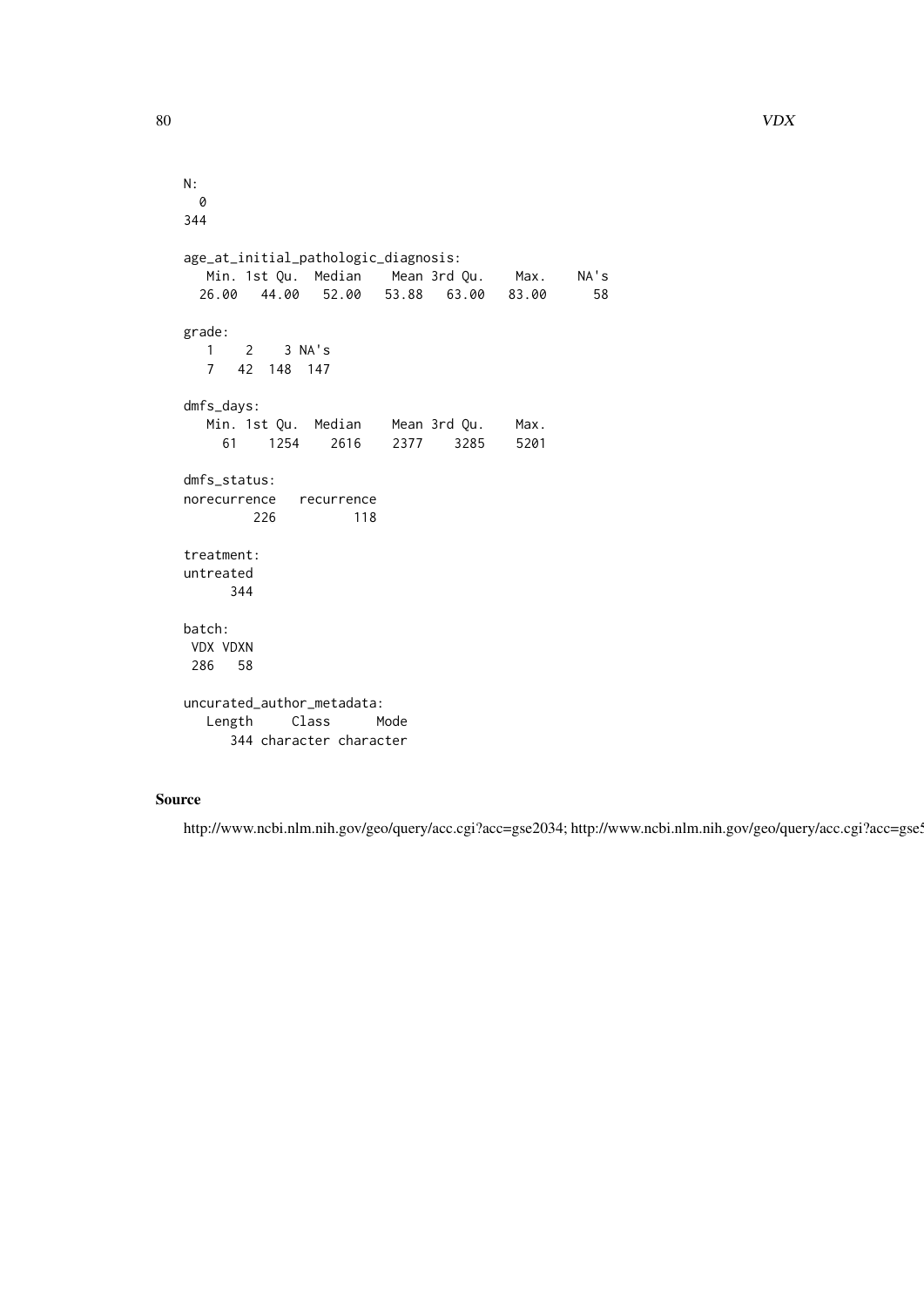```
N:
  0
344

age_at_initial_pathologic_diagnosis:
   Min. 1st Qu.  Median    Mean 3rd Qu.    Max.    NA's
  26.00   44.00   52.00   53.88   63.00   83.00      58

grade:
   1    2    3 NA's
   7   42  148  147

dmfs_days:
   Min. 1st Qu.  Median    Mean 3rd Qu.    Max.
     61    1254    2616    2377    3285    5201

dmfs_status:
norecurrence   recurrence
         226          118

treatment:
untreated
      344

batch:
 VDX VDXN
 286   58

uncurated_author_metadata:
   Length     Class      Mode
      344 character character
```

### Source

http://www.ncbi.nlm.nih.gov/geo/query/acc.cgi?acc=gse2034; http://www.ncbi.nlm.nih.gov/geo/query/acc.cgi?acc=gse5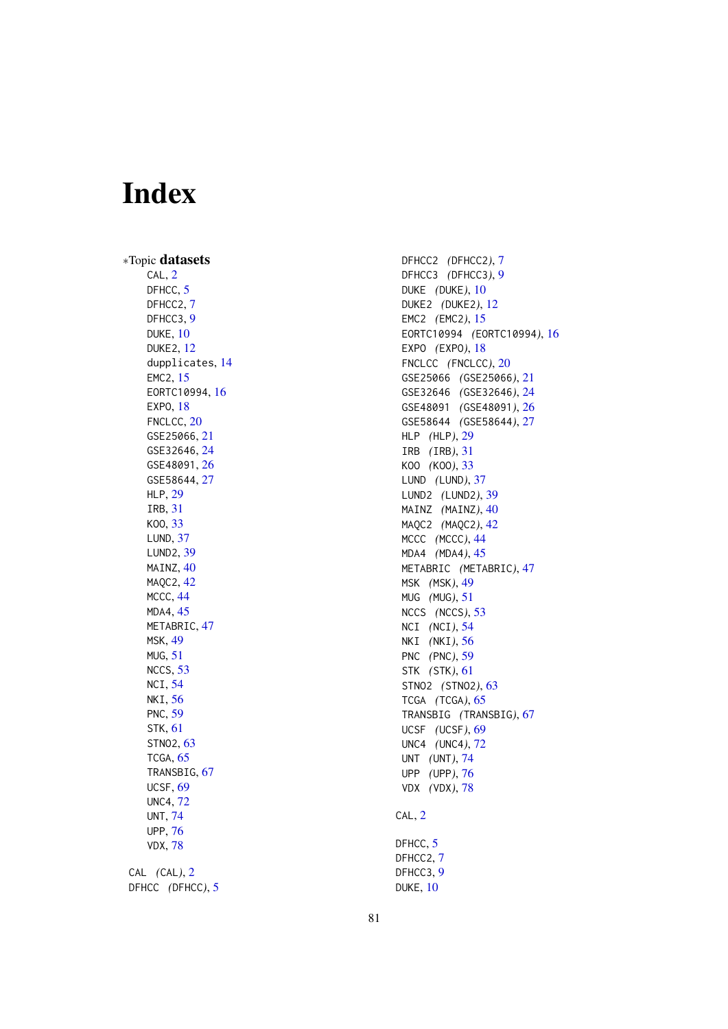# Index

∗Topic **datasets**

- CAL, 2
- DFHCC, 5
- DFHCC2, 7
- DFHCC3, 9
- DUKE, 10
- DUKE2, 12
- dupplicates, 14
- EMC2, 15
- EORTC10994, 16
- EXPO, 18
- FNCLCC, 20
- GSE25066, 21
- GSE32646, 24
- GSE48091, 26
- GSE58644, 27
- HLP, 29
- IRB, 31
- KOO, 33
- LUND, 37
- LUND2, 39
- MAINZ, 40
- MAQC2, 42
- MCCC, 44
- MDA4, 45
- METABRIC, 47
- MSK, 49
- MUG, 51
- NCCS, 53
- NCI, 54
- NKI, 56
- PNC, 59
- STK, 61
- STNO2, 63
- TCGA, 65
- TRANSBIG, 67
- UCSF, 69
- UNC4, 72
- UNT, 74
- UPP, 76
- VDX, 78

CAL *(CAL)*, 2
DFHCC *(DFHCC)*, 5
DFHCC2 *(DFHCC2)*, 7
DFHCC3 *(DFHCC3)*, 9
DUKE *(DUKE)*, 10
DUKE2 *(DUKE2)*, 12
EMC2 *(EMC2)*, 15
EORTC10994 *(EORTC10994)*, 16
EXPO *(EXPO)*, 18
FNCLCC *(FNCLCC)*, 20
GSE25066 *(GSE25066)*, 21
GSE32646 *(GSE32646)*, 24
GSE48091 *(GSE48091)*, 26
GSE58644 *(GSE58644)*, 27
HLP *(HLP)*, 29
IRB *(IRB)*, 31
KOO *(KOO)*, 33
LUND *(LUND)*, 37
LUND2 *(LUND2)*, 39
MAINZ *(MAINZ)*, 40
MAQC2 *(MAQC2)*, 42
MCCC *(MCCC)*, 44
MDA4 *(MDA4)*, 45
METABRIC *(METABRIC)*, 47
MSK *(MSK)*, 49
MUG *(MUG)*, 51
NCCS *(NCCS)*, 53
NCI *(NCI)*, 54
NKI *(NKI)*, 56
PNC *(PNC)*, 59
STK *(STK)*, 61
STNO2 *(STNO2)*, 63
TCGA *(TCGA)*, 65
TRANSBIG *(TRANSBIG)*, 67
UCSF *(UCSF)*, 69
UNC4 *(UNC4)*, 72
UNT *(UNT)*, 74
UPP *(UPP)*, 76
VDX *(VDX)*, 78

CAL, 2

DFHCC, 5
DFHCC2, 7
DFHCC3, 9
DUKE, 10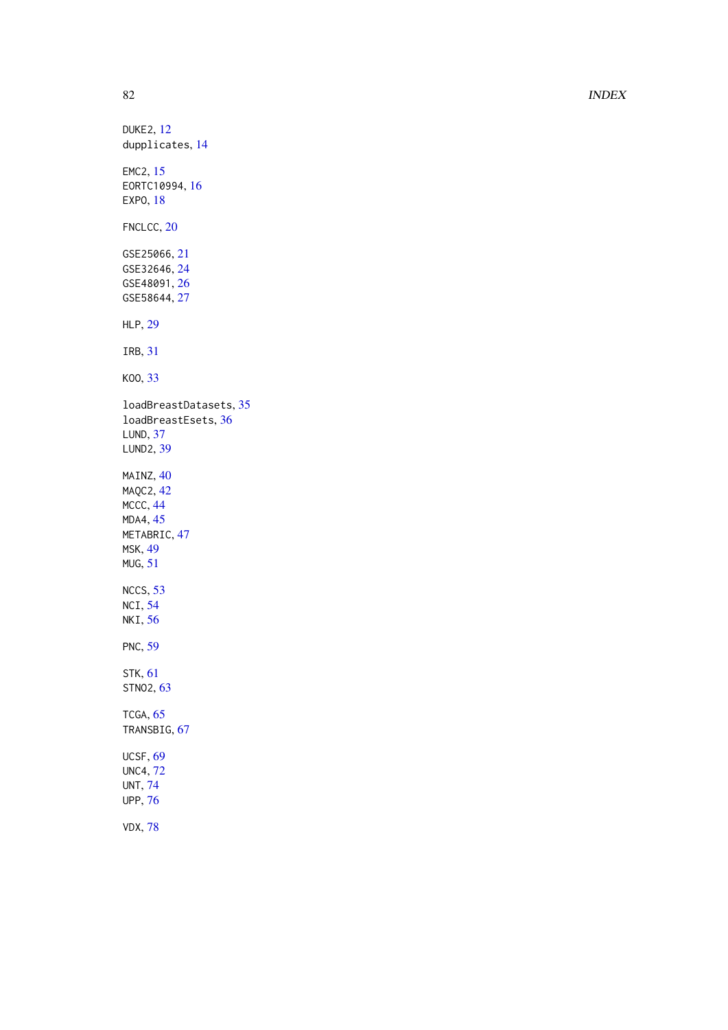DUKE2, 12
dupplicates, 14

EMC2, 15
EORTC10994, 16
EXPO, 18

FNCLCC, 20

GSE25066, 21
GSE32646, 24
GSE48091, 26
GSE58644, 27

HLP, 29

IRB, 31

KOO, 33

loadBreastDatasets, 35
loadBreastEsets, 36
LUND, 37
LUND2, 39

MAINZ, 40
MAQC2, 42
MCCC, 44
MDA4, 45
METABRIC, 47
MSK, 49
MUG, 51

NCCS, 53
NCI, 54
NKI, 56

PNC, 59

STK, 61
STNO2, 63

TCGA, 65
TRANSBIG, 67

UCSF, 69
UNC4, 72
UNT, 74
UPP, 76

VDX, 78